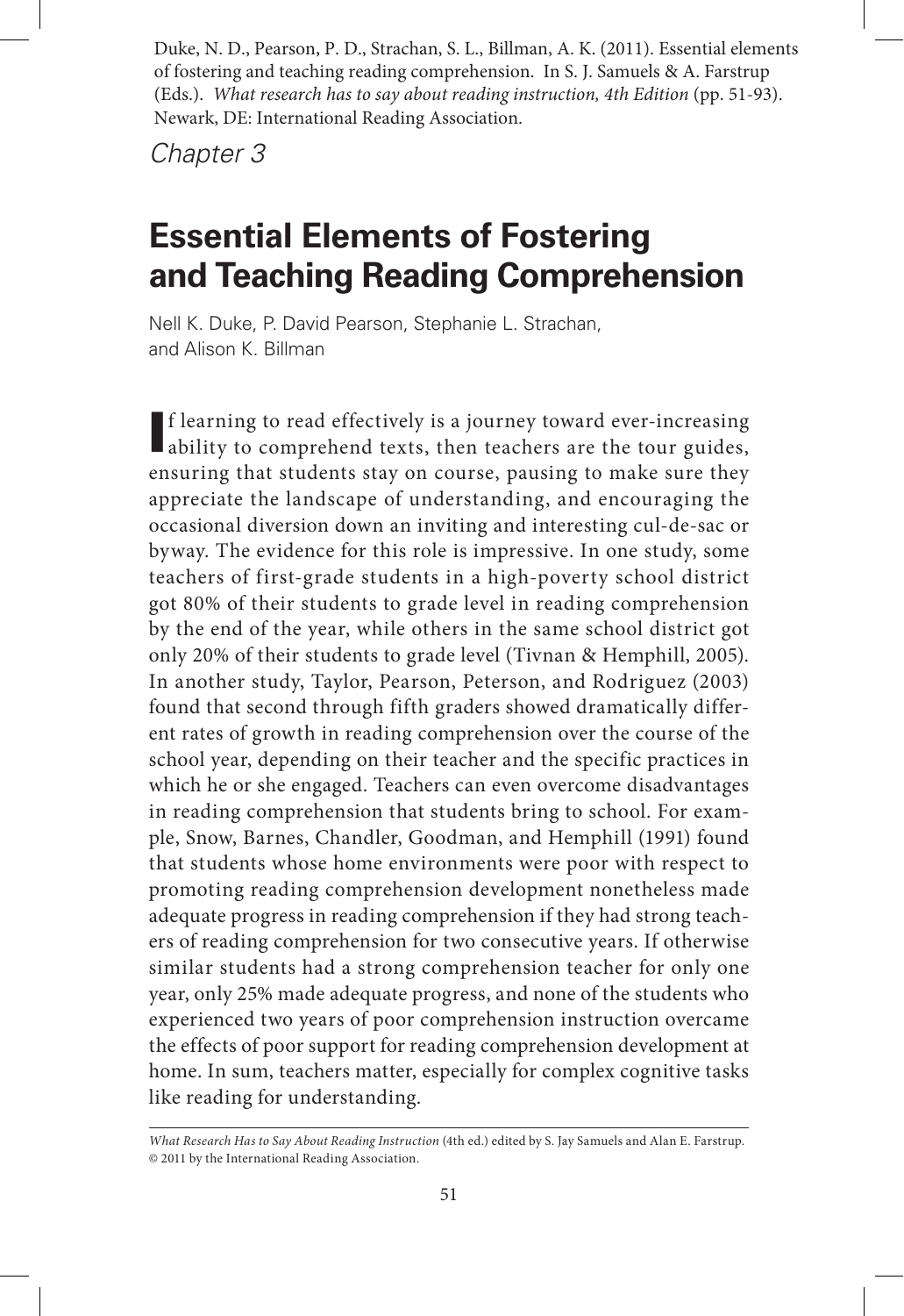Duke, N. D., Pearson, P. D., Strachan, S. L., Billman, A. K. (2011). Essential elements of fostering and teaching reading comprehension. In S. J. Samuels & A. Farstrup (Eds.). *What research has to say about reading instruction, 4th Edition* (pp. 51-93). Newark, DE: International Reading Association.

*Chapter 3*

# Essential Elements of Fostering and Teaching Reading Comprehension

Nell K. Duke, P. David Pearson, Stephanie L. Strachan, and Alison K. Billman

If learning to read effectively is a journey toward ever-increasing ability to comprehend texts, then teachers are the tour guides, ensuring that students stay on course, pausing to make sure they appreciate the landscape of understanding, and encouraging the occasional diversion down an inviting and interesting cul-de-sac or byway. The evidence for this role is impressive. In one study, some teachers of first-grade students in a high-poverty school district got 80% of their students to grade level in reading comprehension by the end of the year, while others in the same school district got only 20% of their students to grade level (Tivnan & Hemphill, 2005). In another study, Taylor, Pearson, Peterson, and Rodriguez (2003) found that second through fifth graders showed dramatically different rates of growth in reading comprehension over the course of the school year, depending on their teacher and the specific practices in which he or she engaged. Teachers can even overcome disadvantages in reading comprehension that students bring to school. For example, Snow, Barnes, Chandler, Goodman, and Hemphill (1991) found that students whose home environments were poor with respect to promoting reading comprehension development nonetheless made adequate progress in reading comprehension if they had strong teachers of reading comprehension for two consecutive years. If otherwise similar students had a strong comprehension teacher for only one year, only 25% made adequate progress, and none of the students who experienced two years of poor comprehension instruction overcame the effects of poor support for reading comprehension development at home. In sum, teachers matter, especially for complex cognitive tasks like reading for understanding.

*What Research Has to Say About Reading Instruction* (4th ed.) edited by S. Jay Samuels and Alan E. Farstrup. © 2011 by the International Reading Association.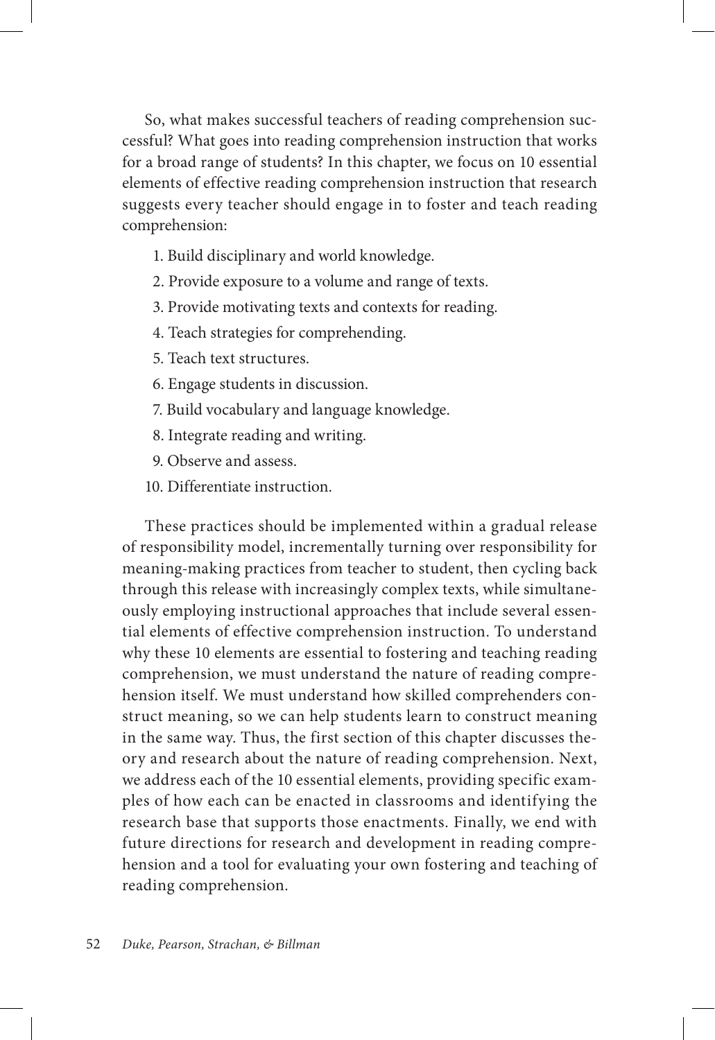So, what makes successful teachers of reading comprehension successful? What goes into reading comprehension instruction that works for a broad range of students? In this chapter, we focus on 10 essential elements of effective reading comprehension instruction that research suggests every teacher should engage in to foster and teach reading comprehension:

1. Build disciplinary and world knowledge.
2. Provide exposure to a volume and range of texts.
3. Provide motivating texts and contexts for reading.
4. Teach strategies for comprehending.
5. Teach text structures.
6. Engage students in discussion.
7. Build vocabulary and language knowledge.
8. Integrate reading and writing.
9. Observe and assess.
10. Differentiate instruction.

These practices should be implemented within a gradual release of responsibility model, incrementally turning over responsibility for meaning-making practices from teacher to student, then cycling back through this release with increasingly complex texts, while simultaneously employing instructional approaches that include several essential elements of effective comprehension instruction. To understand why these 10 elements are essential to fostering and teaching reading comprehension, we must understand the nature of reading comprehension itself. We must understand how skilled comprehenders construct meaning, so we can help students learn to construct meaning in the same way. Thus, the first section of this chapter discusses theory and research about the nature of reading comprehension. Next, we address each of the 10 essential elements, providing specific examples of how each can be enacted in classrooms and identifying the research base that supports those enactments. Finally, we end with future directions for research and development in reading comprehension and a tool for evaluating your own fostering and teaching of reading comprehension.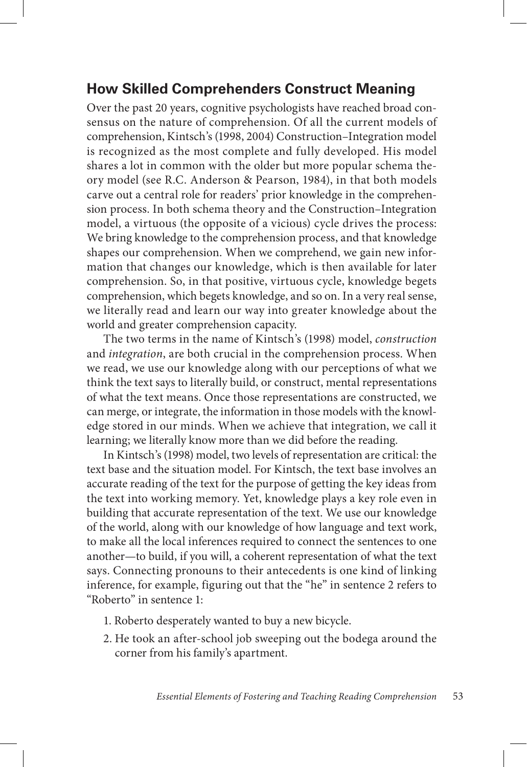## How Skilled Comprehenders Construct Meaning

Over the past 20 years, cognitive psychologists have reached broad consensus on the nature of comprehension. Of all the current models of comprehension, Kintsch's (1998, 2004) Construction–Integration model is recognized as the most complete and fully developed. His model shares a lot in common with the older but more popular schema theory model (see R.C. Anderson & Pearson, 1984), in that both models carve out a central role for readers' prior knowledge in the comprehension process. In both schema theory and the Construction–Integration model, a virtuous (the opposite of a vicious) cycle drives the process: We bring knowledge to the comprehension process, and that knowledge shapes our comprehension. When we comprehend, we gain new information that changes our knowledge, which is then available for later comprehension. So, in that positive, virtuous cycle, knowledge begets comprehension, which begets knowledge, and so on. In a very real sense, we literally read and learn our way into greater knowledge about the world and greater comprehension capacity.

The two terms in the name of Kintsch's (1998) model, *construction* and *integration*, are both crucial in the comprehension process. When we read, we use our knowledge along with our perceptions of what we think the text says to literally build, or construct, mental representations of what the text means. Once those representations are constructed, we can merge, or integrate, the information in those models with the knowledge stored in our minds. When we achieve that integration, we call it learning; we literally know more than we did before the reading.

In Kintsch's (1998) model, two levels of representation are critical: the text base and the situation model. For Kintsch, the text base involves an accurate reading of the text for the purpose of getting the key ideas from the text into working memory. Yet, knowledge plays a key role even in building that accurate representation of the text. We use our knowledge of the world, along with our knowledge of how language and text work, to make all the local inferences required to connect the sentences to one another—to build, if you will, a coherent representation of what the text says. Connecting pronouns to their antecedents is one kind of linking inference, for example, figuring out that the "he" in sentence 2 refers to "Roberto" in sentence 1:

1. Roberto desperately wanted to buy a new bicycle.
2. He took an after-school job sweeping out the bodega around the corner from his family's apartment.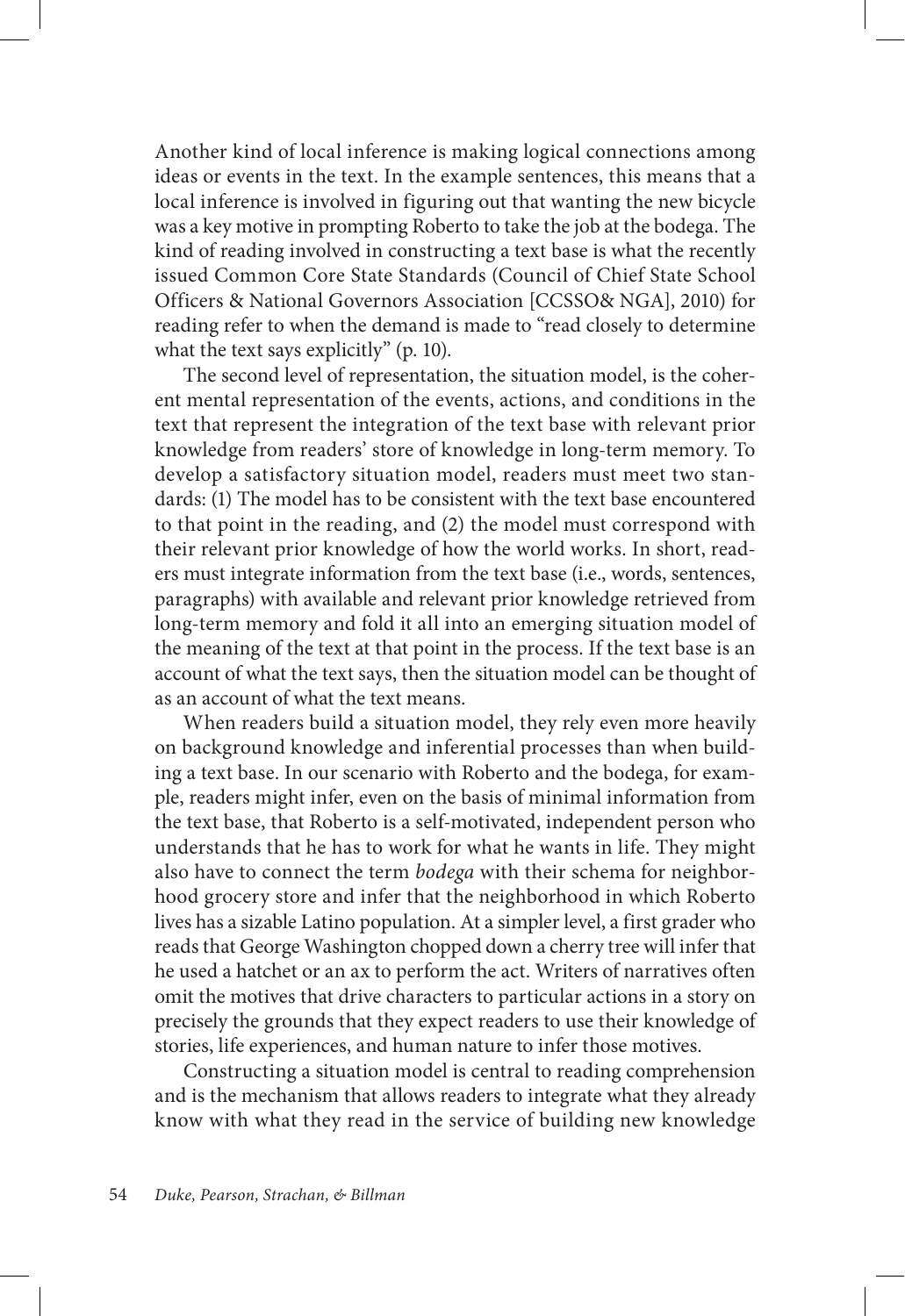Another kind of local inference is making logical connections among ideas or events in the text. In the example sentences, this means that a local inference is involved in figuring out that wanting the new bicycle was a key motive in prompting Roberto to take the job at the bodega. The kind of reading involved in constructing a text base is what the recently issued Common Core State Standards (Council of Chief State School Officers & National Governors Association [CCSSO& NGA], 2010) for reading refer to when the demand is made to "read closely to determine what the text says explicitly" (p. 10).

The second level of representation, the situation model, is the coherent mental representation of the events, actions, and conditions in the text that represent the integration of the text base with relevant prior knowledge from readers' store of knowledge in long-term memory. To develop a satisfactory situation model, readers must meet two standards: (1) The model has to be consistent with the text base encountered to that point in the reading, and (2) the model must correspond with their relevant prior knowledge of how the world works. In short, readers must integrate information from the text base (i.e., words, sentences, paragraphs) with available and relevant prior knowledge retrieved from long-term memory and fold it all into an emerging situation model of the meaning of the text at that point in the process. If the text base is an account of what the text says, then the situation model can be thought of as an account of what the text means.

When readers build a situation model, they rely even more heavily on background knowledge and inferential processes than when building a text base. In our scenario with Roberto and the bodega, for example, readers might infer, even on the basis of minimal information from the text base, that Roberto is a self-motivated, independent person who understands that he has to work for what he wants in life. They might also have to connect the term *bodega* with their schema for neighborhood grocery store and infer that the neighborhood in which Roberto lives has a sizable Latino population. At a simpler level, a first grader who reads that George Washington chopped down a cherry tree will infer that he used a hatchet or an ax to perform the act. Writers of narratives often omit the motives that drive characters to particular actions in a story on precisely the grounds that they expect readers to use their knowledge of stories, life experiences, and human nature to infer those motives.

Constructing a situation model is central to reading comprehension and is the mechanism that allows readers to integrate what they already know with what they read in the service of building new knowledge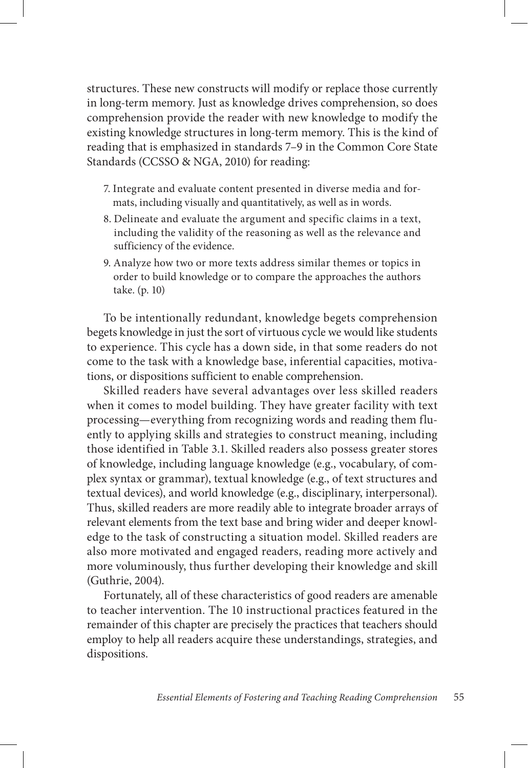structures. These new constructs will modify or replace those currently in long-term memory. Just as knowledge drives comprehension, so does comprehension provide the reader with new knowledge to modify the existing knowledge structures in long-term memory. This is the kind of reading that is emphasized in standards 7–9 in the Common Core State Standards (CCSSO & NGA, 2010) for reading:

> 7. Integrate and evaluate content presented in diverse media and formats, including visually and quantitatively, as well as in words.
> 8. Delineate and evaluate the argument and specific claims in a text, including the validity of the reasoning as well as the relevance and sufficiency of the evidence.
> 9. Analyze how two or more texts address similar themes or topics in order to build knowledge or to compare the approaches the authors take. (p. 10)

To be intentionally redundant, knowledge begets comprehension begets knowledge in just the sort of virtuous cycle we would like students to experience. This cycle has a down side, in that some readers do not come to the task with a knowledge base, inferential capacities, motivations, or dispositions sufficient to enable comprehension.

Skilled readers have several advantages over less skilled readers when it comes to model building. They have greater facility with text processing—everything from recognizing words and reading them fluently to applying skills and strategies to construct meaning, including those identified in Table 3.1. Skilled readers also possess greater stores of knowledge, including language knowledge (e.g., vocabulary, of complex syntax or grammar), textual knowledge (e.g., of text structures and textual devices), and world knowledge (e.g., disciplinary, interpersonal). Thus, skilled readers are more readily able to integrate broader arrays of relevant elements from the text base and bring wider and deeper knowledge to the task of constructing a situation model. Skilled readers are also more motivated and engaged readers, reading more actively and more voluminously, thus further developing their knowledge and skill (Guthrie, 2004).

Fortunately, all of these characteristics of good readers are amenable to teacher intervention. The 10 instructional practices featured in the remainder of this chapter are precisely the practices that teachers should employ to help all readers acquire these understandings, strategies, and dispositions.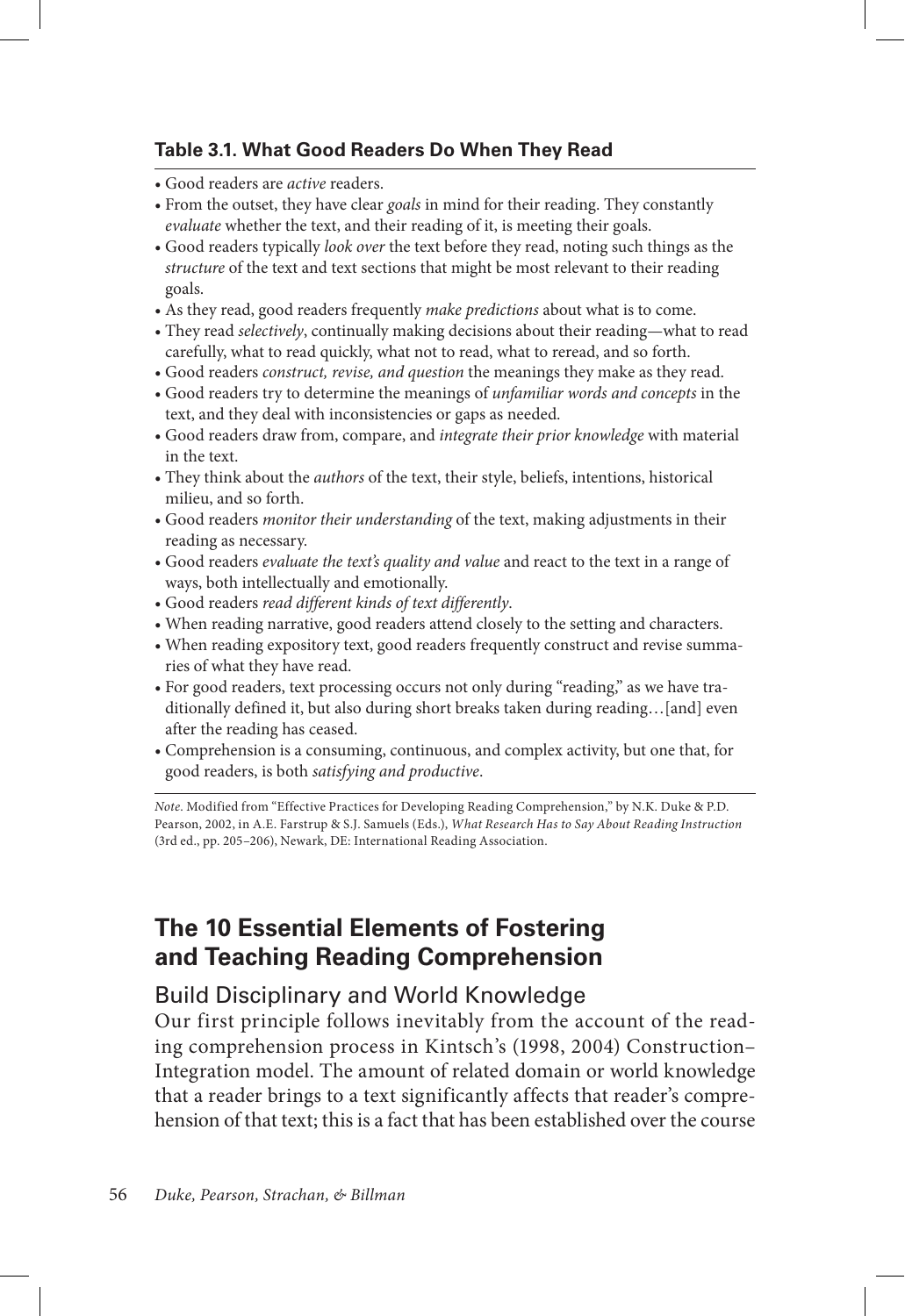**Table 3.1. What Good Readers Do When They Read**

- Good readers are *active* readers.
- From the outset, they have clear *goals* in mind for their reading. They constantly *evaluate* whether the text, and their reading of it, is meeting their goals.
- Good readers typically *look over* the text before they read, noting such things as the *structure* of the text and text sections that might be most relevant to their reading goals.
- As they read, good readers frequently *make predictions* about what is to come.
- They read *selectively*, continually making decisions about their reading—what to read carefully, what to read quickly, what not to read, what to reread, and so forth.
- Good readers *construct, revise, and question* the meanings they make as they read.
- Good readers try to determine the meanings of *unfamiliar words and concepts* in the text, and they deal with inconsistencies or gaps as needed.
- Good readers draw from, compare, and *integrate their prior knowledge* with material in the text.
- They think about the *authors* of the text, their style, beliefs, intentions, historical milieu, and so forth.
- Good readers *monitor their understanding* of the text, making adjustments in their reading as necessary.
- Good readers *evaluate the text's quality and value* and react to the text in a range of ways, both intellectually and emotionally.
- Good readers *read different kinds of text differently*.
- When reading narrative, good readers attend closely to the setting and characters.
- When reading expository text, good readers frequently construct and revise summaries of what they have read.
- For good readers, text processing occurs not only during "reading," as we have traditionally defined it, but also during short breaks taken during reading…[and] even after the reading has ceased.
- Comprehension is a consuming, continuous, and complex activity, but one that, for good readers, is both *satisfying and productive*.

*Note.* Modified from "Effective Practices for Developing Reading Comprehension," by N.K. Duke & P.D. Pearson, 2002, in A.E. Farstrup & S.J. Samuels (Eds.), *What Research Has to Say About Reading Instruction* (3rd ed., pp. 205–206), Newark, DE: International Reading Association.

## The 10 Essential Elements of Fostering and Teaching Reading Comprehension

### Build Disciplinary and World Knowledge

Our first principle follows inevitably from the account of the reading comprehension process in Kintsch's (1998, 2004) Construction–Integration model. The amount of related domain or world knowledge that a reader brings to a text significantly affects that reader's comprehension of that text; this is a fact that has been established over the course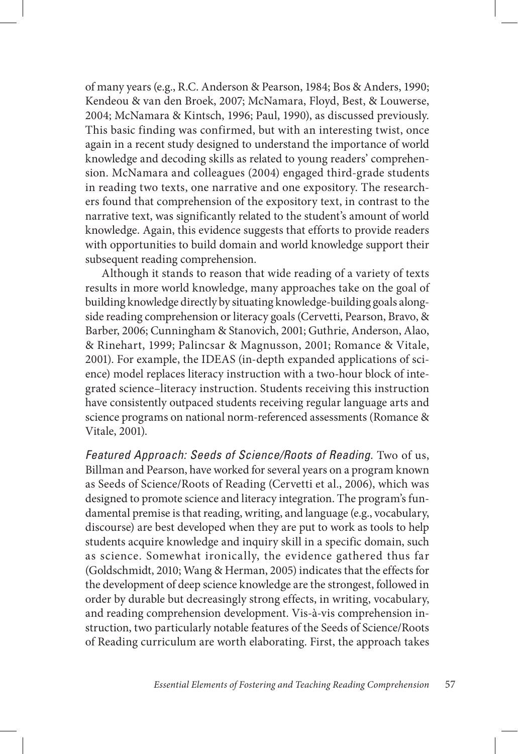of many years (e.g., R.C. Anderson & Pearson, 1984; Bos & Anders, 1990; Kendeou & van den Broek, 2007; McNamara, Floyd, Best, & Louwerse, 2004; McNamara & Kintsch, 1996; Paul, 1990), as discussed previously. This basic finding was confirmed, but with an interesting twist, once again in a recent study designed to understand the importance of world knowledge and decoding skills as related to young readers' comprehension. McNamara and colleagues (2004) engaged third-grade students in reading two texts, one narrative and one expository. The researchers found that comprehension of the expository text, in contrast to the narrative text, was significantly related to the student's amount of world knowledge. Again, this evidence suggests that efforts to provide readers with opportunities to build domain and world knowledge support their subsequent reading comprehension.

Although it stands to reason that wide reading of a variety of texts results in more world knowledge, many approaches take on the goal of building knowledge directly by situating knowledge-building goals alongside reading comprehension or literacy goals (Cervetti, Pearson, Bravo, & Barber, 2006; Cunningham & Stanovich, 2001; Guthrie, Anderson, Alao, & Rinehart, 1999; Palincsar & Magnusson, 2001; Romance & Vitale, 2001). For example, the IDEAS (in-depth expanded applications of science) model replaces literacy instruction with a two-hour block of integrated science–literacy instruction. Students receiving this instruction have consistently outpaced students receiving regular language arts and science programs on national norm-referenced assessments (Romance & Vitale, 2001).

*Featured Approach: Seeds of Science/Roots of Reading.* Two of us, Billman and Pearson, have worked for several years on a program known as Seeds of Science/Roots of Reading (Cervetti et al., 2006), which was designed to promote science and literacy integration. The program's fundamental premise is that reading, writing, and language (e.g., vocabulary, discourse) are best developed when they are put to work as tools to help students acquire knowledge and inquiry skill in a specific domain, such as science. Somewhat ironically, the evidence gathered thus far (Goldschmidt, 2010; Wang & Herman, 2005) indicates that the effects for the development of deep science knowledge are the strongest, followed in order by durable but decreasingly strong effects, in writing, vocabulary, and reading comprehension development. Vis-à-vis comprehension instruction, two particularly notable features of the Seeds of Science/Roots of Reading curriculum are worth elaborating. First, the approach takes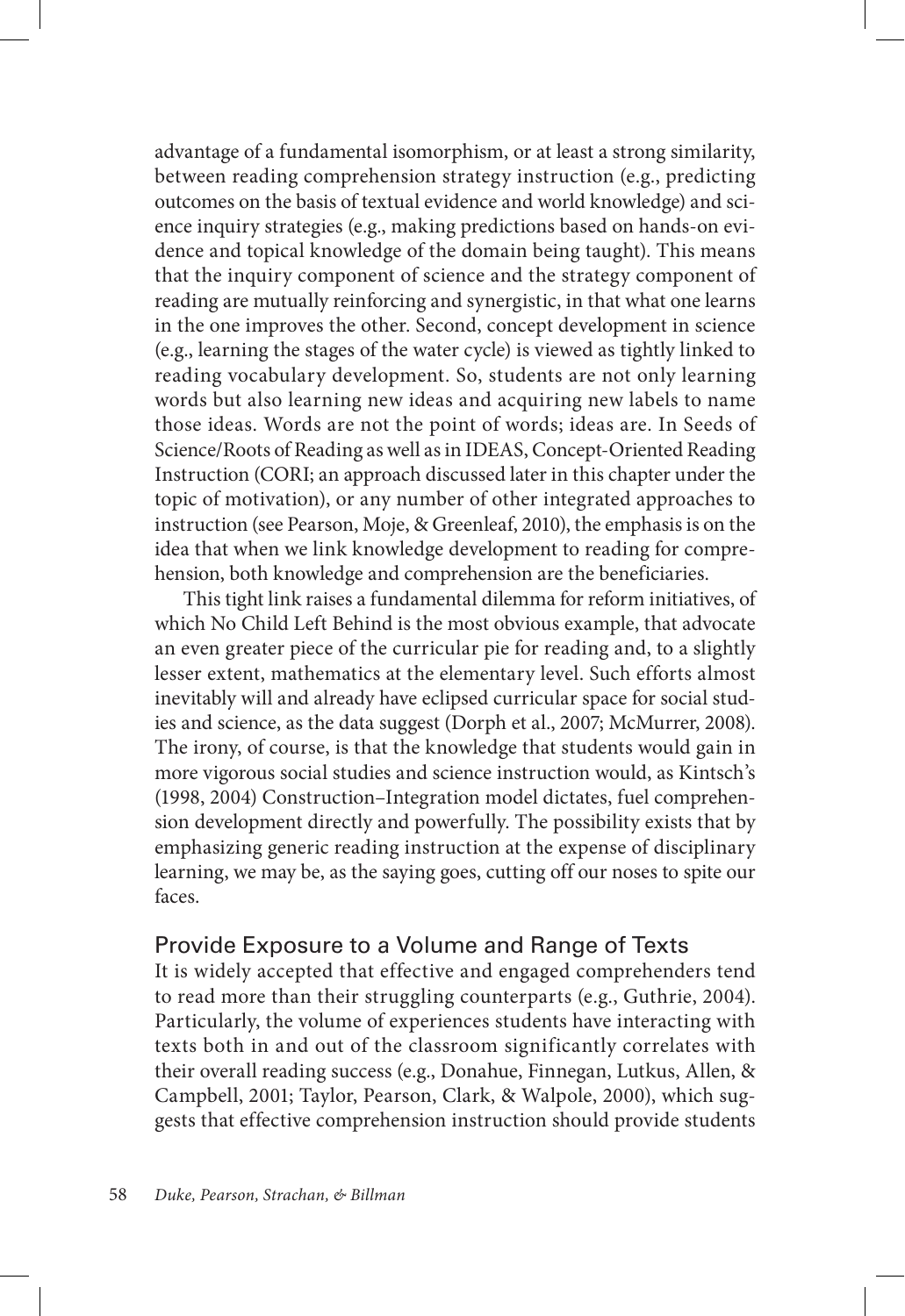advantage of a fundamental isomorphism, or at least a strong similarity, between reading comprehension strategy instruction (e.g., predicting outcomes on the basis of textual evidence and world knowledge) and science inquiry strategies (e.g., making predictions based on hands-on evidence and topical knowledge of the domain being taught). This means that the inquiry component of science and the strategy component of reading are mutually reinforcing and synergistic, in that what one learns in the one improves the other. Second, concept development in science (e.g., learning the stages of the water cycle) is viewed as tightly linked to reading vocabulary development. So, students are not only learning words but also learning new ideas and acquiring new labels to name those ideas. Words are not the point of words; ideas are. In Seeds of Science/Roots of Reading as well as in IDEAS, Concept-Oriented Reading Instruction (CORI; an approach discussed later in this chapter under the topic of motivation), or any number of other integrated approaches to instruction (see Pearson, Moje, & Greenleaf, 2010), the emphasis is on the idea that when we link knowledge development to reading for comprehension, both knowledge and comprehension are the beneficiaries.

This tight link raises a fundamental dilemma for reform initiatives, of which No Child Left Behind is the most obvious example, that advocate an even greater piece of the curricular pie for reading and, to a slightly lesser extent, mathematics at the elementary level. Such efforts almost inevitably will and already have eclipsed curricular space for social studies and science, as the data suggest (Dorph et al., 2007; McMurrer, 2008). The irony, of course, is that the knowledge that students would gain in more vigorous social studies and science instruction would, as Kintsch's (1998, 2004) Construction–Integration model dictates, fuel comprehension development directly and powerfully. The possibility exists that by emphasizing generic reading instruction at the expense of disciplinary learning, we may be, as the saying goes, cutting off our noses to spite our faces.

## Provide Exposure to a Volume and Range of Texts

It is widely accepted that effective and engaged comprehenders tend to read more than their struggling counterparts (e.g., Guthrie, 2004). Particularly, the volume of experiences students have interacting with texts both in and out of the classroom significantly correlates with their overall reading success (e.g., Donahue, Finnegan, Lutkus, Allen, & Campbell, 2001; Taylor, Pearson, Clark, & Walpole, 2000), which suggests that effective comprehension instruction should provide students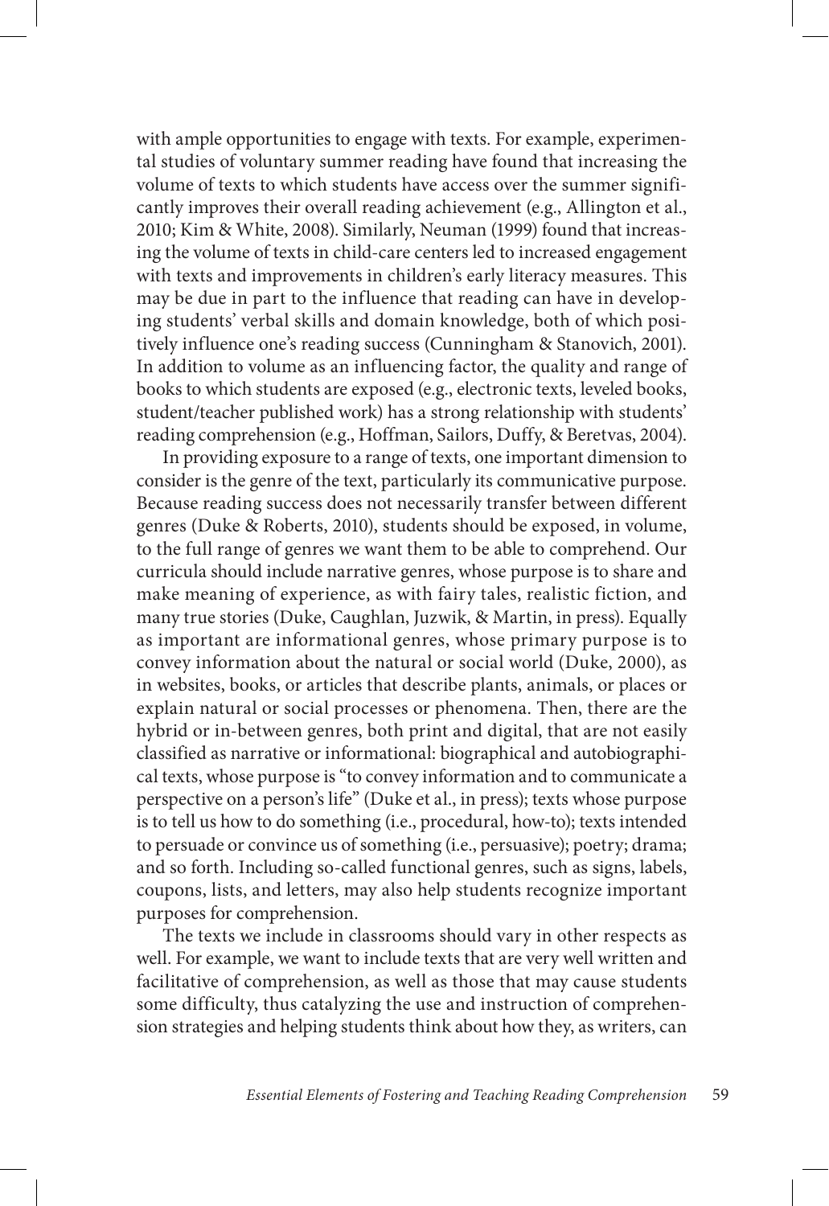with ample opportunities to engage with texts. For example, experimental studies of voluntary summer reading have found that increasing the volume of texts to which students have access over the summer significantly improves their overall reading achievement (e.g., Allington et al., 2010; Kim & White, 2008). Similarly, Neuman (1999) found that increasing the volume of texts in child-care centers led to increased engagement with texts and improvements in children's early literacy measures. This may be due in part to the influence that reading can have in developing students' verbal skills and domain knowledge, both of which positively influence one's reading success (Cunningham & Stanovich, 2001). In addition to volume as an influencing factor, the quality and range of books to which students are exposed (e.g., electronic texts, leveled books, student/teacher published work) has a strong relationship with students' reading comprehension (e.g., Hoffman, Sailors, Duffy, & Beretvas, 2004).

In providing exposure to a range of texts, one important dimension to consider is the genre of the text, particularly its communicative purpose. Because reading success does not necessarily transfer between different genres (Duke & Roberts, 2010), students should be exposed, in volume, to the full range of genres we want them to be able to comprehend. Our curricula should include narrative genres, whose purpose is to share and make meaning of experience, as with fairy tales, realistic fiction, and many true stories (Duke, Caughlan, Juzwik, & Martin, in press). Equally as important are informational genres, whose primary purpose is to convey information about the natural or social world (Duke, 2000), as in websites, books, or articles that describe plants, animals, or places or explain natural or social processes or phenomena. Then, there are the hybrid or in-between genres, both print and digital, that are not easily classified as narrative or informational: biographical and autobiographical texts, whose purpose is "to convey information and to communicate a perspective on a person's life" (Duke et al., in press); texts whose purpose is to tell us how to do something (i.e., procedural, how-to); texts intended to persuade or convince us of something (i.e., persuasive); poetry; drama; and so forth. Including so-called functional genres, such as signs, labels, coupons, lists, and letters, may also help students recognize important purposes for comprehension.

The texts we include in classrooms should vary in other respects as well. For example, we want to include texts that are very well written and facilitative of comprehension, as well as those that may cause students some difficulty, thus catalyzing the use and instruction of comprehension strategies and helping students think about how they, as writers, can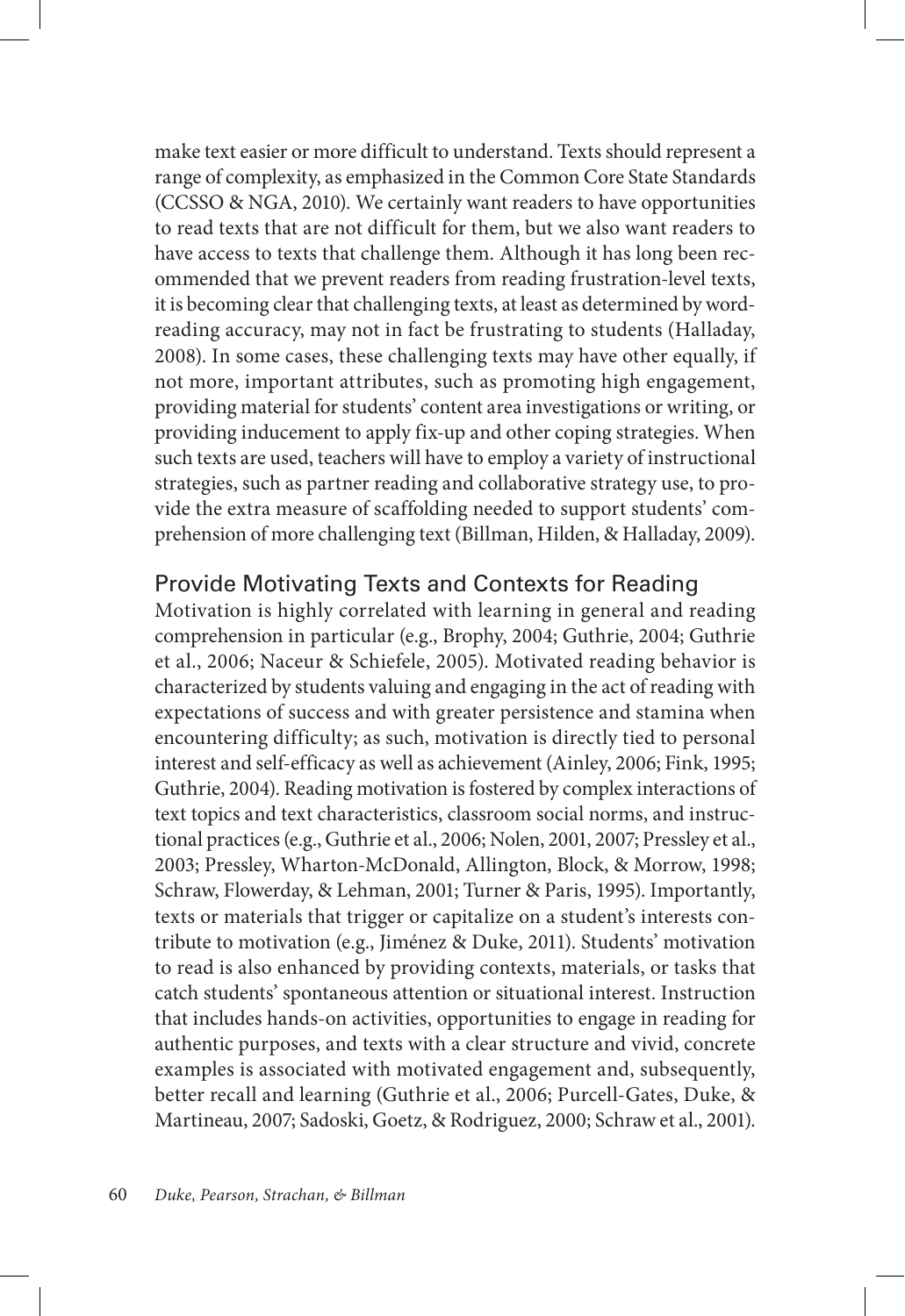make text easier or more difficult to understand. Texts should represent a range of complexity, as emphasized in the Common Core State Standards (CCSSO & NGA, 2010). We certainly want readers to have opportunities to read texts that are not difficult for them, but we also want readers to have access to texts that challenge them. Although it has long been recommended that we prevent readers from reading frustration-level texts, it is becoming clear that challenging texts, at least as determined by word-reading accuracy, may not in fact be frustrating to students (Halladay, 2008). In some cases, these challenging texts may have other equally, if not more, important attributes, such as promoting high engagement, providing material for students' content area investigations or writing, or providing inducement to apply fix-up and other coping strategies. When such texts are used, teachers will have to employ a variety of instructional strategies, such as partner reading and collaborative strategy use, to provide the extra measure of scaffolding needed to support students' comprehension of more challenging text (Billman, Hilden, & Halladay, 2009).

## Provide Motivating Texts and Contexts for Reading

Motivation is highly correlated with learning in general and reading comprehension in particular (e.g., Brophy, 2004; Guthrie, 2004; Guthrie et al., 2006; Naceur & Schiefele, 2005). Motivated reading behavior is characterized by students valuing and engaging in the act of reading with expectations of success and with greater persistence and stamina when encountering difficulty; as such, motivation is directly tied to personal interest and self-efficacy as well as achievement (Ainley, 2006; Fink, 1995; Guthrie, 2004). Reading motivation is fostered by complex interactions of text topics and text characteristics, classroom social norms, and instructional practices (e.g., Guthrie et al., 2006; Nolen, 2001, 2007; Pressley et al., 2003; Pressley, Wharton-McDonald, Allington, Block, & Morrow, 1998; Schraw, Flowerday, & Lehman, 2001; Turner & Paris, 1995). Importantly, texts or materials that trigger or capitalize on a student's interests contribute to motivation (e.g., Jiménez & Duke, 2011). Students' motivation to read is also enhanced by providing contexts, materials, or tasks that catch students' spontaneous attention or situational interest. Instruction that includes hands-on activities, opportunities to engage in reading for authentic purposes, and texts with a clear structure and vivid, concrete examples is associated with motivated engagement and, subsequently, better recall and learning (Guthrie et al., 2006; Purcell-Gates, Duke, & Martineau, 2007; Sadoski, Goetz, & Rodriguez, 2000; Schraw et al., 2001).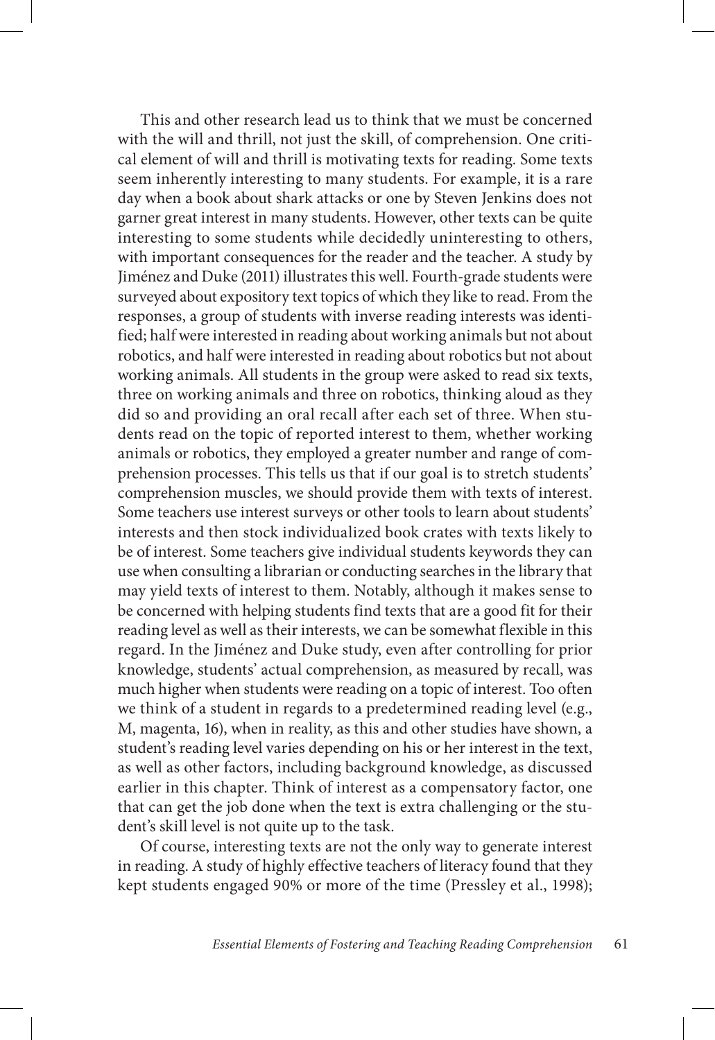This and other research lead us to think that we must be concerned with the will and thrill, not just the skill, of comprehension. One critical element of will and thrill is motivating texts for reading. Some texts seem inherently interesting to many students. For example, it is a rare day when a book about shark attacks or one by Steven Jenkins does not garner great interest in many students. However, other texts can be quite interesting to some students while decidedly uninteresting to others, with important consequences for the reader and the teacher. A study by Jiménez and Duke (2011) illustrates this well. Fourth-grade students were surveyed about expository text topics of which they like to read. From the responses, a group of students with inverse reading interests was identified; half were interested in reading about working animals but not about robotics, and half were interested in reading about robotics but not about working animals. All students in the group were asked to read six texts, three on working animals and three on robotics, thinking aloud as they did so and providing an oral recall after each set of three. When students read on the topic of reported interest to them, whether working animals or robotics, they employed a greater number and range of comprehension processes. This tells us that if our goal is to stretch students' comprehension muscles, we should provide them with texts of interest. Some teachers use interest surveys or other tools to learn about students' interests and then stock individualized book crates with texts likely to be of interest. Some teachers give individual students keywords they can use when consulting a librarian or conducting searches in the library that may yield texts of interest to them. Notably, although it makes sense to be concerned with helping students find texts that are a good fit for their reading level as well as their interests, we can be somewhat flexible in this regard. In the Jiménez and Duke study, even after controlling for prior knowledge, students' actual comprehension, as measured by recall, was much higher when students were reading on a topic of interest. Too often we think of a student in regards to a predetermined reading level (e.g., M, magenta, 16), when in reality, as this and other studies have shown, a student's reading level varies depending on his or her interest in the text, as well as other factors, including background knowledge, as discussed earlier in this chapter. Think of interest as a compensatory factor, one that can get the job done when the text is extra challenging or the student's skill level is not quite up to the task.

Of course, interesting texts are not the only way to generate interest in reading. A study of highly effective teachers of literacy found that they kept students engaged 90% or more of the time (Pressley et al., 1998);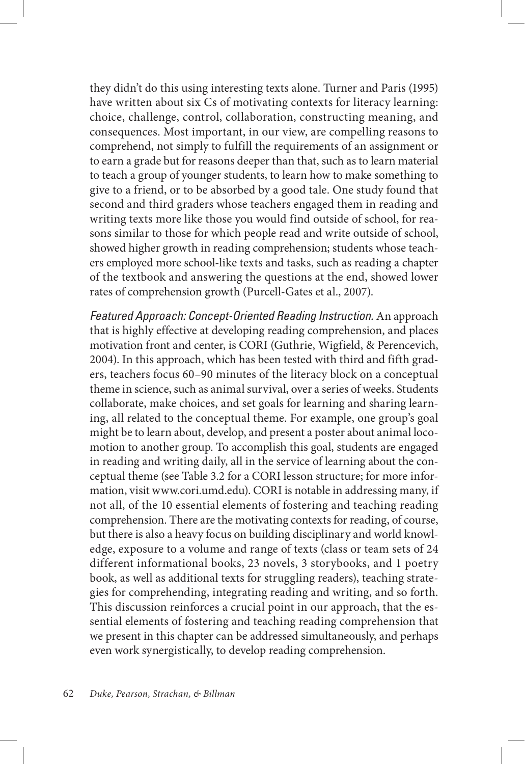they didn't do this using interesting texts alone. Turner and Paris (1995) have written about six Cs of motivating contexts for literacy learning: choice, challenge, control, collaboration, constructing meaning, and consequences. Most important, in our view, are compelling reasons to comprehend, not simply to fulfill the requirements of an assignment or to earn a grade but for reasons deeper than that, such as to learn material to teach a group of younger students, to learn how to make something to give to a friend, or to be absorbed by a good tale. One study found that second and third graders whose teachers engaged them in reading and writing texts more like those you would find outside of school, for reasons similar to those for which people read and write outside of school, showed higher growth in reading comprehension; students whose teachers employed more school-like texts and tasks, such as reading a chapter of the textbook and answering the questions at the end, showed lower rates of comprehension growth (Purcell-Gates et al., 2007).

*Featured Approach: Concept-Oriented Reading Instruction.* An approach that is highly effective at developing reading comprehension, and places motivation front and center, is CORI (Guthrie, Wigfield, & Perencevich, 2004). In this approach, which has been tested with third and fifth graders, teachers focus 60–90 minutes of the literacy block on a conceptual theme in science, such as animal survival, over a series of weeks. Students collaborate, make choices, and set goals for learning and sharing learning, all related to the conceptual theme. For example, one group's goal might be to learn about, develop, and present a poster about animal locomotion to another group. To accomplish this goal, students are engaged in reading and writing daily, all in the service of learning about the conceptual theme (see Table 3.2 for a CORI lesson structure; for more information, visit www.cori.umd.edu). CORI is notable in addressing many, if not all, of the 10 essential elements of fostering and teaching reading comprehension. There are the motivating contexts for reading, of course, but there is also a heavy focus on building disciplinary and world knowledge, exposure to a volume and range of texts (class or team sets of 24 different informational books, 23 novels, 3 storybooks, and 1 poetry book, as well as additional texts for struggling readers), teaching strategies for comprehending, integrating reading and writing, and so forth. This discussion reinforces a crucial point in our approach, that the essential elements of fostering and teaching reading comprehension that we present in this chapter can be addressed simultaneously, and perhaps even work synergistically, to develop reading comprehension.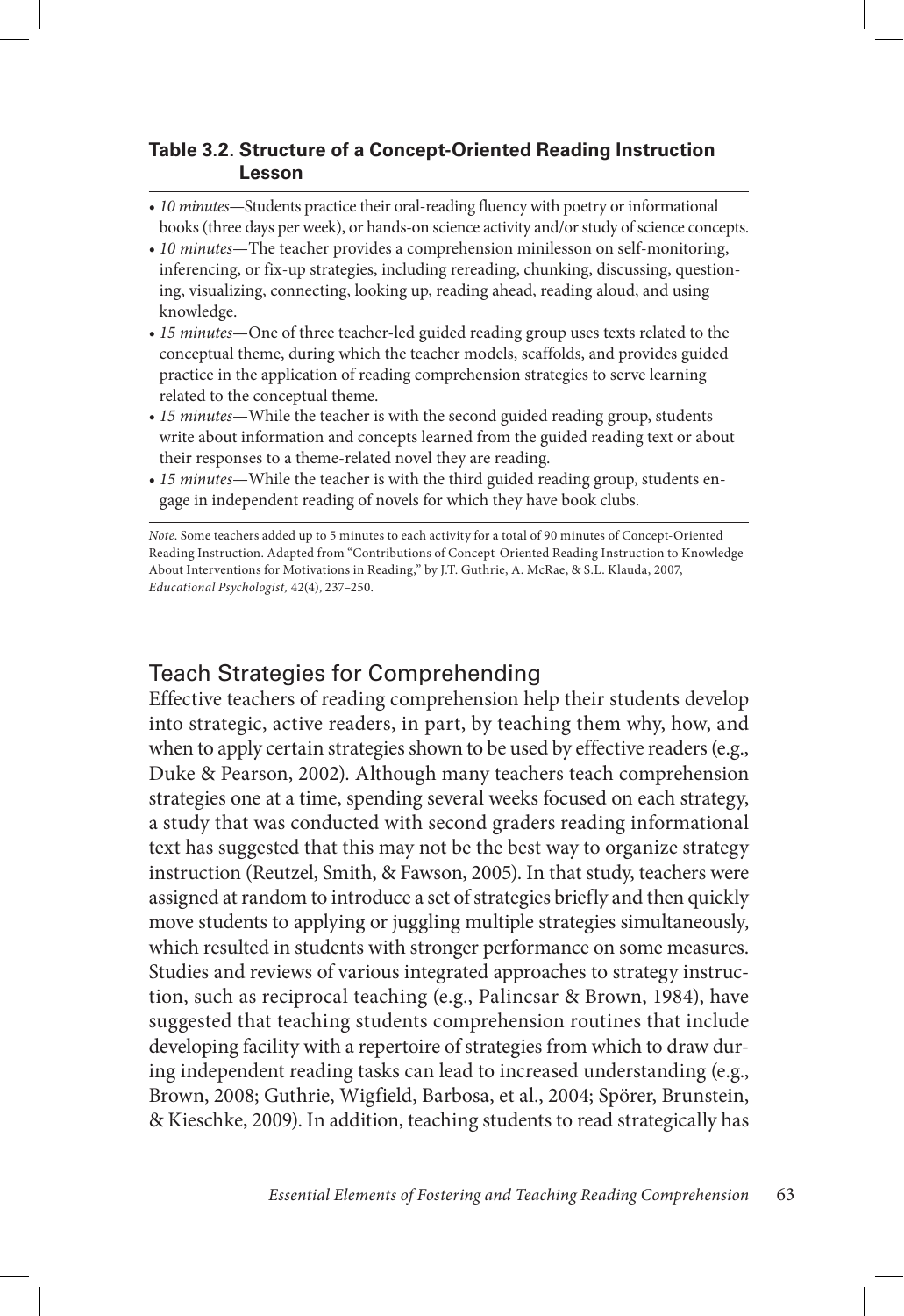**Table 3.2. Structure of a Concept-Oriented Reading Instruction Lesson**

- *10 minutes*—Students practice their oral-reading fluency with poetry or informational books (three days per week), or hands-on science activity and/or study of science concepts.
- *10 minutes*—The teacher provides a comprehension minilesson on self-monitoring, inferencing, or fix-up strategies, including rereading, chunking, discussing, questioning, visualizing, connecting, looking up, reading ahead, reading aloud, and using knowledge.
- *15 minutes*—One of three teacher-led guided reading group uses texts related to the conceptual theme, during which the teacher models, scaffolds, and provides guided practice in the application of reading comprehension strategies to serve learning related to the conceptual theme.
- *15 minutes*—While the teacher is with the second guided reading group, students write about information and concepts learned from the guided reading text or about their responses to a theme-related novel they are reading.
- *15 minutes*—While the teacher is with the third guided reading group, students engage in independent reading of novels for which they have book clubs.

*Note.* Some teachers added up to 5 minutes to each activity for a total of 90 minutes of Concept-Oriented Reading Instruction. Adapted from "Contributions of Concept-Oriented Reading Instruction to Knowledge About Interventions for Motivations in Reading," by J.T. Guthrie, A. McRae, & S.L. Klauda, 2007, *Educational Psychologist,* 42(4), 237–250.

## Teach Strategies for Comprehending

Effective teachers of reading comprehension help their students develop into strategic, active readers, in part, by teaching them why, how, and when to apply certain strategies shown to be used by effective readers (e.g., Duke & Pearson, 2002). Although many teachers teach comprehension strategies one at a time, spending several weeks focused on each strategy, a study that was conducted with second graders reading informational text has suggested that this may not be the best way to organize strategy instruction (Reutzel, Smith, & Fawson, 2005). In that study, teachers were assigned at random to introduce a set of strategies briefly and then quickly move students to applying or juggling multiple strategies simultaneously, which resulted in students with stronger performance on some measures. Studies and reviews of various integrated approaches to strategy instruction, such as reciprocal teaching (e.g., Palincsar & Brown, 1984), have suggested that teaching students comprehension routines that include developing facility with a repertoire of strategies from which to draw during independent reading tasks can lead to increased understanding (e.g., Brown, 2008; Guthrie, Wigfield, Barbosa, et al., 2004; Spörer, Brunstein, & Kieschke, 2009). In addition, teaching students to read strategically has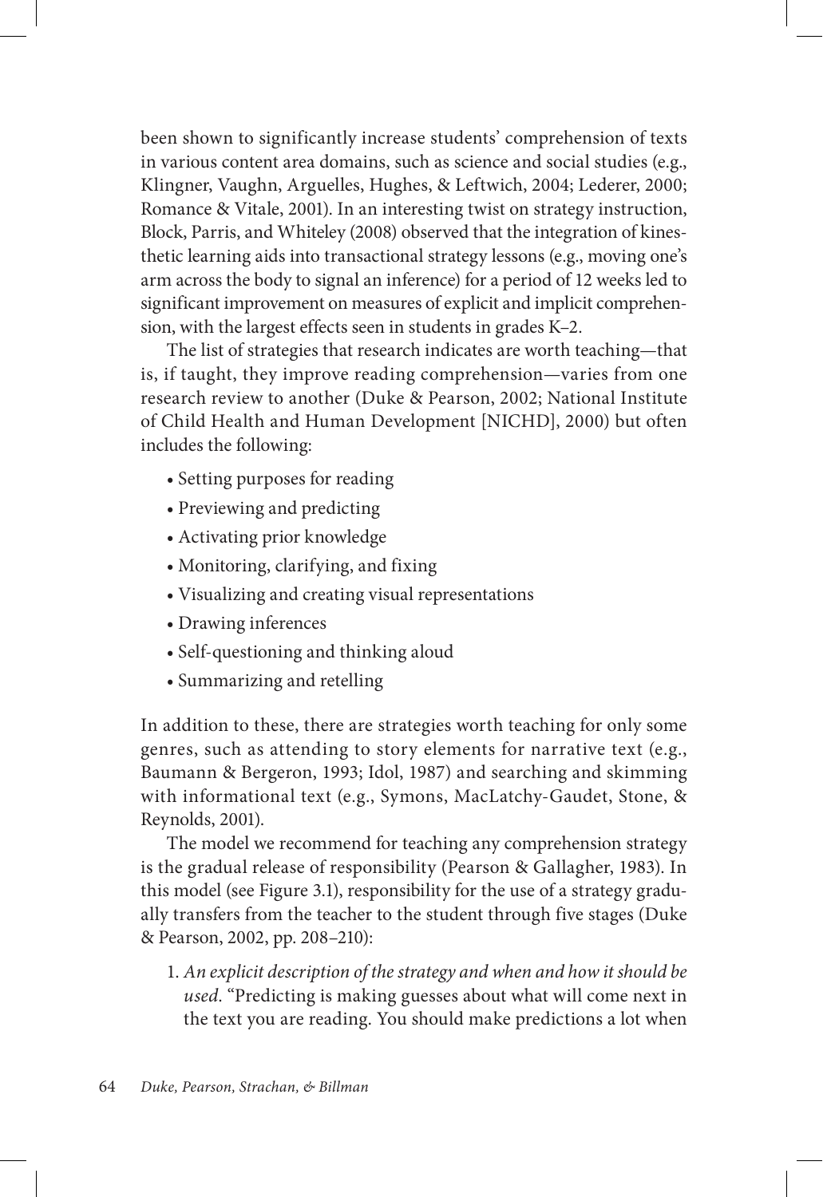been shown to significantly increase students' comprehension of texts in various content area domains, such as science and social studies (e.g., Klingner, Vaughn, Arguelles, Hughes, & Leftwich, 2004; Lederer, 2000; Romance & Vitale, 2001). In an interesting twist on strategy instruction, Block, Parris, and Whiteley (2008) observed that the integration of kinesthetic learning aids into transactional strategy lessons (e.g., moving one's arm across the body to signal an inference) for a period of 12 weeks led to significant improvement on measures of explicit and implicit comprehension, with the largest effects seen in students in grades K–2.

The list of strategies that research indicates are worth teaching—that is, if taught, they improve reading comprehension—varies from one research review to another (Duke & Pearson, 2002; National Institute of Child Health and Human Development [NICHD], 2000) but often includes the following:

- Setting purposes for reading
- Previewing and predicting
- Activating prior knowledge
- Monitoring, clarifying, and fixing
- Visualizing and creating visual representations
- Drawing inferences
- Self-questioning and thinking aloud
- Summarizing and retelling

In addition to these, there are strategies worth teaching for only some genres, such as attending to story elements for narrative text (e.g., Baumann & Bergeron, 1993; Idol, 1987) and searching and skimming with informational text (e.g., Symons, MacLatchy-Gaudet, Stone, & Reynolds, 2001).

The model we recommend for teaching any comprehension strategy is the gradual release of responsibility (Pearson & Gallagher, 1983). In this model (see Figure 3.1), responsibility for the use of a strategy gradually transfers from the teacher to the student through five stages (Duke & Pearson, 2002, pp. 208–210):

1. *An explicit description of the strategy and when and how it should be used.* "Predicting is making guesses about what will come next in the text you are reading. You should make predictions a lot when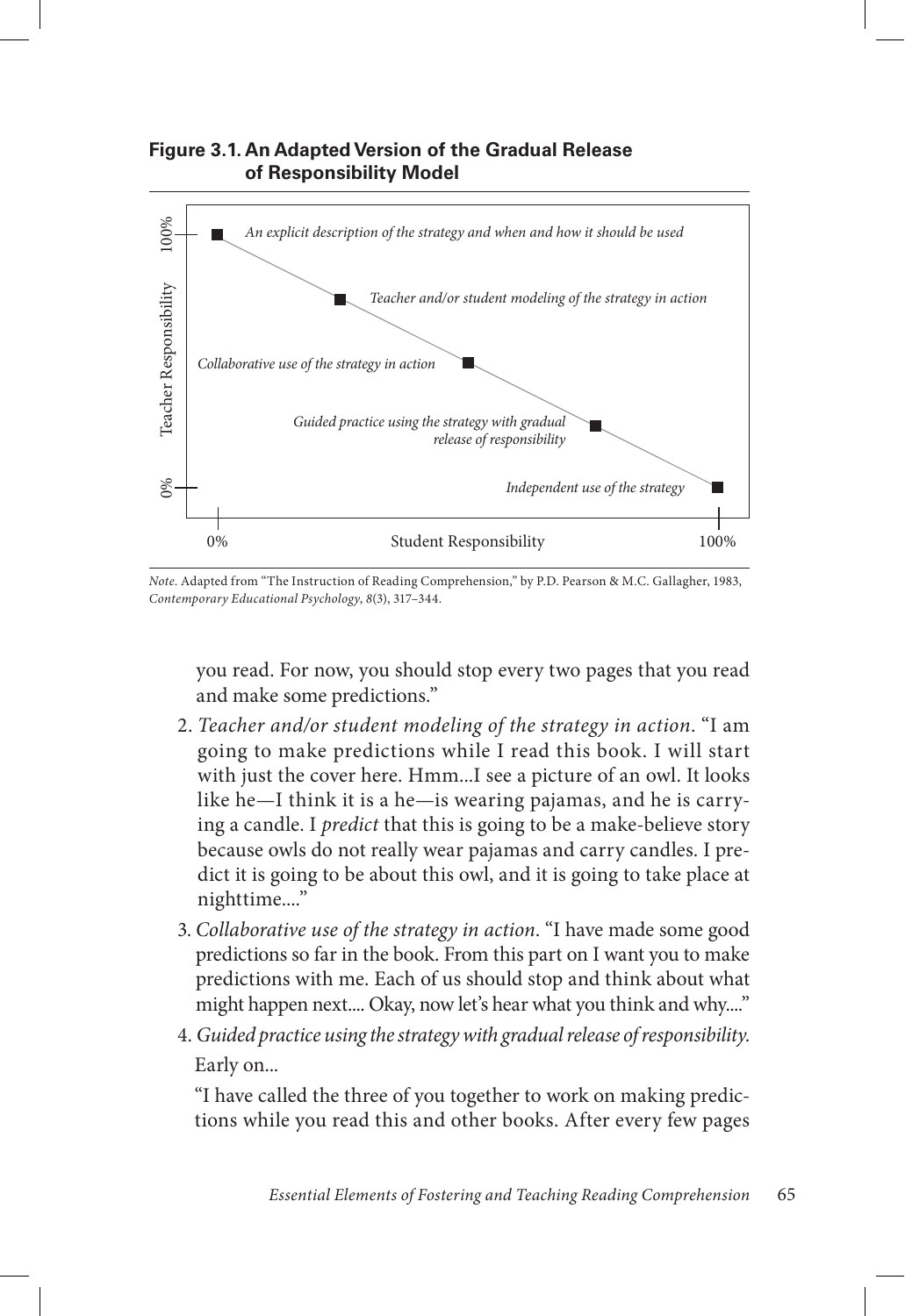**Figure 3.1. An Adapted Version of the Gradual Release of Responsibility Model**

| Stage | Teacher Responsibility | Student Responsibility |
| --- | --- | --- |
| *An explicit description of the strategy and when and how it should be used* | 100% | 0% |
| *Teacher and/or student modeling of the strategy in action* | | |
| *Collaborative use of the strategy in action* | | |
| *Guided practice using the strategy with gradual release of responsibility* | | |
| *Independent use of the strategy* | 0% | 100% |

*Note.* Adapted from "The Instruction of Reading Comprehension," by P.D. Pearson & M.C. Gallagher, 1983, *Contemporary Educational Psychology*, *8*(3), 317–344.

you read. For now, you should stop every two pages that you read and make some predictions."

2. *Teacher and/or student modeling of the strategy in action*. "I am going to make predictions while I read this book. I will start with just the cover here. Hmm...I see a picture of an owl. It looks like he—I think it is a he—is wearing pajamas, and he is carrying a candle. I *predict* that this is going to be a make-believe story because owls do not really wear pajamas and carry candles. I predict it is going to be about this owl, and it is going to take place at nighttime...."
3. *Collaborative use of the strategy in action*. "I have made some good predictions so far in the book. From this part on I want you to make predictions with me. Each of us should stop and think about what might happen next.... Okay, now let's hear what you think and why...."
4. *Guided practice using the strategy with gradual release of responsibility*.

   Early on...

   "I have called the three of you together to work on making predictions while you read this and other books. After every few pages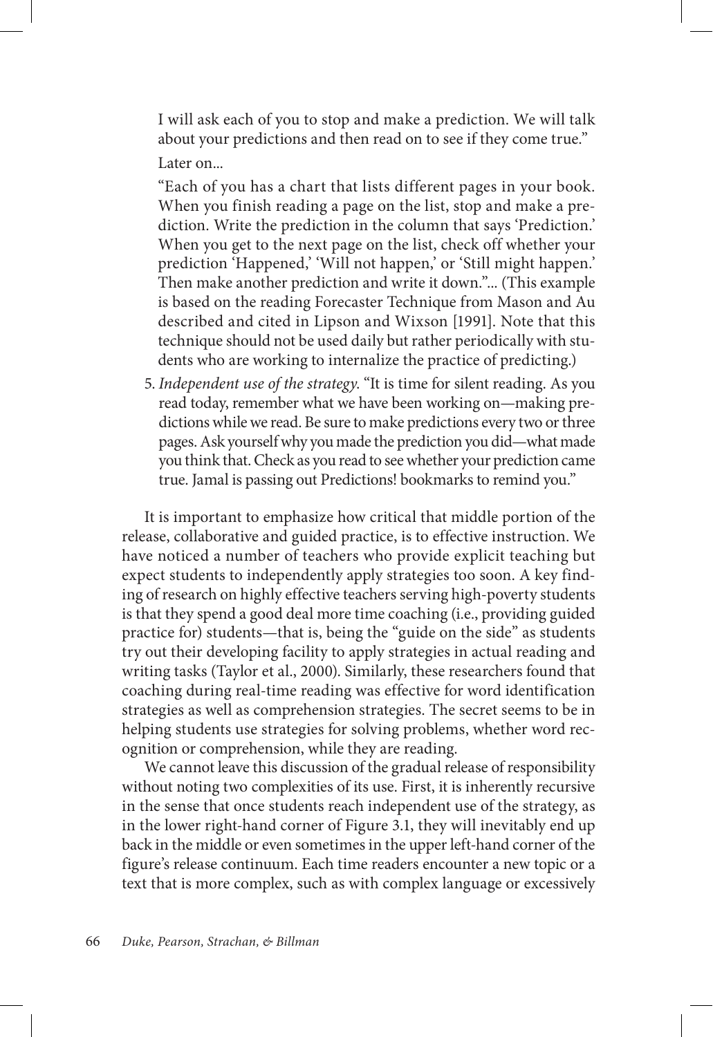I will ask each of you to stop and make a prediction. We will talk about your predictions and then read on to see if they come true."

Later on...

"Each of you has a chart that lists different pages in your book. When you finish reading a page on the list, stop and make a prediction. Write the prediction in the column that says 'Prediction.' When you get to the next page on the list, check off whether your prediction 'Happened,' 'Will not happen,' or 'Still might happen.' Then make another prediction and write it down."... (This example is based on the reading Forecaster Technique from Mason and Au described and cited in Lipson and Wixson [1991]. Note that this technique should not be used daily but rather periodically with students who are working to internalize the practice of predicting.)

5. *Independent use of the strategy.* "It is time for silent reading. As you read today, remember what we have been working on—making predictions while we read. Be sure to make predictions every two or three pages. Ask yourself why you made the prediction you did—what made you think that. Check as you read to see whether your prediction came true. Jamal is passing out Predictions! bookmarks to remind you."

It is important to emphasize how critical that middle portion of the release, collaborative and guided practice, is to effective instruction. We have noticed a number of teachers who provide explicit teaching but expect students to independently apply strategies too soon. A key finding of research on highly effective teachers serving high-poverty students is that they spend a good deal more time coaching (i.e., providing guided practice for) students—that is, being the "guide on the side" as students try out their developing facility to apply strategies in actual reading and writing tasks (Taylor et al., 2000). Similarly, these researchers found that coaching during real-time reading was effective for word identification strategies as well as comprehension strategies. The secret seems to be in helping students use strategies for solving problems, whether word recognition or comprehension, while they are reading.

We cannot leave this discussion of the gradual release of responsibility without noting two complexities of its use. First, it is inherently recursive in the sense that once students reach independent use of the strategy, as in the lower right-hand corner of Figure 3.1, they will inevitably end up back in the middle or even sometimes in the upper left-hand corner of the figure's release continuum. Each time readers encounter a new topic or a text that is more complex, such as with complex language or excessively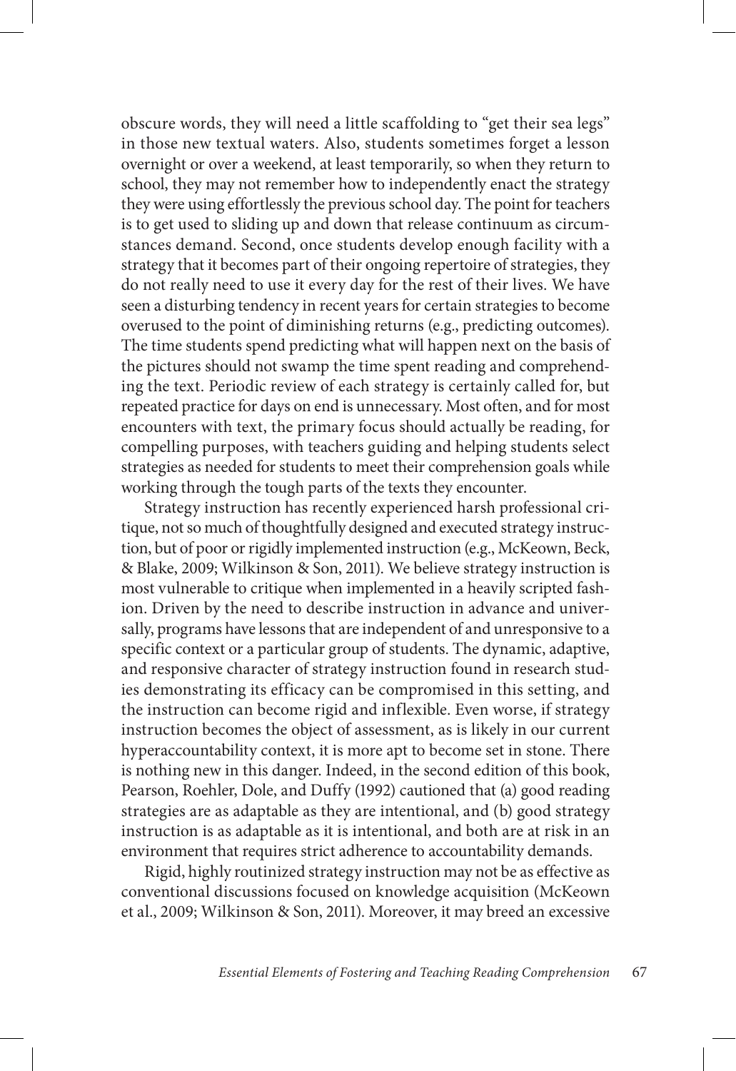obscure words, they will need a little scaffolding to "get their sea legs" in those new textual waters. Also, students sometimes forget a lesson overnight or over a weekend, at least temporarily, so when they return to school, they may not remember how to independently enact the strategy they were using effortlessly the previous school day. The point for teachers is to get used to sliding up and down that release continuum as circumstances demand. Second, once students develop enough facility with a strategy that it becomes part of their ongoing repertoire of strategies, they do not really need to use it every day for the rest of their lives. We have seen a disturbing tendency in recent years for certain strategies to become overused to the point of diminishing returns (e.g., predicting outcomes). The time students spend predicting what will happen next on the basis of the pictures should not swamp the time spent reading and comprehending the text. Periodic review of each strategy is certainly called for, but repeated practice for days on end is unnecessary. Most often, and for most encounters with text, the primary focus should actually be reading, for compelling purposes, with teachers guiding and helping students select strategies as needed for students to meet their comprehension goals while working through the tough parts of the texts they encounter.

Strategy instruction has recently experienced harsh professional critique, not so much of thoughtfully designed and executed strategy instruction, but of poor or rigidly implemented instruction (e.g., McKeown, Beck, & Blake, 2009; Wilkinson & Son, 2011). We believe strategy instruction is most vulnerable to critique when implemented in a heavily scripted fashion. Driven by the need to describe instruction in advance and universally, programs have lessons that are independent of and unresponsive to a specific context or a particular group of students. The dynamic, adaptive, and responsive character of strategy instruction found in research studies demonstrating its efficacy can be compromised in this setting, and the instruction can become rigid and inflexible. Even worse, if strategy instruction becomes the object of assessment, as is likely in our current hyperaccountability context, it is more apt to become set in stone. There is nothing new in this danger. Indeed, in the second edition of this book, Pearson, Roehler, Dole, and Duffy (1992) cautioned that (a) good reading strategies are as adaptable as they are intentional, and (b) good strategy instruction is as adaptable as it is intentional, and both are at risk in an environment that requires strict adherence to accountability demands.

Rigid, highly routinized strategy instruction may not be as effective as conventional discussions focused on knowledge acquisition (McKeown et al., 2009; Wilkinson & Son, 2011). Moreover, it may breed an excessive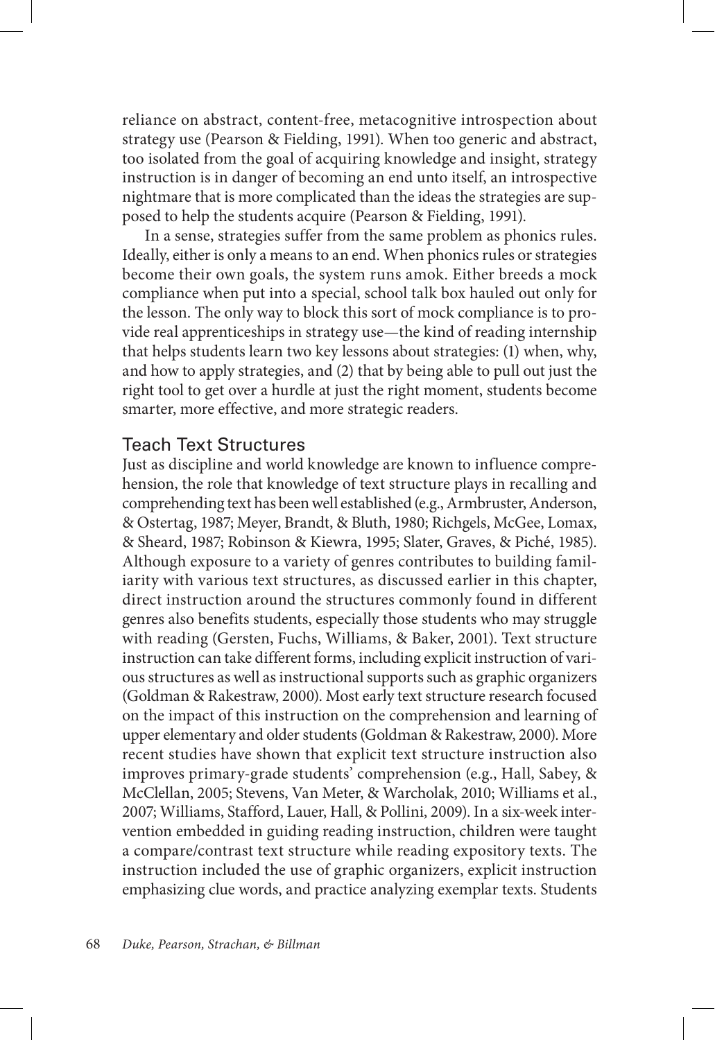reliance on abstract, content-free, metacognitive introspection about strategy use (Pearson & Fielding, 1991). When too generic and abstract, too isolated from the goal of acquiring knowledge and insight, strategy instruction is in danger of becoming an end unto itself, an introspective nightmare that is more complicated than the ideas the strategies are supposed to help the students acquire (Pearson & Fielding, 1991).

In a sense, strategies suffer from the same problem as phonics rules. Ideally, either is only a means to an end. When phonics rules or strategies become their own goals, the system runs amok. Either breeds a mock compliance when put into a special, school talk box hauled out only for the lesson. The only way to block this sort of mock compliance is to provide real apprenticeships in strategy use—the kind of reading internship that helps students learn two key lessons about strategies: (1) when, why, and how to apply strategies, and (2) that by being able to pull out just the right tool to get over a hurdle at just the right moment, students become smarter, more effective, and more strategic readers.

## Teach Text Structures

Just as discipline and world knowledge are known to influence comprehension, the role that knowledge of text structure plays in recalling and comprehending text has been well established (e.g., Armbruster, Anderson, & Ostertag, 1987; Meyer, Brandt, & Bluth, 1980; Richgels, McGee, Lomax, & Sheard, 1987; Robinson & Kiewra, 1995; Slater, Graves, & Piché, 1985). Although exposure to a variety of genres contributes to building familiarity with various text structures, as discussed earlier in this chapter, direct instruction around the structures commonly found in different genres also benefits students, especially those students who may struggle with reading (Gersten, Fuchs, Williams, & Baker, 2001). Text structure instruction can take different forms, including explicit instruction of various structures as well as instructional supports such as graphic organizers (Goldman & Rakestraw, 2000). Most early text structure research focused on the impact of this instruction on the comprehension and learning of upper elementary and older students (Goldman & Rakestraw, 2000). More recent studies have shown that explicit text structure instruction also improves primary-grade students' comprehension (e.g., Hall, Sabey, & McClellan, 2005; Stevens, Van Meter, & Warcholak, 2010; Williams et al., 2007; Williams, Stafford, Lauer, Hall, & Pollini, 2009). In a six-week intervention embedded in guiding reading instruction, children were taught a compare/contrast text structure while reading expository texts. The instruction included the use of graphic organizers, explicit instruction emphasizing clue words, and practice analyzing exemplar texts. Students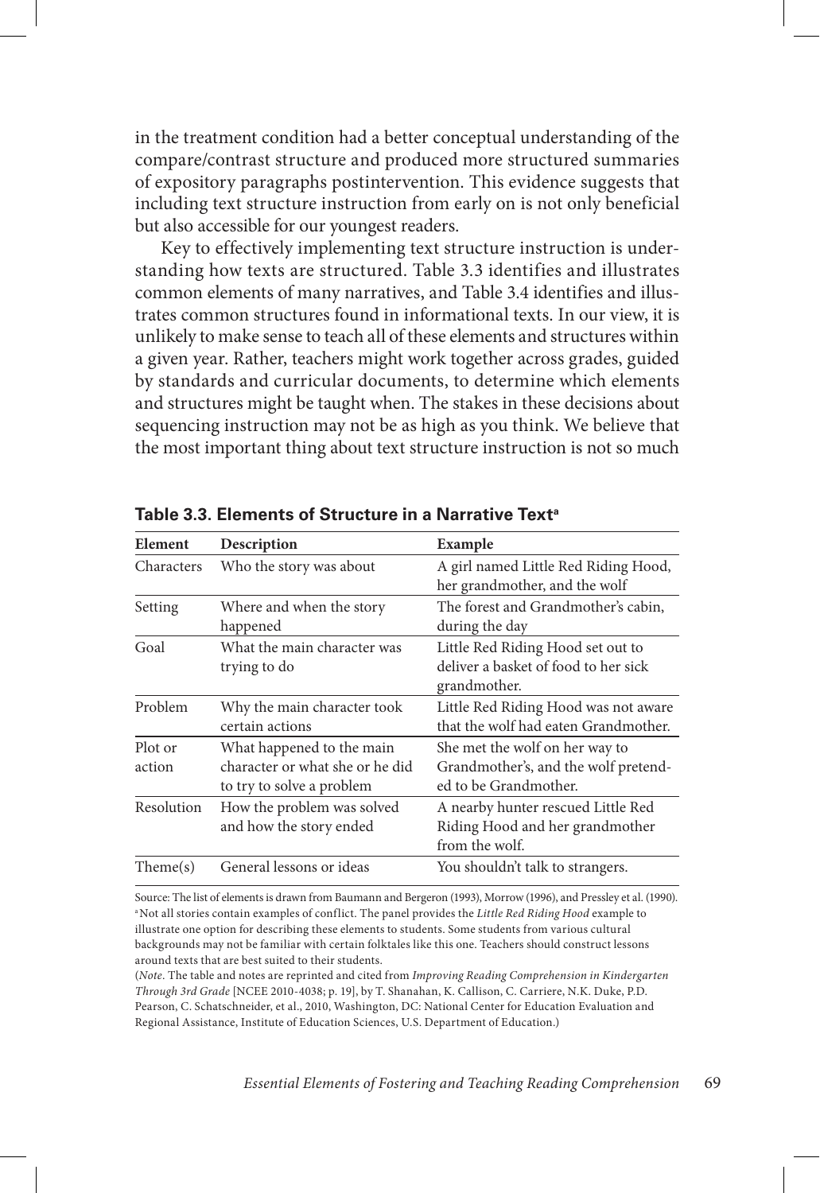in the treatment condition had a better conceptual understanding of the compare/contrast structure and produced more structured summaries of expository paragraphs postintervention. This evidence suggests that including text structure instruction from early on is not only beneficial but also accessible for our youngest readers.

Key to effectively implementing text structure instruction is understanding how texts are structured. Table 3.3 identifies and illustrates common elements of many narratives, and Table 3.4 identifies and illustrates common structures found in informational texts. In our view, it is unlikely to make sense to teach all of these elements and structures within a given year. Rather, teachers might work together across grades, guided by standards and curricular documents, to determine which elements and structures might be taught when. The stakes in these decisions about sequencing instruction may not be as high as you think. We believe that the most important thing about text structure instruction is not so much

**Table 3.3. Elements of Structure in a Narrative Text[a]**

| Element | Description | Example |
|---|---|---|
| Characters | Who the story was about | A girl named Little Red Riding Hood, her grandmother, and the wolf |
| Setting | Where and when the story happened | The forest and Grandmother's cabin, during the day |
| Goal | What the main character was trying to do | Little Red Riding Hood set out to deliver a basket of food to her sick grandmother. |
| Problem | Why the main character took certain actions | Little Red Riding Hood was not aware that the wolf had eaten Grandmother. |
| Plot or action | What happened to the main character or what she or he did to try to solve a problem | She met the wolf on her way to Grandmother's, and the wolf pretended to be Grandmother. |
| Resolution | How the problem was solved and how the story ended | A nearby hunter rescued Little Red Riding Hood and her grandmother from the wolf. |
| Theme(s) | General lessons or ideas | You shouldn't talk to strangers. |

Source: The list of elements is drawn from Baumann and Bergeron (1993), Morrow (1996), and Pressley et al. (1990).
[a]Not all stories contain examples of conflict. The panel provides the *Little Red Riding Hood* example to illustrate one option for describing these elements to students. Some students from various cultural backgrounds may not be familiar with certain folktales like this one. Teachers should construct lessons around texts that are best suited to their students.
(*Note*. The table and notes are reprinted and cited from *Improving Reading Comprehension in Kindergarten Through 3rd Grade* [NCEE 2010-4038; p. 19], by T. Shanahan, K. Callison, C. Carriere, N.K. Duke, P.D. Pearson, C. Schatschneider, et al., 2010, Washington, DC: National Center for Education Evaluation and Regional Assistance, Institute of Education Sciences, U.S. Department of Education.)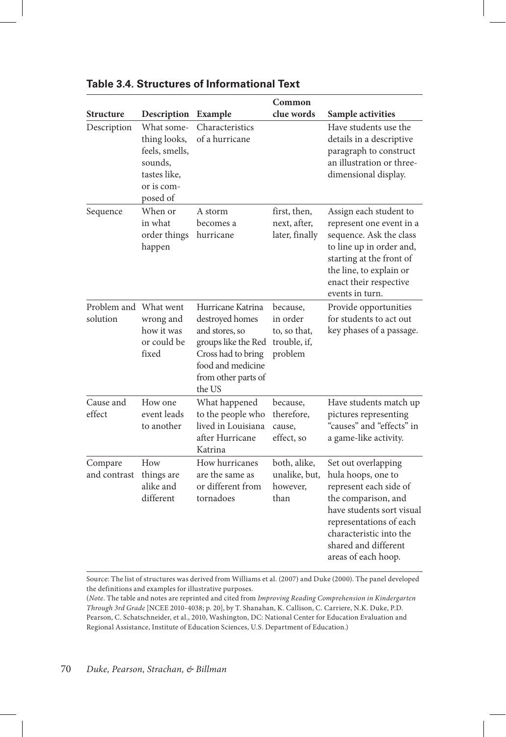**Table 3.4. Structures of Informational Text**

| Structure | Description | Example | Common clue words | Sample activities |
|---|---|---|---|---|
| Description | What something looks, feels, smells, sounds, tastes like, or is composed of | Characteristics of a hurricane | | Have students use the details in a descriptive paragraph to construct an illustration or three-dimensional display. |
| Sequence | When or in what order things happen | A storm becomes a hurricane | first, then, next, after, later, finally | Assign each student to represent one event in a sequence. Ask the class to line up in order and, starting at the front of the line, to explain or enact their respective events in turn. |
| Problem and solution | What went wrong and how it was or could be fixed | Hurricane Katrina destroyed homes and stores, so groups like the Red Cross had to bring food and medicine from other parts of the US | because, in order to, so that, trouble, if, problem | Provide opportunities for students to act out key phases of a passage. |
| Cause and effect | How one event leads to another | What happened to the people who lived in Louisiana after Hurricane Katrina | because, therefore, cause, effect, so | Have students match up pictures representing "causes" and "effects" in a game-like activity. |
| Compare and contrast | How things are alike and different | How hurricanes are the same as or different from tornadoes | both, alike, unalike, but, however, than | Set out overlapping hula hoops, one to represent each side of the comparison, and have students sort visual representations of each characteristic into the shared and different areas of each hoop. |

Source: The list of structures was derived from Williams et al. (2007) and Duke (2000). The panel developed the definitions and examples for illustrative purposes.

(*Note*. The table and notes are reprinted and cited from *Improving Reading Comprehension in Kindergarten Through 3rd Grade* [NCEE 2010-4038; p. 20], by T. Shanahan, K. Callison, C. Carriere, N.K. Duke, P.D. Pearson, C. Schatschneider, et al., 2010, Washington, DC: National Center for Education Evaluation and Regional Assistance, Institute of Education Sciences, U.S. Department of Education.)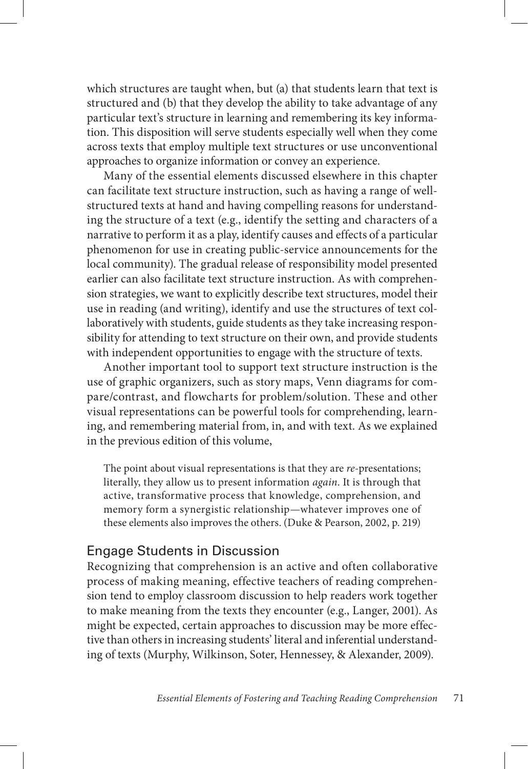which structures are taught when, but (a) that students learn that text is structured and (b) that they develop the ability to take advantage of any particular text's structure in learning and remembering its key information. This disposition will serve students especially well when they come across texts that employ multiple text structures or use unconventional approaches to organize information or convey an experience.

Many of the essential elements discussed elsewhere in this chapter can facilitate text structure instruction, such as having a range of well-structured texts at hand and having compelling reasons for understanding the structure of a text (e.g., identify the setting and characters of a narrative to perform it as a play, identify causes and effects of a particular phenomenon for use in creating public-service announcements for the local community). The gradual release of responsibility model presented earlier can also facilitate text structure instruction. As with comprehension strategies, we want to explicitly describe text structures, model their use in reading (and writing), identify and use the structures of text collaboratively with students, guide students as they take increasing responsibility for attending to text structure on their own, and provide students with independent opportunities to engage with the structure of texts.

Another important tool to support text structure instruction is the use of graphic organizers, such as story maps, Venn diagrams for compare/contrast, and flowcharts for problem/solution. These and other visual representations can be powerful tools for comprehending, learning, and remembering material from, in, and with text. As we explained in the previous edition of this volume,

> The point about visual representations is that they are *re*-presentations; literally, they allow us to present information *again*. It is through that active, transformative process that knowledge, comprehension, and memory form a synergistic relationship—whatever improves one of these elements also improves the others. (Duke & Pearson, 2002, p. 219)

## Engage Students in Discussion

Recognizing that comprehension is an active and often collaborative process of making meaning, effective teachers of reading comprehension tend to employ classroom discussion to help readers work together to make meaning from the texts they encounter (e.g., Langer, 2001). As might be expected, certain approaches to discussion may be more effective than others in increasing students' literal and inferential understanding of texts (Murphy, Wilkinson, Soter, Hennessey, & Alexander, 2009).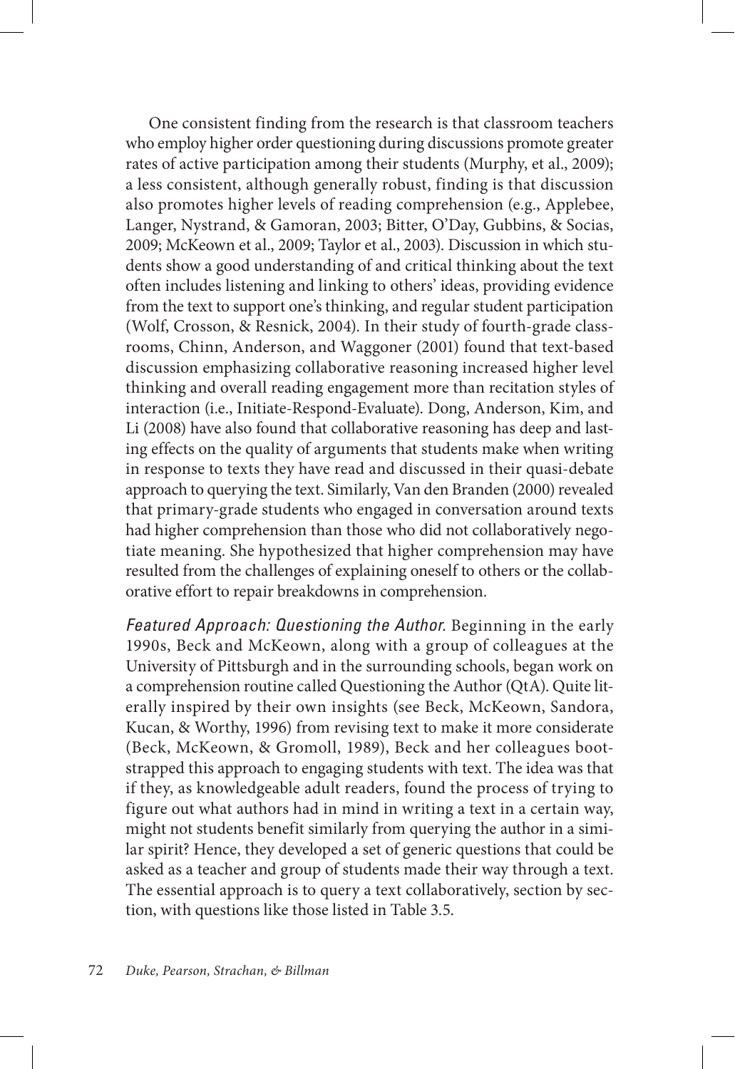One consistent finding from the research is that classroom teachers who employ higher order questioning during discussions promote greater rates of active participation among their students (Murphy, et al., 2009); a less consistent, although generally robust, finding is that discussion also promotes higher levels of reading comprehension (e.g., Applebee, Langer, Nystrand, & Gamoran, 2003; Bitter, O'Day, Gubbins, & Socias, 2009; McKeown et al., 2009; Taylor et al., 2003). Discussion in which students show a good understanding of and critical thinking about the text often includes listening and linking to others' ideas, providing evidence from the text to support one's thinking, and regular student participation (Wolf, Crosson, & Resnick, 2004). In their study of fourth-grade classrooms, Chinn, Anderson, and Waggoner (2001) found that text-based discussion emphasizing collaborative reasoning increased higher level thinking and overall reading engagement more than recitation styles of interaction (i.e., Initiate-Respond-Evaluate). Dong, Anderson, Kim, and Li (2008) have also found that collaborative reasoning has deep and lasting effects on the quality of arguments that students make when writing in response to texts they have read and discussed in their quasi-debate approach to querying the text. Similarly, Van den Branden (2000) revealed that primary-grade students who engaged in conversation around texts had higher comprehension than those who did not collaboratively negotiate meaning. She hypothesized that higher comprehension may have resulted from the challenges of explaining oneself to others or the collaborative effort to repair breakdowns in comprehension.

*Featured Approach: Questioning the Author.* Beginning in the early 1990s, Beck and McKeown, along with a group of colleagues at the University of Pittsburgh and in the surrounding schools, began work on a comprehension routine called Questioning the Author (QtA). Quite literally inspired by their own insights (see Beck, McKeown, Sandora, Kucan, & Worthy, 1996) from revising text to make it more considerate (Beck, McKeown, & Gromoll, 1989), Beck and her colleagues bootstrapped this approach to engaging students with text. The idea was that if they, as knowledgeable adult readers, found the process of trying to figure out what authors had in mind in writing a text in a certain way, might not students benefit similarly from querying the author in a similar spirit? Hence, they developed a set of generic questions that could be asked as a teacher and group of students made their way through a text. The essential approach is to query a text collaboratively, section by section, with questions like those listed in Table 3.5.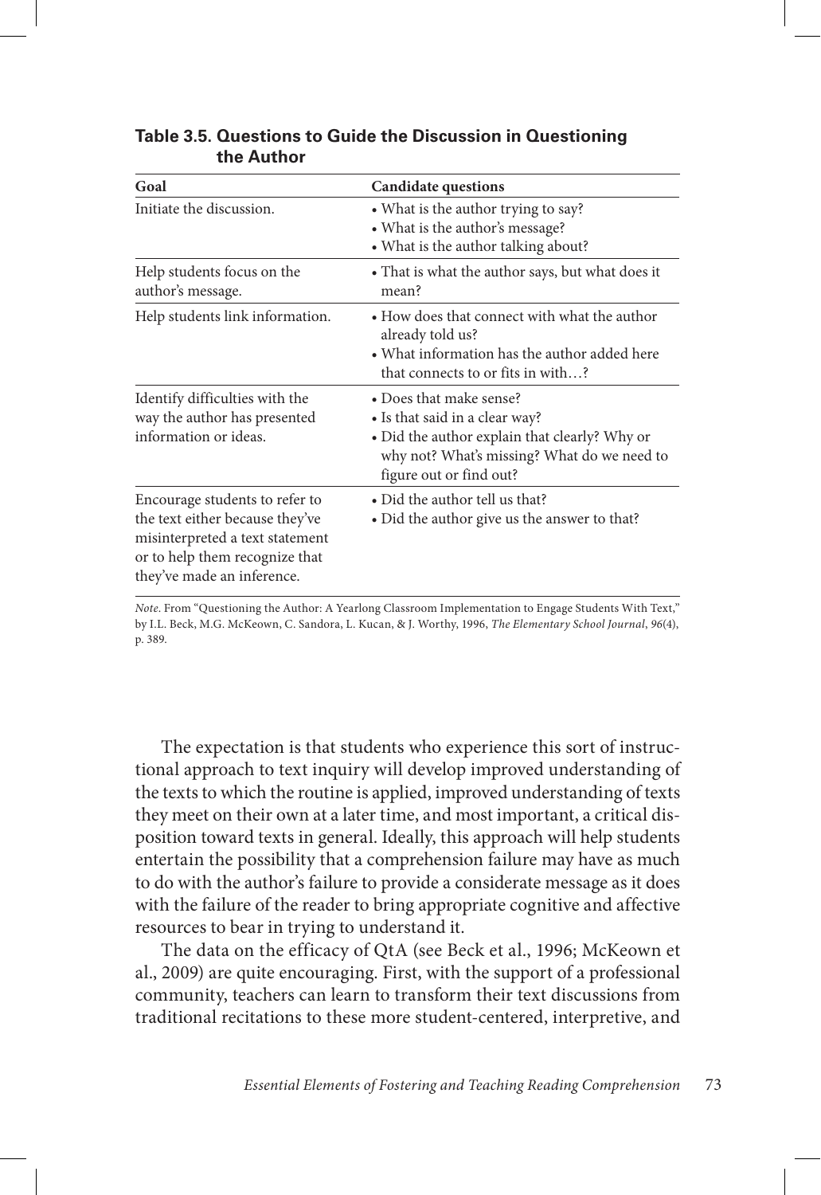**Table 3.5. Questions to Guide the Discussion in Questioning the Author**

| Goal | Candidate questions |
|---|---|
| Initiate the discussion. | • What is the author trying to say?<br>• What is the author's message?<br>• What is the author talking about? |
| Help students focus on the author's message. | • That is what the author says, but what does it mean? |
| Help students link information. | • How does that connect with what the author already told us?<br>• What information has the author added here that connects to or fits in with…? |
| Identify difficulties with the way the author has presented information or ideas. | • Does that make sense?<br>• Is that said in a clear way?<br>• Did the author explain that clearly? Why or why not? What's missing? What do we need to figure out or find out? |
| Encourage students to refer to the text either because they've misinterpreted a text statement or to help them recognize that they've made an inference. | • Did the author tell us that?<br>• Did the author give us the answer to that? |

*Note*. From "Questioning the Author: A Yearlong Classroom Implementation to Engage Students With Text," by I.L. Beck, M.G. McKeown, C. Sandora, L. Kucan, & J. Worthy, 1996, *The Elementary School Journal*, *96*(4), p. 389.

The expectation is that students who experience this sort of instructional approach to text inquiry will develop improved understanding of the texts to which the routine is applied, improved understanding of texts they meet on their own at a later time, and most important, a critical disposition toward texts in general. Ideally, this approach will help students entertain the possibility that a comprehension failure may have as much to do with the author's failure to provide a considerate message as it does with the failure of the reader to bring appropriate cognitive and affective resources to bear in trying to understand it.

The data on the efficacy of QtA (see Beck et al., 1996; McKeown et al., 2009) are quite encouraging. First, with the support of a professional community, teachers can learn to transform their text discussions from traditional recitations to these more student-centered, interpretive, and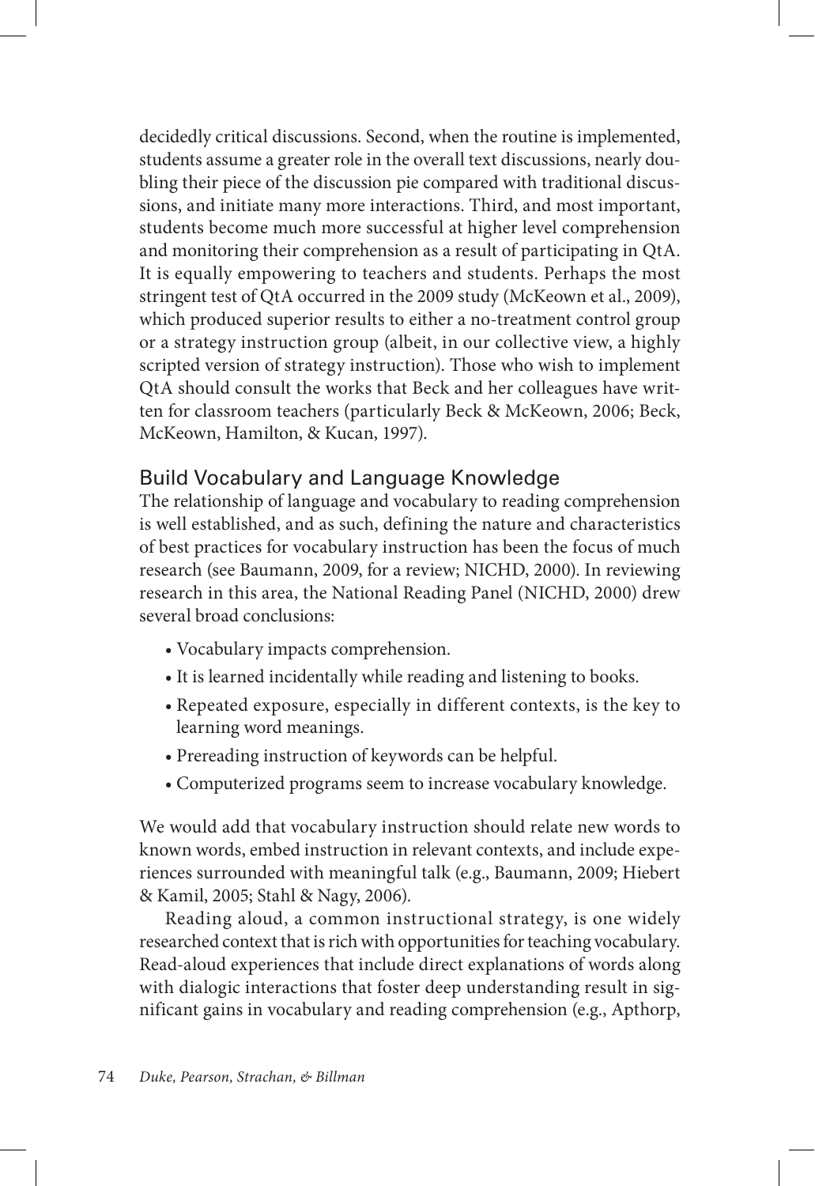decidedly critical discussions. Second, when the routine is implemented, students assume a greater role in the overall text discussions, nearly doubling their piece of the discussion pie compared with traditional discussions, and initiate many more interactions. Third, and most important, students become much more successful at higher level comprehension and monitoring their comprehension as a result of participating in QtA. It is equally empowering to teachers and students. Perhaps the most stringent test of QtA occurred in the 2009 study (McKeown et al., 2009), which produced superior results to either a no-treatment control group or a strategy instruction group (albeit, in our collective view, a highly scripted version of strategy instruction). Those who wish to implement QtA should consult the works that Beck and her colleagues have written for classroom teachers (particularly Beck & McKeown, 2006; Beck, McKeown, Hamilton, & Kucan, 1997).

## Build Vocabulary and Language Knowledge

The relationship of language and vocabulary to reading comprehension is well established, and as such, defining the nature and characteristics of best practices for vocabulary instruction has been the focus of much research (see Baumann, 2009, for a review; NICHD, 2000). In reviewing research in this area, the National Reading Panel (NICHD, 2000) drew several broad conclusions:

- Vocabulary impacts comprehension.
- It is learned incidentally while reading and listening to books.
- Repeated exposure, especially in different contexts, is the key to learning word meanings.
- Prereading instruction of keywords can be helpful.
- Computerized programs seem to increase vocabulary knowledge.

We would add that vocabulary instruction should relate new words to known words, embed instruction in relevant contexts, and include experiences surrounded with meaningful talk (e.g., Baumann, 2009; Hiebert & Kamil, 2005; Stahl & Nagy, 2006).

Reading aloud, a common instructional strategy, is one widely researched context that is rich with opportunities for teaching vocabulary. Read-aloud experiences that include direct explanations of words along with dialogic interactions that foster deep understanding result in significant gains in vocabulary and reading comprehension (e.g., Apthorp,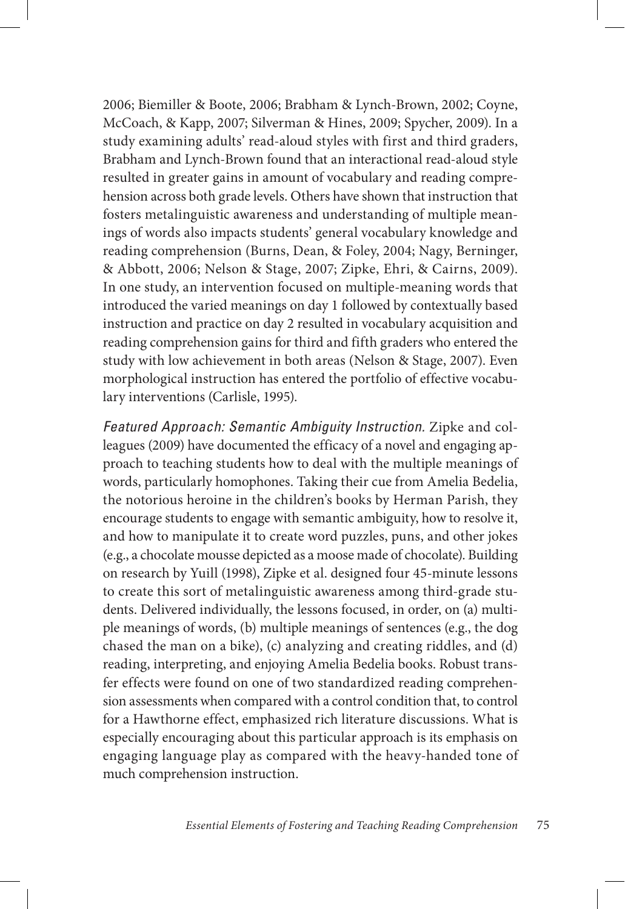2006; Biemiller & Boote, 2006; Brabham & Lynch-Brown, 2002; Coyne, McCoach, & Kapp, 2007; Silverman & Hines, 2009; Spycher, 2009). In a study examining adults' read-aloud styles with first and third graders, Brabham and Lynch-Brown found that an interactional read-aloud style resulted in greater gains in amount of vocabulary and reading comprehension across both grade levels. Others have shown that instruction that fosters metalinguistic awareness and understanding of multiple meanings of words also impacts students' general vocabulary knowledge and reading comprehension (Burns, Dean, & Foley, 2004; Nagy, Berninger, & Abbott, 2006; Nelson & Stage, 2007; Zipke, Ehri, & Cairns, 2009). In one study, an intervention focused on multiple-meaning words that introduced the varied meanings on day 1 followed by contextually based instruction and practice on day 2 resulted in vocabulary acquisition and reading comprehension gains for third and fifth graders who entered the study with low achievement in both areas (Nelson & Stage, 2007). Even morphological instruction has entered the portfolio of effective vocabulary interventions (Carlisle, 1995).

*Featured Approach: Semantic Ambiguity Instruction.* Zipke and colleagues (2009) have documented the efficacy of a novel and engaging approach to teaching students how to deal with the multiple meanings of words, particularly homophones. Taking their cue from Amelia Bedelia, the notorious heroine in the children's books by Herman Parish, they encourage students to engage with semantic ambiguity, how to resolve it, and how to manipulate it to create word puzzles, puns, and other jokes (e.g., a chocolate mousse depicted as a moose made of chocolate). Building on research by Yuill (1998), Zipke et al. designed four 45-minute lessons to create this sort of metalinguistic awareness among third-grade students. Delivered individually, the lessons focused, in order, on (a) multiple meanings of words, (b) multiple meanings of sentences (e.g., the dog chased the man on a bike), (c) analyzing and creating riddles, and (d) reading, interpreting, and enjoying Amelia Bedelia books. Robust transfer effects were found on one of two standardized reading comprehension assessments when compared with a control condition that, to control for a Hawthorne effect, emphasized rich literature discussions. What is especially encouraging about this particular approach is its emphasis on engaging language play as compared with the heavy-handed tone of much comprehension instruction.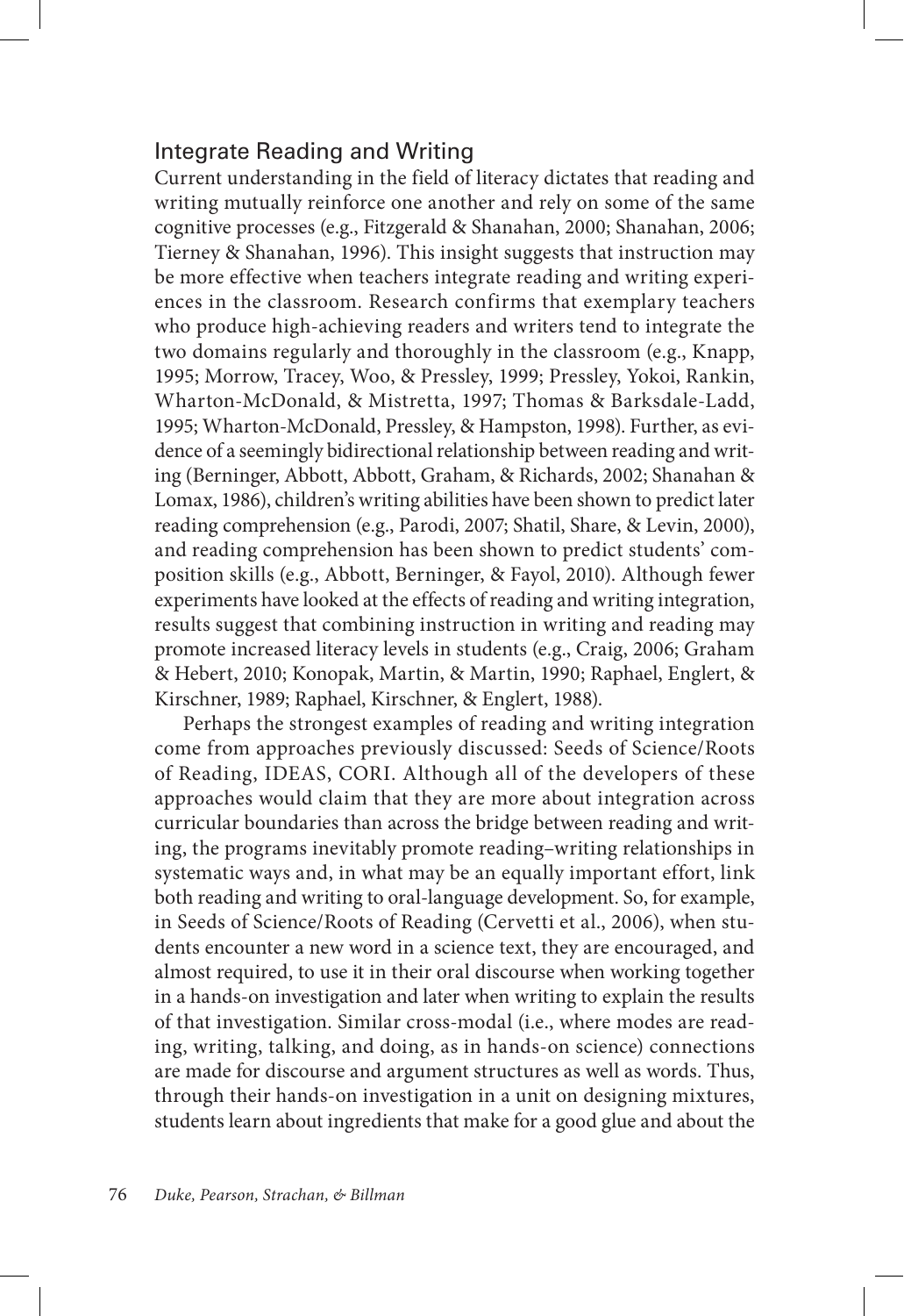## Integrate Reading and Writing

Current understanding in the field of literacy dictates that reading and writing mutually reinforce one another and rely on some of the same cognitive processes (e.g., Fitzgerald & Shanahan, 2000; Shanahan, 2006; Tierney & Shanahan, 1996). This insight suggests that instruction may be more effective when teachers integrate reading and writing experiences in the classroom. Research confirms that exemplary teachers who produce high-achieving readers and writers tend to integrate the two domains regularly and thoroughly in the classroom (e.g., Knapp, 1995; Morrow, Tracey, Woo, & Pressley, 1999; Pressley, Yokoi, Rankin, Wharton-McDonald, & Mistretta, 1997; Thomas & Barksdale-Ladd, 1995; Wharton-McDonald, Pressley, & Hampston, 1998). Further, as evidence of a seemingly bidirectional relationship between reading and writing (Berninger, Abbott, Abbott, Graham, & Richards, 2002; Shanahan & Lomax, 1986), children's writing abilities have been shown to predict later reading comprehension (e.g., Parodi, 2007; Shatil, Share, & Levin, 2000), and reading comprehension has been shown to predict students' composition skills (e.g., Abbott, Berninger, & Fayol, 2010). Although fewer experiments have looked at the effects of reading and writing integration, results suggest that combining instruction in writing and reading may promote increased literacy levels in students (e.g., Craig, 2006; Graham & Hebert, 2010; Konopak, Martin, & Martin, 1990; Raphael, Englert, & Kirschner, 1989; Raphael, Kirschner, & Englert, 1988).

Perhaps the strongest examples of reading and writing integration come from approaches previously discussed: Seeds of Science/Roots of Reading, IDEAS, CORI. Although all of the developers of these approaches would claim that they are more about integration across curricular boundaries than across the bridge between reading and writing, the programs inevitably promote reading–writing relationships in systematic ways and, in what may be an equally important effort, link both reading and writing to oral-language development. So, for example, in Seeds of Science/Roots of Reading (Cervetti et al., 2006), when students encounter a new word in a science text, they are encouraged, and almost required, to use it in their oral discourse when working together in a hands-on investigation and later when writing to explain the results of that investigation. Similar cross-modal (i.e., where modes are reading, writing, talking, and doing, as in hands-on science) connections are made for discourse and argument structures as well as words. Thus, through their hands-on investigation in a unit on designing mixtures, students learn about ingredients that make for a good glue and about the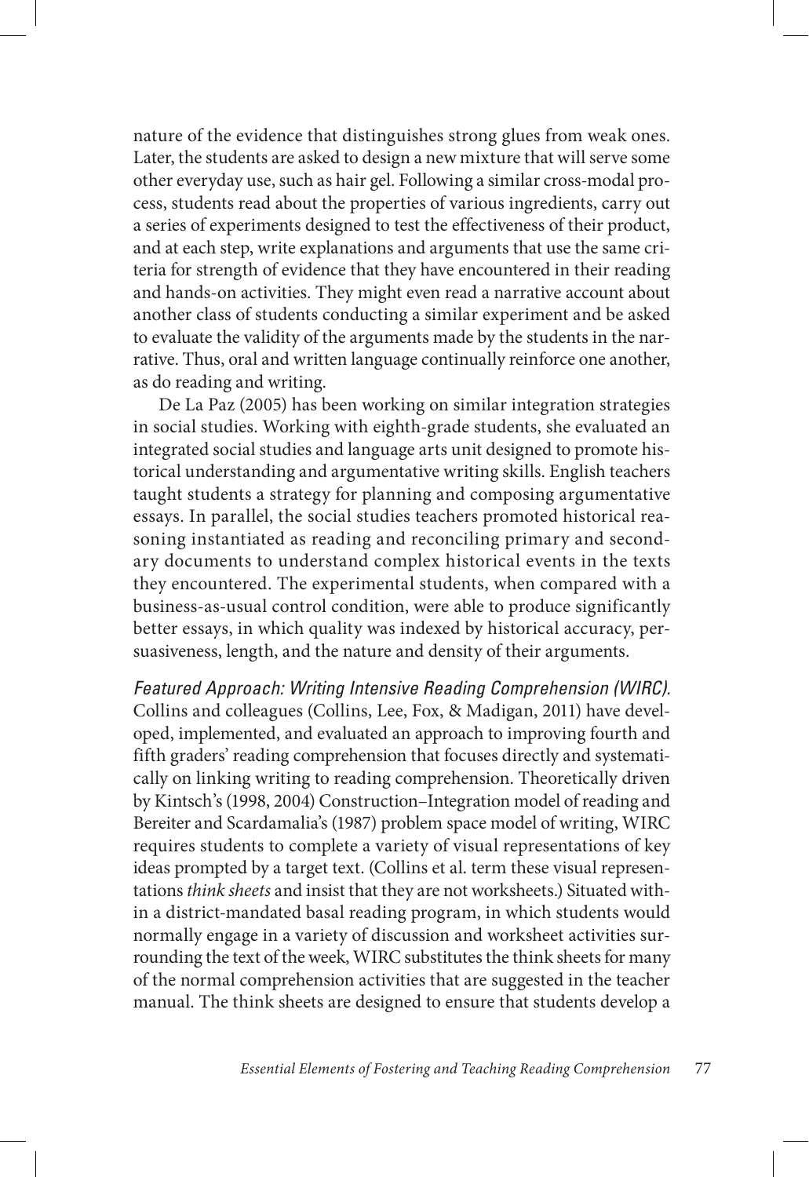nature of the evidence that distinguishes strong glues from weak ones. Later, the students are asked to design a new mixture that will serve some other everyday use, such as hair gel. Following a similar cross-modal process, students read about the properties of various ingredients, carry out a series of experiments designed to test the effectiveness of their product, and at each step, write explanations and arguments that use the same criteria for strength of evidence that they have encountered in their reading and hands-on activities. They might even read a narrative account about another class of students conducting a similar experiment and be asked to evaluate the validity of the arguments made by the students in the narrative. Thus, oral and written language continually reinforce one another, as do reading and writing.

De La Paz (2005) has been working on similar integration strategies in social studies. Working with eighth-grade students, she evaluated an integrated social studies and language arts unit designed to promote historical understanding and argumentative writing skills. English teachers taught students a strategy for planning and composing argumentative essays. In parallel, the social studies teachers promoted historical reasoning instantiated as reading and reconciling primary and secondary documents to understand complex historical events in the texts they encountered. The experimental students, when compared with a business-as-usual control condition, were able to produce significantly better essays, in which quality was indexed by historical accuracy, persuasiveness, length, and the nature and density of their arguments.

*Featured Approach: Writing Intensive Reading Comprehension (WIRC).* Collins and colleagues (Collins, Lee, Fox, & Madigan, 2011) have developed, implemented, and evaluated an approach to improving fourth and fifth graders' reading comprehension that focuses directly and systematically on linking writing to reading comprehension. Theoretically driven by Kintsch's (1998, 2004) Construction–Integration model of reading and Bereiter and Scardamalia's (1987) problem space model of writing, WIRC requires students to complete a variety of visual representations of key ideas prompted by a target text. (Collins et al. term these visual representations *think sheets* and insist that they are not worksheets.) Situated within a district-mandated basal reading program, in which students would normally engage in a variety of discussion and worksheet activities surrounding the text of the week, WIRC substitutes the think sheets for many of the normal comprehension activities that are suggested in the teacher manual. The think sheets are designed to ensure that students develop a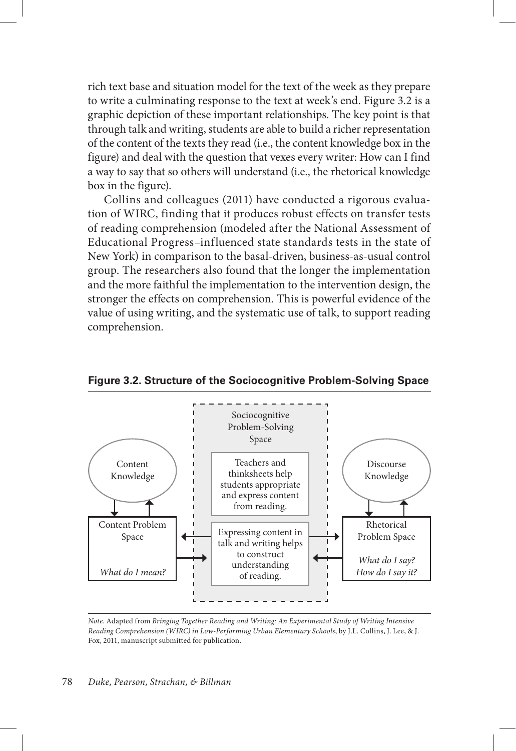rich text base and situation model for the text of the week as they prepare to write a culminating response to the text at week's end. Figure 3.2 is a graphic depiction of these important relationships. The key point is that through talk and writing, students are able to build a richer representation of the content of the texts they read (i.e., the content knowledge box in the figure) and deal with the question that vexes every writer: How can I find a way to say that so others will understand (i.e., the rhetorical knowledge box in the figure).

Collins and colleagues (2011) have conducted a rigorous evaluation of WIRC, finding that it produces robust effects on transfer tests of reading comprehension (modeled after the National Assessment of Educational Progress–influenced state standards tests in the state of New York) in comparison to the basal-driven, business-as-usual control group. The researchers also found that the longer the implementation and the more faithful the implementation to the intervention design, the stronger the effects on comprehension. This is powerful evidence of the value of using writing, and the systematic use of talk, to support reading comprehension.

**Figure 3.2. Structure of the Sociocognitive Problem-Solving Space**

Content Knowledge

Content Problem Space

*What do I mean?*

Sociocognitive Problem-Solving Space

Teachers and thinksheets help students appropriate and express content from reading.

Expressing content in talk and writing helps to construct understanding of reading.

Discourse Knowledge

Rhetorical Problem Space

*What do I say? How do I say it?*

*Note.* Adapted from *Bringing Together Reading and Writing: An Experimental Study of Writing Intensive Reading Comprehension (WIRC) in Low-Performing Urban Elementary Schools*, by J.L. Collins, J. Lee, & J. Fox, 2011, manuscript submitted for publication.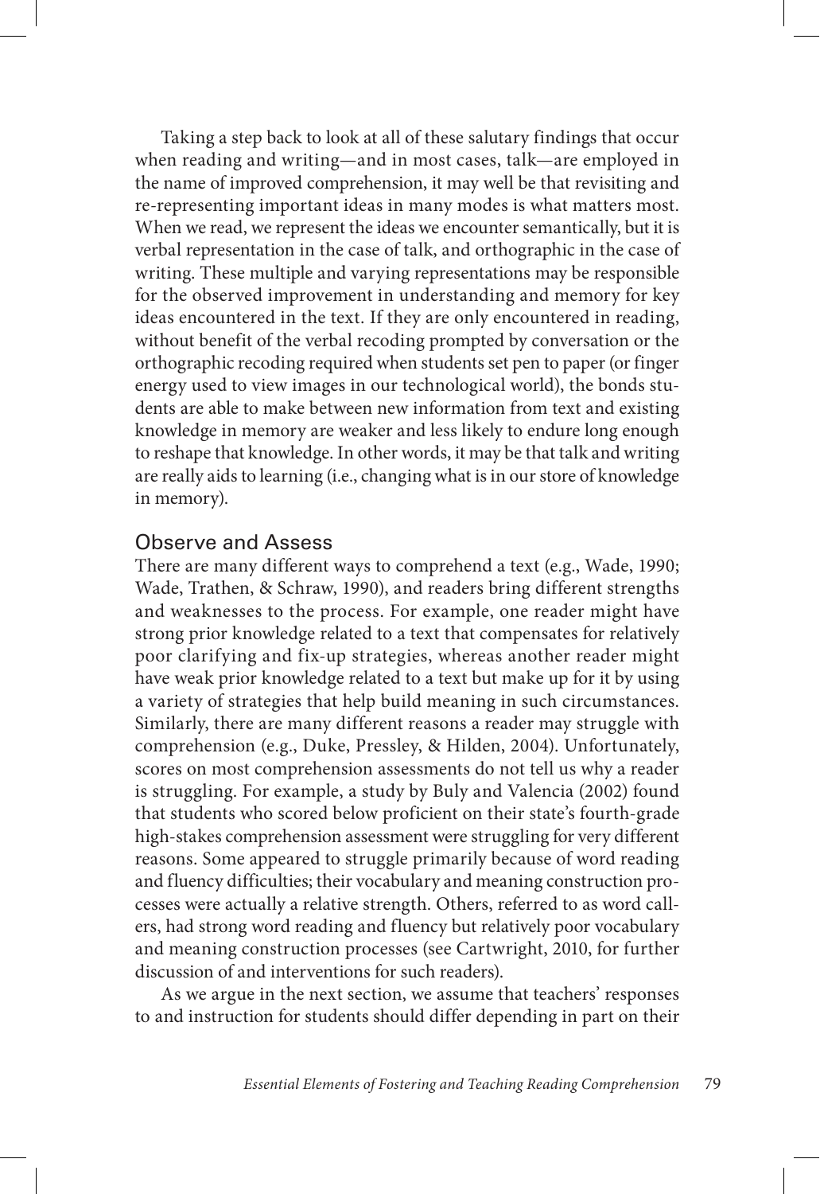Taking a step back to look at all of these salutary findings that occur when reading and writing—and in most cases, talk—are employed in the name of improved comprehension, it may well be that revisiting and re-representing important ideas in many modes is what matters most. When we read, we represent the ideas we encounter semantically, but it is verbal representation in the case of talk, and orthographic in the case of writing. These multiple and varying representations may be responsible for the observed improvement in understanding and memory for key ideas encountered in the text. If they are only encountered in reading, without benefit of the verbal recoding prompted by conversation or the orthographic recoding required when students set pen to paper (or finger energy used to view images in our technological world), the bonds students are able to make between new information from text and existing knowledge in memory are weaker and less likely to endure long enough to reshape that knowledge. In other words, it may be that talk and writing are really aids to learning (i.e., changing what is in our store of knowledge in memory).

## Observe and Assess

There are many different ways to comprehend a text (e.g., Wade, 1990; Wade, Trathen, & Schraw, 1990), and readers bring different strengths and weaknesses to the process. For example, one reader might have strong prior knowledge related to a text that compensates for relatively poor clarifying and fix-up strategies, whereas another reader might have weak prior knowledge related to a text but make up for it by using a variety of strategies that help build meaning in such circumstances. Similarly, there are many different reasons a reader may struggle with comprehension (e.g., Duke, Pressley, & Hilden, 2004). Unfortunately, scores on most comprehension assessments do not tell us why a reader is struggling. For example, a study by Buly and Valencia (2002) found that students who scored below proficient on their state's fourth-grade high-stakes comprehension assessment were struggling for very different reasons. Some appeared to struggle primarily because of word reading and fluency difficulties; their vocabulary and meaning construction processes were actually a relative strength. Others, referred to as word callers, had strong word reading and fluency but relatively poor vocabulary and meaning construction processes (see Cartwright, 2010, for further discussion of and interventions for such readers).

As we argue in the next section, we assume that teachers' responses to and instruction for students should differ depending in part on their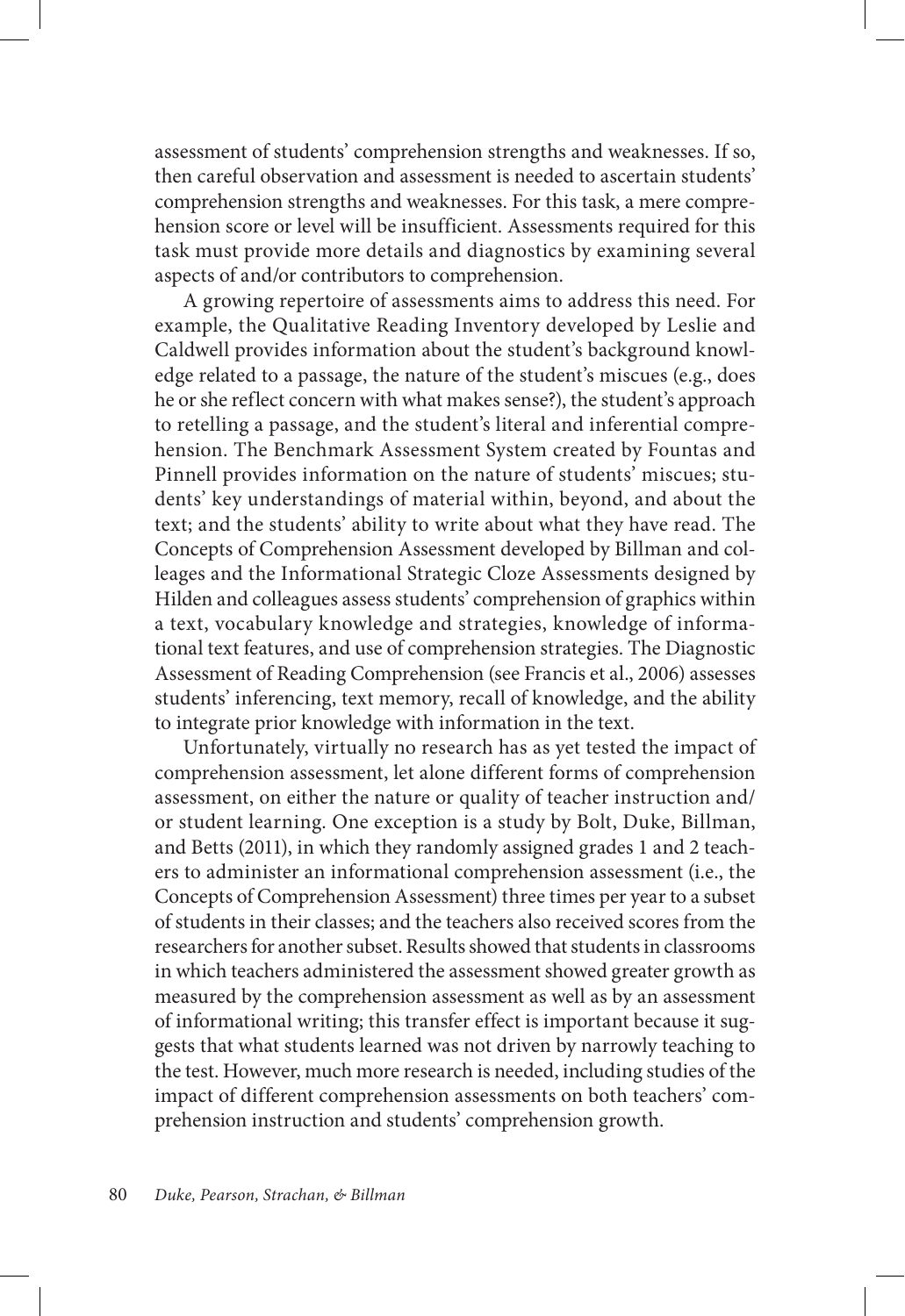assessment of students' comprehension strengths and weaknesses. If so, then careful observation and assessment is needed to ascertain students' comprehension strengths and weaknesses. For this task, a mere comprehension score or level will be insufficient. Assessments required for this task must provide more details and diagnostics by examining several aspects of and/or contributors to comprehension.

A growing repertoire of assessments aims to address this need. For example, the Qualitative Reading Inventory developed by Leslie and Caldwell provides information about the student's background knowledge related to a passage, the nature of the student's miscues (e.g., does he or she reflect concern with what makes sense?), the student's approach to retelling a passage, and the student's literal and inferential comprehension. The Benchmark Assessment System created by Fountas and Pinnell provides information on the nature of students' miscues; students' key understandings of material within, beyond, and about the text; and the students' ability to write about what they have read. The Concepts of Comprehension Assessment developed by Billman and colleages and the Informational Strategic Cloze Assessments designed by Hilden and colleagues assess students' comprehension of graphics within a text, vocabulary knowledge and strategies, knowledge of informational text features, and use of comprehension strategies. The Diagnostic Assessment of Reading Comprehension (see Francis et al., 2006) assesses students' inferencing, text memory, recall of knowledge, and the ability to integrate prior knowledge with information in the text.

Unfortunately, virtually no research has as yet tested the impact of comprehension assessment, let alone different forms of comprehension assessment, on either the nature or quality of teacher instruction and/or student learning. One exception is a study by Bolt, Duke, Billman, and Betts (2011), in which they randomly assigned grades 1 and 2 teachers to administer an informational comprehension assessment (i.e., the Concepts of Comprehension Assessment) three times per year to a subset of students in their classes; and the teachers also received scores from the researchers for another subset. Results showed that students in classrooms in which teachers administered the assessment showed greater growth as measured by the comprehension assessment as well as by an assessment of informational writing; this transfer effect is important because it suggests that what students learned was not driven by narrowly teaching to the test. However, much more research is needed, including studies of the impact of different comprehension assessments on both teachers' comprehension instruction and students' comprehension growth.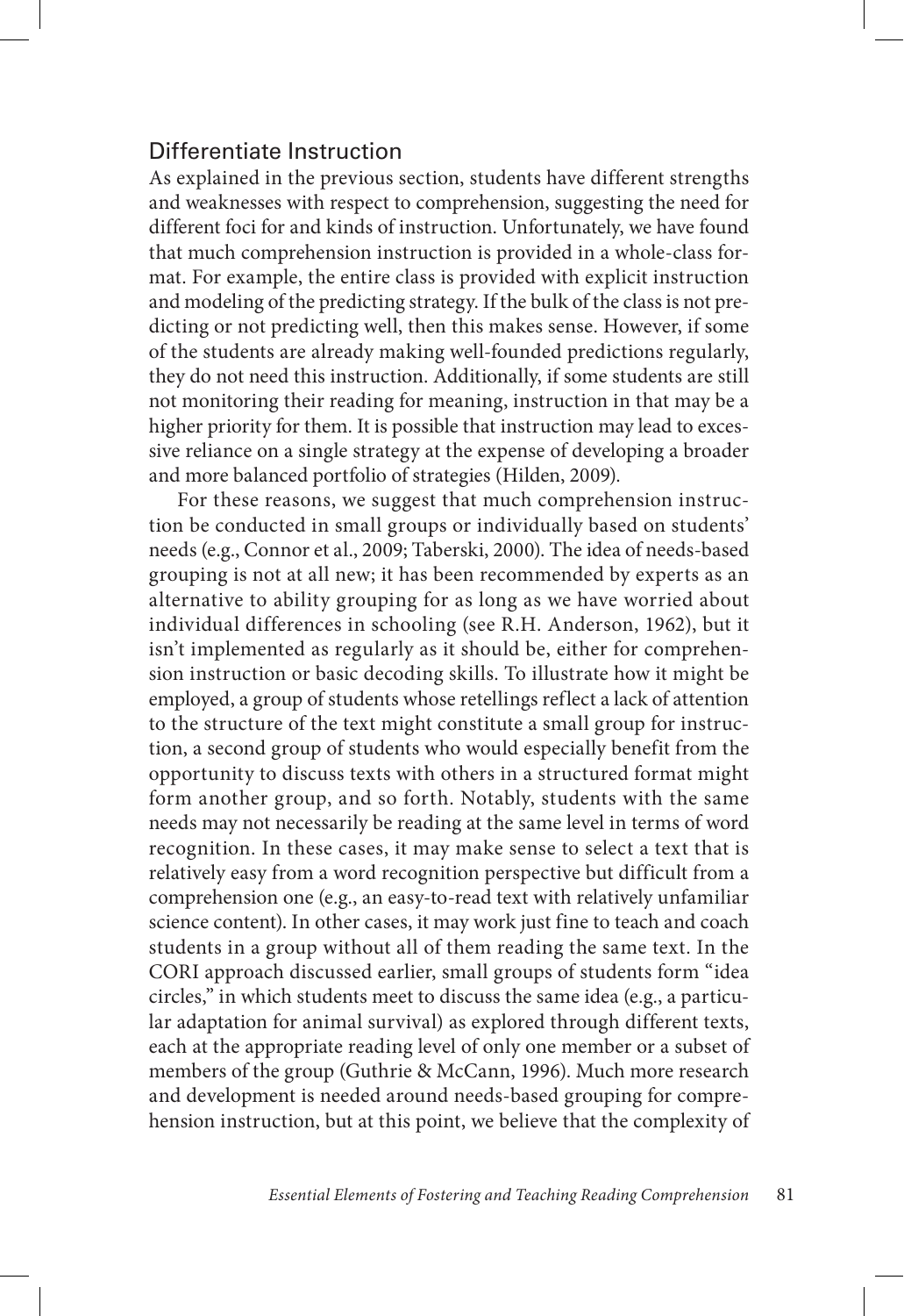## Differentiate Instruction

As explained in the previous section, students have different strengths and weaknesses with respect to comprehension, suggesting the need for different foci for and kinds of instruction. Unfortunately, we have found that much comprehension instruction is provided in a whole-class format. For example, the entire class is provided with explicit instruction and modeling of the predicting strategy. If the bulk of the class is not predicting or not predicting well, then this makes sense. However, if some of the students are already making well-founded predictions regularly, they do not need this instruction. Additionally, if some students are still not monitoring their reading for meaning, instruction in that may be a higher priority for them. It is possible that instruction may lead to excessive reliance on a single strategy at the expense of developing a broader and more balanced portfolio of strategies (Hilden, 2009).

For these reasons, we suggest that much comprehension instruction be conducted in small groups or individually based on students' needs (e.g., Connor et al., 2009; Taberski, 2000). The idea of needs-based grouping is not at all new; it has been recommended by experts as an alternative to ability grouping for as long as we have worried about individual differences in schooling (see R.H. Anderson, 1962), but it isn't implemented as regularly as it should be, either for comprehension instruction or basic decoding skills. To illustrate how it might be employed, a group of students whose retellings reflect a lack of attention to the structure of the text might constitute a small group for instruction, a second group of students who would especially benefit from the opportunity to discuss texts with others in a structured format might form another group, and so forth. Notably, students with the same needs may not necessarily be reading at the same level in terms of word recognition. In these cases, it may make sense to select a text that is relatively easy from a word recognition perspective but difficult from a comprehension one (e.g., an easy-to-read text with relatively unfamiliar science content). In other cases, it may work just fine to teach and coach students in a group without all of them reading the same text. In the CORI approach discussed earlier, small groups of students form "idea circles," in which students meet to discuss the same idea (e.g., a particular adaptation for animal survival) as explored through different texts, each at the appropriate reading level of only one member or a subset of members of the group (Guthrie & McCann, 1996). Much more research and development is needed around needs-based grouping for comprehension instruction, but at this point, we believe that the complexity of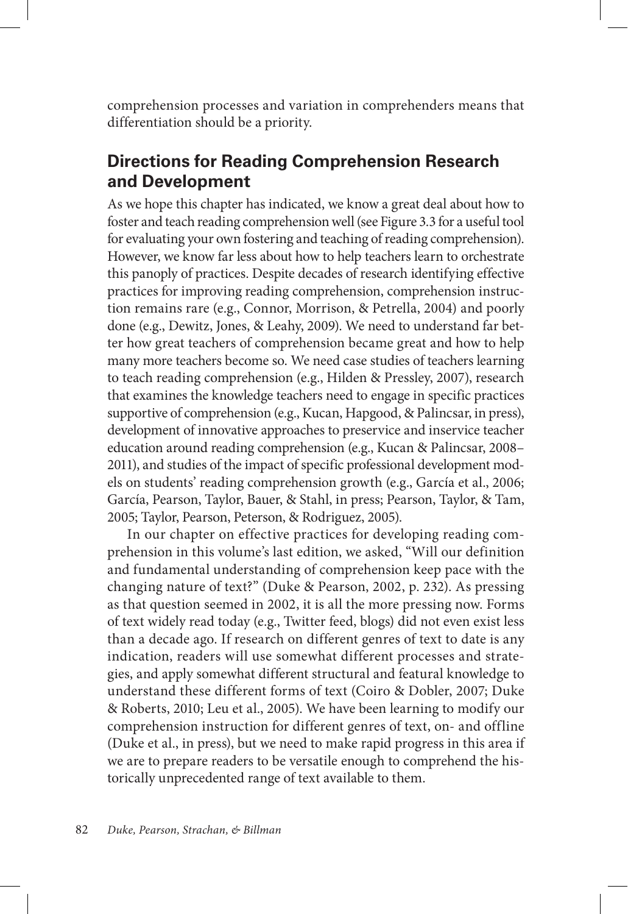comprehension processes and variation in comprehenders means that differentiation should be a priority.

## Directions for Reading Comprehension Research and Development

As we hope this chapter has indicated, we know a great deal about how to foster and teach reading comprehension well (see Figure 3.3 for a useful tool for evaluating your own fostering and teaching of reading comprehension). However, we know far less about how to help teachers learn to orchestrate this panoply of practices. Despite decades of research identifying effective practices for improving reading comprehension, comprehension instruction remains rare (e.g., Connor, Morrison, & Petrella, 2004) and poorly done (e.g., Dewitz, Jones, & Leahy, 2009). We need to understand far better how great teachers of comprehension became great and how to help many more teachers become so. We need case studies of teachers learning to teach reading comprehension (e.g., Hilden & Pressley, 2007), research that examines the knowledge teachers need to engage in specific practices supportive of comprehension (e.g., Kucan, Hapgood, & Palincsar, in press), development of innovative approaches to preservice and inservice teacher education around reading comprehension (e.g., Kucan & Palincsar, 2008–2011), and studies of the impact of specific professional development models on students' reading comprehension growth (e.g., García et al., 2006; García, Pearson, Taylor, Bauer, & Stahl, in press; Pearson, Taylor, & Tam, 2005; Taylor, Pearson, Peterson, & Rodriguez, 2005).

In our chapter on effective practices for developing reading comprehension in this volume's last edition, we asked, "Will our definition and fundamental understanding of comprehension keep pace with the changing nature of text?" (Duke & Pearson, 2002, p. 232). As pressing as that question seemed in 2002, it is all the more pressing now. Forms of text widely read today (e.g., Twitter feed, blogs) did not even exist less than a decade ago. If research on different genres of text to date is any indication, readers will use somewhat different processes and strategies, and apply somewhat different structural and featural knowledge to understand these different forms of text (Coiro & Dobler, 2007; Duke & Roberts, 2010; Leu et al., 2005). We have been learning to modify our comprehension instruction for different genres of text, on- and offline (Duke et al., in press), but we need to make rapid progress in this area if we are to prepare readers to be versatile enough to comprehend the historically unprecedented range of text available to them.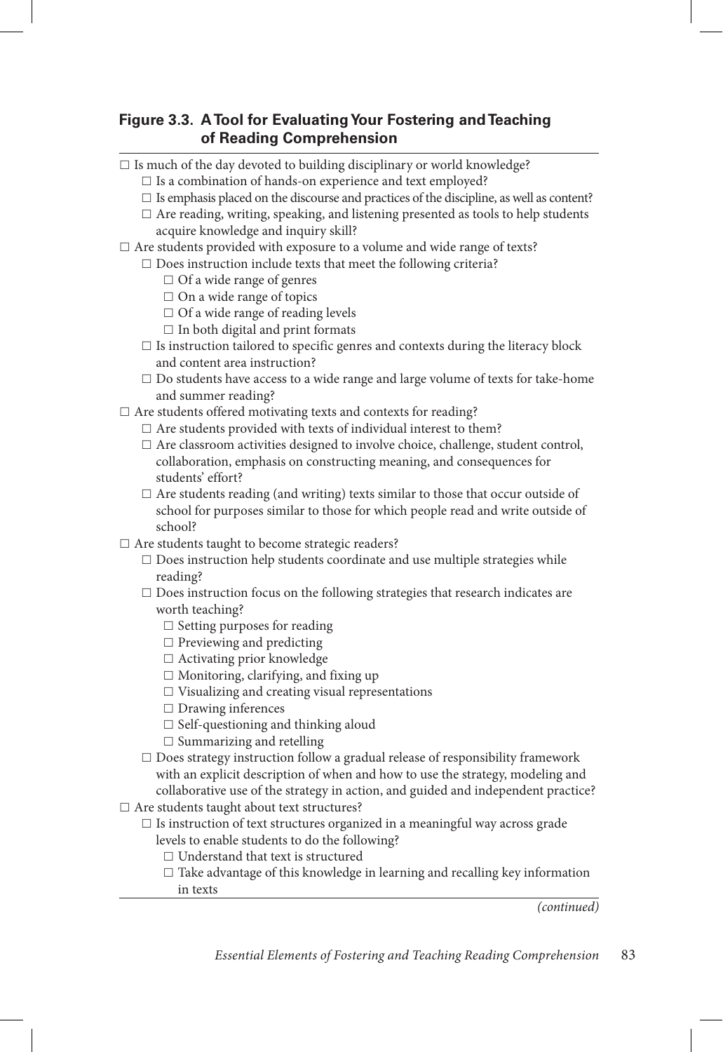### Figure 3.3. A Tool for Evaluating Your Fostering and Teaching of Reading Comprehension

- ☐ Is much of the day devoted to building disciplinary or world knowledge?
  - ☐ Is a combination of hands-on experience and text employed?
  - ☐ Is emphasis placed on the discourse and practices of the discipline, as well as content?
  - ☐ Are reading, writing, speaking, and listening presented as tools to help students acquire knowledge and inquiry skill?
- ☐ Are students provided with exposure to a volume and wide range of texts?
  - ☐ Does instruction include texts that meet the following criteria?
    - ☐ Of a wide range of genres
    - ☐ On a wide range of topics
    - ☐ Of a wide range of reading levels
    - ☐ In both digital and print formats
  - ☐ Is instruction tailored to specific genres and contexts during the literacy block and content area instruction?
  - ☐ Do students have access to a wide range and large volume of texts for take-home and summer reading?
- ☐ Are students offered motivating texts and contexts for reading?
  - ☐ Are students provided with texts of individual interest to them?
  - ☐ Are classroom activities designed to involve choice, challenge, student control, collaboration, emphasis on constructing meaning, and consequences for students' effort?
  - ☐ Are students reading (and writing) texts similar to those that occur outside of school for purposes similar to those for which people read and write outside of school?
- ☐ Are students taught to become strategic readers?
  - ☐ Does instruction help students coordinate and use multiple strategies while reading?
  - ☐ Does instruction focus on the following strategies that research indicates are worth teaching?
    - ☐ Setting purposes for reading
    - ☐ Previewing and predicting
    - ☐ Activating prior knowledge
    - ☐ Monitoring, clarifying, and fixing up
    - ☐ Visualizing and creating visual representations
    - ☐ Drawing inferences
    - ☐ Self-questioning and thinking aloud
    - ☐ Summarizing and retelling
  - ☐ Does strategy instruction follow a gradual release of responsibility framework with an explicit description of when and how to use the strategy, modeling and collaborative use of the strategy in action, and guided and independent practice?
- ☐ Are students taught about text structures?
  - ☐ Is instruction of text structures organized in a meaningful way across grade levels to enable students to do the following?
    - ☐ Understand that text is structured
    - ☐ Take advantage of this knowledge in learning and recalling key information in texts

*(continued)*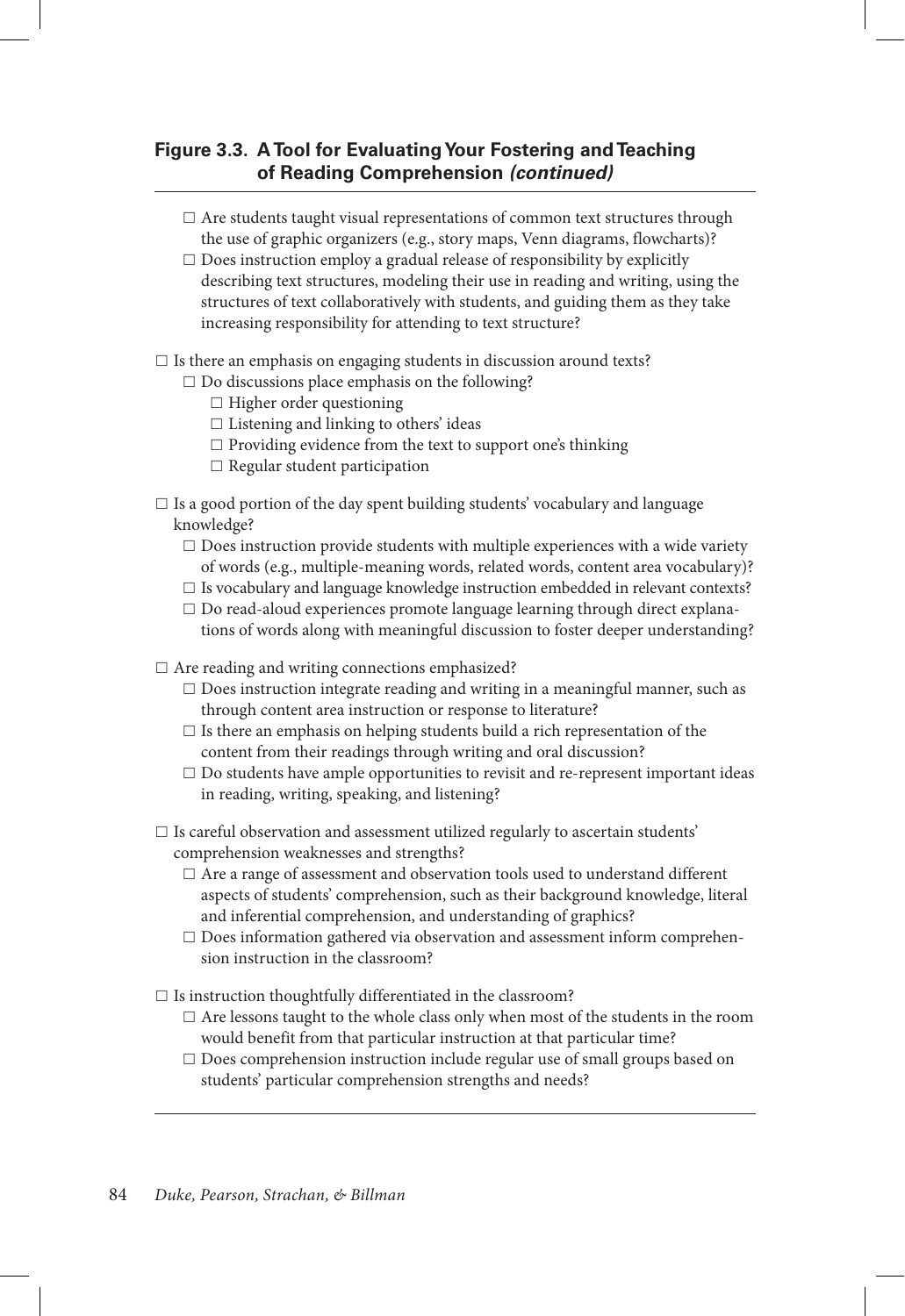**Figure 3.3. A Tool for Evaluating Your Fostering and Teaching of Reading Comprehension *(continued)***

- ☐ Are students taught visual representations of common text structures through the use of graphic organizers (e.g., story maps, Venn diagrams, flowcharts)?
- ☐ Does instruction employ a gradual release of responsibility by explicitly describing text structures, modeling their use in reading and writing, using the structures of text collaboratively with students, and guiding them as they take increasing responsibility for attending to text structure?

☐ Is there an emphasis on engaging students in discussion around texts?

- ☐ Do discussions place emphasis on the following?
  - ☐ Higher order questioning
  - ☐ Listening and linking to others' ideas
  - ☐ Providing evidence from the text to support one's thinking
  - ☐ Regular student participation

☐ Is a good portion of the day spent building students' vocabulary and language knowledge?

- ☐ Does instruction provide students with multiple experiences with a wide variety of words (e.g., multiple-meaning words, related words, content area vocabulary)?
- ☐ Is vocabulary and language knowledge instruction embedded in relevant contexts?
- ☐ Do read-aloud experiences promote language learning through direct explanations of words along with meaningful discussion to foster deeper understanding?

☐ Are reading and writing connections emphasized?

- ☐ Does instruction integrate reading and writing in a meaningful manner, such as through content area instruction or response to literature?
- ☐ Is there an emphasis on helping students build a rich representation of the content from their readings through writing and oral discussion?
- ☐ Do students have ample opportunities to revisit and re-represent important ideas in reading, writing, speaking, and listening?

☐ Is careful observation and assessment utilized regularly to ascertain students' comprehension weaknesses and strengths?

- ☐ Are a range of assessment and observation tools used to understand different aspects of students' comprehension, such as their background knowledge, literal and inferential comprehension, and understanding of graphics?
- ☐ Does information gathered via observation and assessment inform comprehension instruction in the classroom?

☐ Is instruction thoughtfully differentiated in the classroom?

- ☐ Are lessons taught to the whole class only when most of the students in the room would benefit from that particular instruction at that particular time?
- ☐ Does comprehension instruction include regular use of small groups based on students' particular comprehension strengths and needs?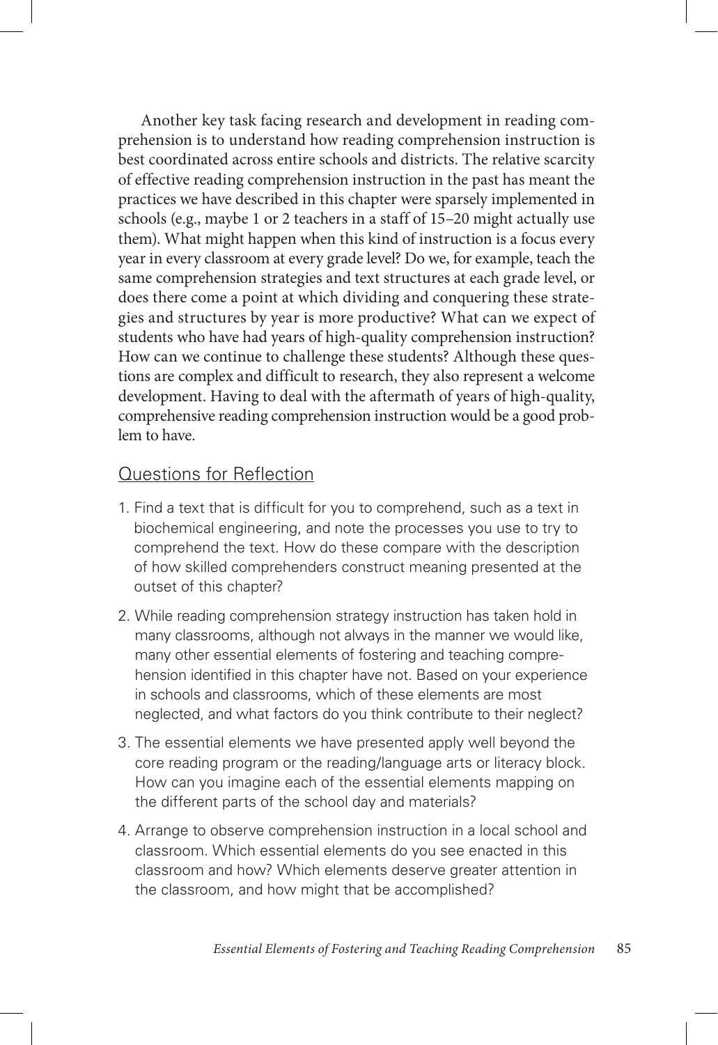Another key task facing research and development in reading comprehension is to understand how reading comprehension instruction is best coordinated across entire schools and districts. The relative scarcity of effective reading comprehension instruction in the past has meant the practices we have described in this chapter were sparsely implemented in schools (e.g., maybe 1 or 2 teachers in a staff of 15–20 might actually use them). What might happen when this kind of instruction is a focus every year in every classroom at every grade level? Do we, for example, teach the same comprehension strategies and text structures at each grade level, or does there come a point at which dividing and conquering these strategies and structures by year is more productive? What can we expect of students who have had years of high-quality comprehension instruction? How can we continue to challenge these students? Although these questions are complex and difficult to research, they also represent a welcome development. Having to deal with the aftermath of years of high-quality, comprehensive reading comprehension instruction would be a good problem to have.

## Questions for Reflection

1. Find a text that is difficult for you to comprehend, such as a text in biochemical engineering, and note the processes you use to try to comprehend the text. How do these compare with the description of how skilled comprehenders construct meaning presented at the outset of this chapter?
2. While reading comprehension strategy instruction has taken hold in many classrooms, although not always in the manner we would like, many other essential elements of fostering and teaching comprehension identified in this chapter have not. Based on your experience in schools and classrooms, which of these elements are most neglected, and what factors do you think contribute to their neglect?
3. The essential elements we have presented apply well beyond the core reading program or the reading/language arts or literacy block. How can you imagine each of the essential elements mapping on the different parts of the school day and materials?
4. Arrange to observe comprehension instruction in a local school and classroom. Which essential elements do you see enacted in this classroom and how? Which elements deserve greater attention in the classroom, and how might that be accomplished?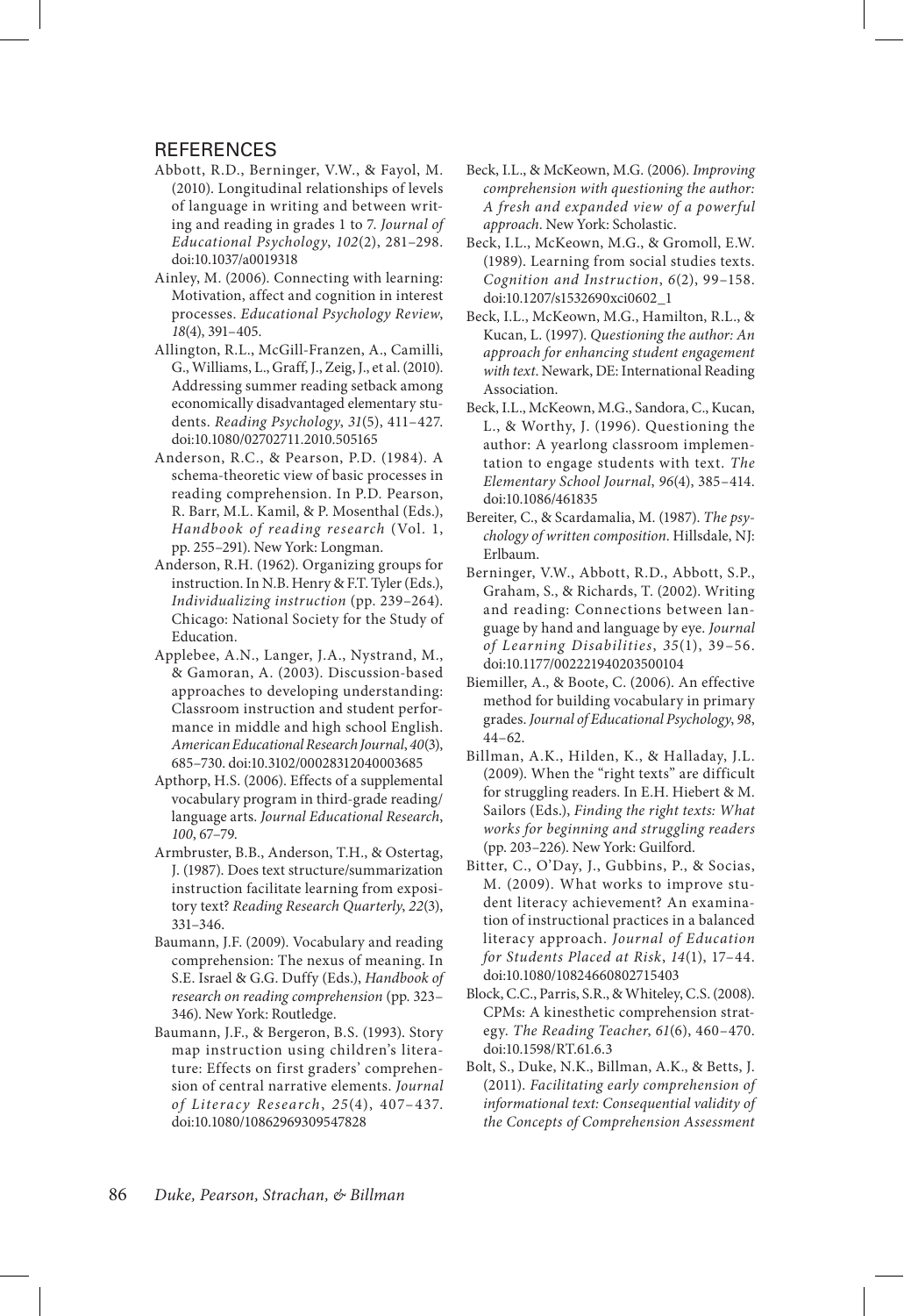## REFERENCES

Abbott, R.D., Berninger, V.W., & Fayol, M. (2010). Longitudinal relationships of levels of language in writing and between writing and reading in grades 1 to 7. *Journal of Educational Psychology*, *102*(2), 281–298. doi:10.1037/a0019318

Ainley, M. (2006). Connecting with learning: Motivation, affect and cognition in interest processes. *Educational Psychology Review*, *18*(4), 391–405.

Allington, R.L., McGill-Franzen, A., Camilli, G., Williams, L., Graff, J., Zeig, J., et al. (2010). Addressing summer reading setback among economically disadvantaged elementary students. *Reading Psychology*, *31*(5), 411–427. doi:10.1080/02702711.2010.505165

Anderson, R.C., & Pearson, P.D. (1984). A schema-theoretic view of basic processes in reading comprehension. In P.D. Pearson, R. Barr, M.L. Kamil, & P. Mosenthal (Eds.), *Handbook of reading research* (Vol. 1, pp. 255–291). New York: Longman.

Anderson, R.H. (1962). Organizing groups for instruction. In N.B. Henry & F.T. Tyler (Eds.), *Individualizing instruction* (pp. 239–264). Chicago: National Society for the Study of Education.

Applebee, A.N., Langer, J.A., Nystrand, M., & Gamoran, A. (2003). Discussion-based approaches to developing understanding: Classroom instruction and student performance in middle and high school English. *American Educational Research Journal*, *40*(3), 685–730. doi:10.3102/00028312040003685

Apthorp, H.S. (2006). Effects of a supplemental vocabulary program in third-grade reading/language arts. *Journal Educational Research*, *100*, 67–79.

Armbruster, B.B., Anderson, T.H., & Ostertag, J. (1987). Does text structure/summarization instruction facilitate learning from expository text? *Reading Research Quarterly*, *22*(3), 331–346.

Baumann, J.F. (2009). Vocabulary and reading comprehension: The nexus of meaning. In S.E. Israel & G.G. Duffy (Eds.), *Handbook of research on reading comprehension* (pp. 323–346). New York: Routledge.

Baumann, J.F., & Bergeron, B.S. (1993). Story map instruction using children's literature: Effects on first graders' comprehension of central narrative elements. *Journal of Literacy Research*, *25*(4), 407–437. doi:10.1080/10862969309547828

Beck, I.L., & McKeown, M.G. (2006). *Improving comprehension with questioning the author: A fresh and expanded view of a powerful approach*. New York: Scholastic.

Beck, I.L., McKeown, M.G., & Gromoll, E.W. (1989). Learning from social studies texts. *Cognition and Instruction*, *6*(2), 99–158. doi:10.1207/s1532690xci0602_1

Beck, I.L., McKeown, M.G., Hamilton, R.L., & Kucan, L. (1997). *Questioning the author: An approach for enhancing student engagement with text*. Newark, DE: International Reading Association.

Beck, I.L., McKeown, M.G., Sandora, C., Kucan, L., & Worthy, J. (1996). Questioning the author: A yearlong classroom implementation to engage students with text. *The Elementary School Journal*, *96*(4), 385–414. doi:10.1086/461835

Bereiter, C., & Scardamalia, M. (1987). *The psychology of written composition*. Hillsdale, NJ: Erlbaum.

Berninger, V.W., Abbott, R.D., Abbott, S.P., Graham, S., & Richards, T. (2002). Writing and reading: Connections between language by hand and language by eye. *Journal of Learning Disabilities*, *35*(1), 39–56. doi:10.1177/002221940203500104

Biemiller, A., & Boote, C. (2006). An effective method for building vocabulary in primary grades. *Journal of Educational Psychology*, *98*, 44–62.

Billman, A.K., Hilden, K., & Halladay, J.L. (2009). When the "right texts" are difficult for struggling readers. In E.H. Hiebert & M. Sailors (Eds.), *Finding the right texts: What works for beginning and struggling readers* (pp. 203–226). New York: Guilford.

Bitter, C., O'Day, J., Gubbins, P., & Socias, M. (2009). What works to improve student literacy achievement? An examination of instructional practices in a balanced literacy approach. *Journal of Education for Students Placed at Risk*, *14*(1), 17–44. doi:10.1080/10824660802715403

Block, C.C., Parris, S.R., & Whiteley, C.S. (2008). CPMs: A kinesthetic comprehension strategy. *The Reading Teacher*, *61*(6), 460–470. doi:10.1598/RT.61.6.3

Bolt, S., Duke, N.K., Billman, A.K., & Betts, J. (2011). *Facilitating early comprehension of informational text: Consequential validity of the Concepts of Comprehension Assessment*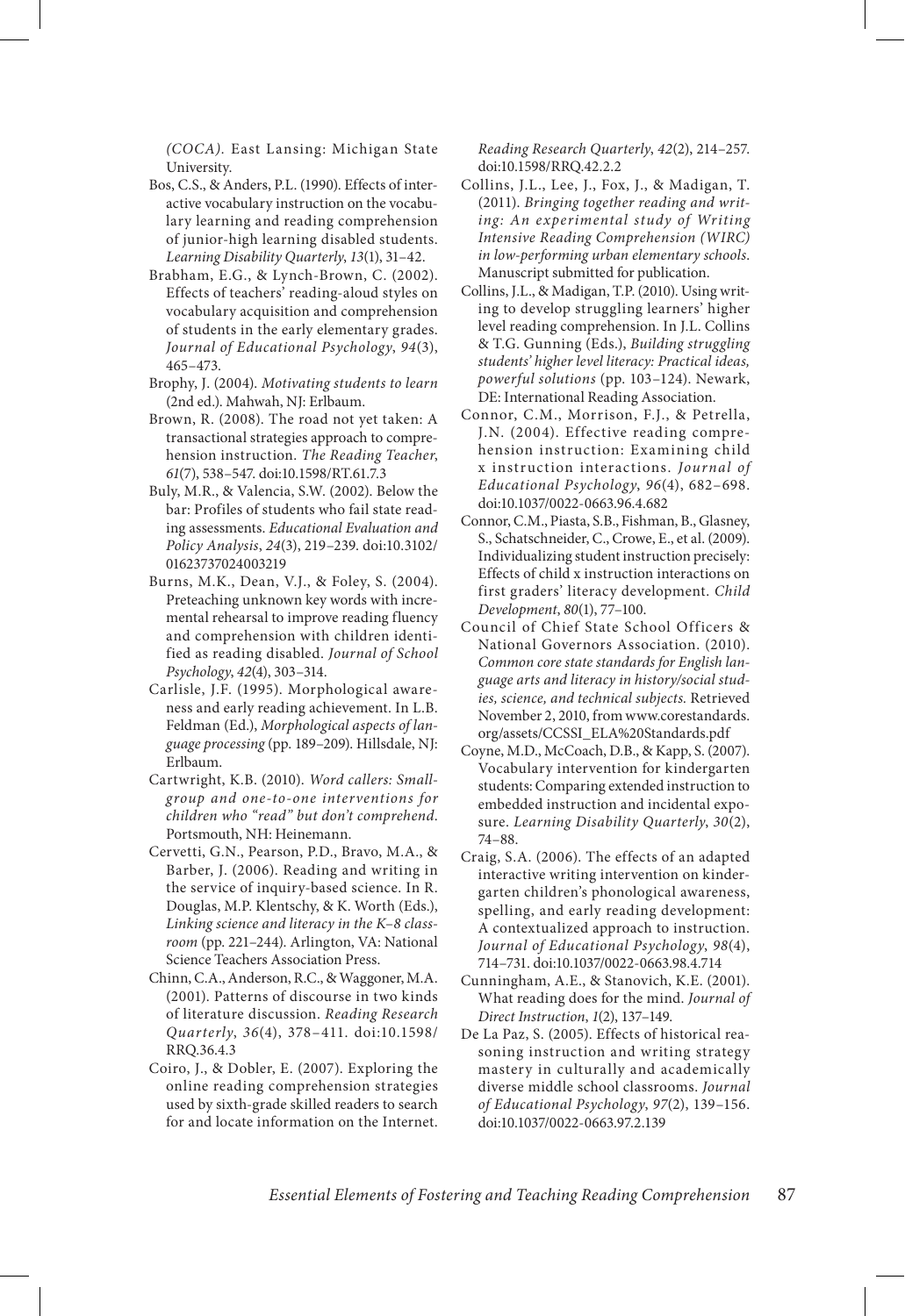*(COCA)*. East Lansing: Michigan State University.

Bos, C.S., & Anders, P.L. (1990). Effects of interactive vocabulary instruction on the vocabulary learning and reading comprehension of junior-high learning disabled students. *Learning Disability Quarterly*, *13*(1), 31–42.

Brabham, E.G., & Lynch-Brown, C. (2002). Effects of teachers' reading-aloud styles on vocabulary acquisition and comprehension of students in the early elementary grades. *Journal of Educational Psychology*, *94*(3), 465–473.

Brophy, J. (2004). *Motivating students to learn* (2nd ed.). Mahwah, NJ: Erlbaum.

Brown, R. (2008). The road not yet taken: A transactional strategies approach to comprehension instruction. *The Reading Teacher*, *61*(7), 538–547. doi:10.1598/RT.61.7.3

Buly, M.R., & Valencia, S.W. (2002). Below the bar: Profiles of students who fail state reading assessments. *Educational Evaluation and Policy Analysis*, *24*(3), 219–239. doi:10.3102/01623737024003219

Burns, M.K., Dean, V.J., & Foley, S. (2004). Preteaching unknown key words with incremental rehearsal to improve reading fluency and comprehension with children identified as reading disabled. *Journal of School Psychology*, *42*(4), 303–314.

Carlisle, J.F. (1995). Morphological awareness and early reading achievement. In L.B. Feldman (Ed.), *Morphological aspects of language processing* (pp. 189–209). Hillsdale, NJ: Erlbaum.

Cartwright, K.B. (2010). *Word callers: Small-group and one-to-one interventions for children who "read" but don't comprehend*. Portsmouth, NH: Heinemann.

Cervetti, G.N., Pearson, P.D., Bravo, M.A., & Barber, J. (2006). Reading and writing in the service of inquiry-based science. In R. Douglas, M.P. Klentschy, & K. Worth (Eds.), *Linking science and literacy in the K–8 classroom* (pp. 221–244). Arlington, VA: National Science Teachers Association Press.

Chinn, C.A., Anderson, R.C., & Waggoner, M.A. (2001). Patterns of discourse in two kinds of literature discussion. *Reading Research Quarterly*, *36*(4), 378–411. doi:10.1598/RRQ.36.4.3

Coiro, J., & Dobler, E. (2007). Exploring the online reading comprehension strategies used by sixth-grade skilled readers to search for and locate information on the Internet. *Reading Research Quarterly*, *42*(2), 214–257. doi:10.1598/RRQ.42.2.2

Collins, J.L., Lee, J., Fox, J., & Madigan, T. (2011). *Bringing together reading and writing: An experimental study of Writing Intensive Reading Comprehension (WIRC) in low-performing urban elementary schools*. Manuscript submitted for publication.

Collins, J.L., & Madigan, T.P. (2010). Using writing to develop struggling learners' higher level reading comprehension. In J.L. Collins & T.G. Gunning (Eds.), *Building struggling students' higher level literacy: Practical ideas, powerful solutions* (pp. 103–124). Newark, DE: International Reading Association.

Connor, C.M., Morrison, F.J., & Petrella, J.N. (2004). Effective reading comprehension instruction: Examining child x instruction interactions. *Journal of Educational Psychology*, *96*(4), 682–698. doi:10.1037/0022-0663.96.4.682

Connor, C.M., Piasta, S.B., Fishman, B., Glasney, S., Schatschneider, C., Crowe, E., et al. (2009). Individualizing student instruction precisely: Effects of child x instruction interactions on first graders' literacy development. *Child Development*, *80*(1), 77–100.

Council of Chief State School Officers & National Governors Association. (2010). *Common core state standards for English language arts and literacy in history/social studies, science, and technical subjects.* Retrieved November 2, 2010, from www.corestandards.org/assets/CCSSI_ELA%20Standards.pdf

Coyne, M.D., McCoach, D.B., & Kapp, S. (2007). Vocabulary intervention for kindergarten students: Comparing extended instruction to embedded instruction and incidental exposure. *Learning Disability Quarterly*, *30*(2), 74–88.

Craig, S.A. (2006). The effects of an adapted interactive writing intervention on kindergarten children's phonological awareness, spelling, and early reading development: A contextualized approach to instruction. *Journal of Educational Psychology*, *98*(4), 714–731. doi:10.1037/0022-0663.98.4.714

Cunningham, A.E., & Stanovich, K.E. (2001). What reading does for the mind. *Journal of Direct Instruction*, *1*(2), 137–149.

De La Paz, S. (2005). Effects of historical reasoning instruction and writing strategy mastery in culturally and academically diverse middle school classrooms. *Journal of Educational Psychology*, *97*(2), 139–156. doi:10.1037/0022-0663.97.2.139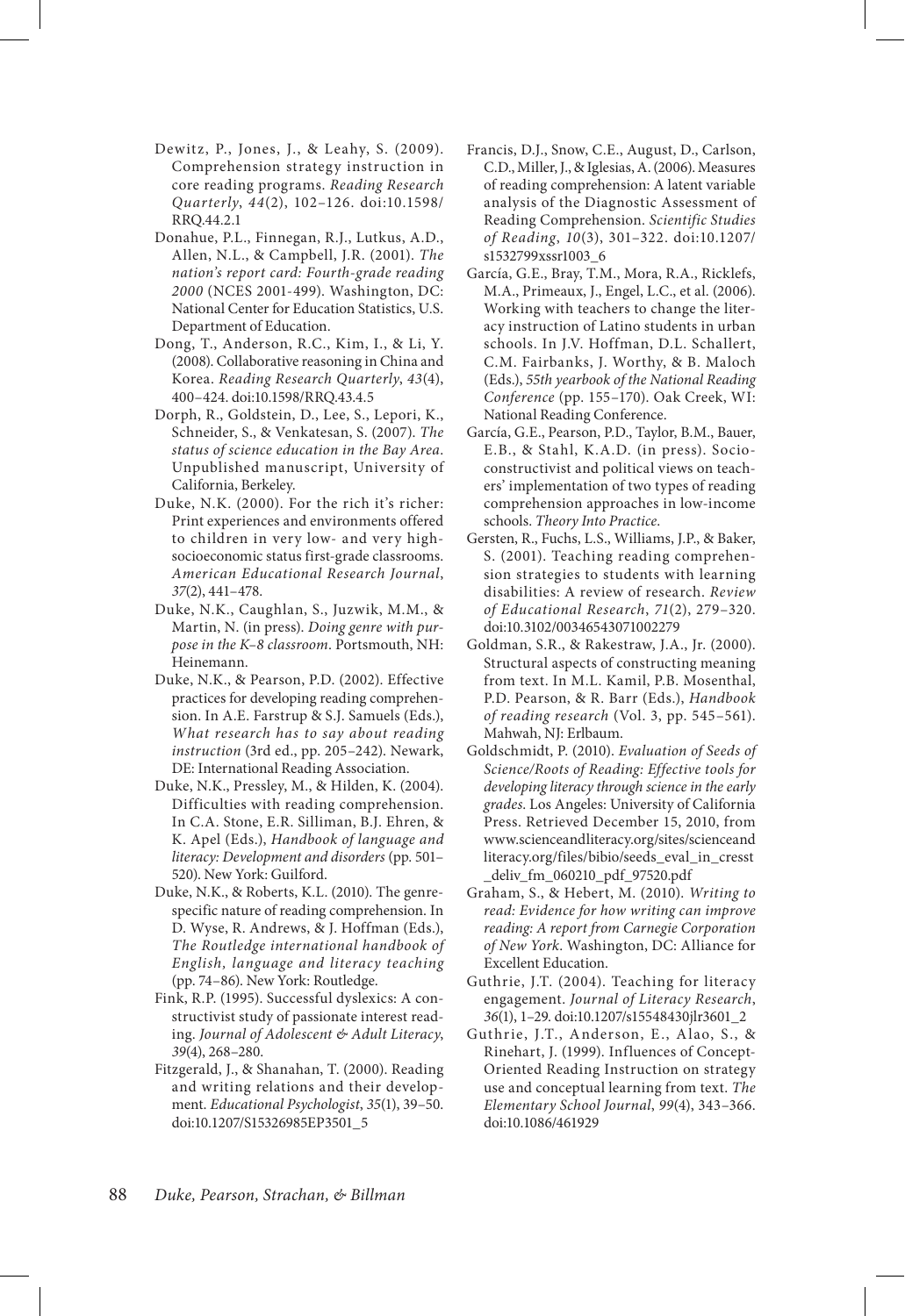Dewitz, P., Jones, J., & Leahy, S. (2009). Comprehension strategy instruction in core reading programs. *Reading Research Quarterly*, *44*(2), 102–126. doi:10.1598/RRQ.44.2.1

Donahue, P.L., Finnegan, R.J., Lutkus, A.D., Allen, N.L., & Campbell, J.R. (2001). *The nation's report card: Fourth-grade reading 2000* (NCES 2001-499). Washington, DC: National Center for Education Statistics, U.S. Department of Education.

Dong, T., Anderson, R.C., Kim, I., & Li, Y. (2008). Collaborative reasoning in China and Korea. *Reading Research Quarterly*, *43*(4), 400–424. doi:10.1598/RRQ.43.4.5

Dorph, R., Goldstein, D., Lee, S., Lepori, K., Schneider, S., & Venkatesan, S. (2007). *The status of science education in the Bay Area.* Unpublished manuscript, University of California, Berkeley.

Duke, N.K. (2000). For the rich it's richer: Print experiences and environments offered to children in very low- and very high-socioeconomic status first-grade classrooms. *American Educational Research Journal*, *37*(2), 441–478.

Duke, N.K., Caughlan, S., Juzwik, M.M., & Martin, N. (in press). *Doing genre with purpose in the K–8 classroom*. Portsmouth, NH: Heinemann.

Duke, N.K., & Pearson, P.D. (2002). Effective practices for developing reading comprehension. In A.E. Farstrup & S.J. Samuels (Eds.), *What research has to say about reading instruction* (3rd ed., pp. 205–242). Newark, DE: International Reading Association.

Duke, N.K., Pressley, M., & Hilden, K. (2004). Difficulties with reading comprehension. In C.A. Stone, E.R. Silliman, B.J. Ehren, & K. Apel (Eds.), *Handbook of language and literacy: Development and disorders* (pp. 501–520). New York: Guilford.

Duke, N.K., & Roberts, K.L. (2010). The genre-specific nature of reading comprehension. In D. Wyse, R. Andrews, & J. Hoffman (Eds.), *The Routledge international handbook of English, language and literacy teaching* (pp. 74–86). New York: Routledge.

Fink, R.P. (1995). Successful dyslexics: A constructivist study of passionate interest reading. *Journal of Adolescent & Adult Literacy*, *39*(4), 268–280.

Fitzgerald, J., & Shanahan, T. (2000). Reading and writing relations and their development. *Educational Psychologist*, *35*(1), 39–50. doi:10.1207/S15326985EP3501_5

Francis, D.J., Snow, C.E., August, D., Carlson, C.D., Miller, J., & Iglesias, A. (2006). Measures of reading comprehension: A latent variable analysis of the Diagnostic Assessment of Reading Comprehension. *Scientific Studies of Reading*, *10*(3), 301–322. doi:10.1207/s1532799xssr1003_6

García, G.E., Bray, T.M., Mora, R.A., Ricklefs, M.A., Primeaux, J., Engel, L.C., et al. (2006). Working with teachers to change the literacy instruction of Latino students in urban schools. In J.V. Hoffman, D.L. Schallert, C.M. Fairbanks, J. Worthy, & B. Maloch (Eds.), *55th yearbook of the National Reading Conference* (pp. 155–170). Oak Creek, WI: National Reading Conference.

García, G.E., Pearson, P.D., Taylor, B.M., Bauer, E.B., & Stahl, K.A.D. (in press). Socio-constructivist and political views on teachers' implementation of two types of reading comprehension approaches in low-income schools. *Theory Into Practice*.

Gersten, R., Fuchs, L.S., Williams, J.P., & Baker, S. (2001). Teaching reading comprehension strategies to students with learning disabilities: A review of research. *Review of Educational Research*, *71*(2), 279–320. doi:10.3102/00346543071002279

Goldman, S.R., & Rakestraw, J.A., Jr. (2000). Structural aspects of constructing meaning from text. In M.L. Kamil, P.B. Mosenthal, P.D. Pearson, & R. Barr (Eds.), *Handbook of reading research* (Vol. 3, pp. 545–561). Mahwah, NJ: Erlbaum.

Goldschmidt, P. (2010). *Evaluation of Seeds of Science/Roots of Reading: Effective tools for developing literacy through science in the early grades*. Los Angeles: University of California Press. Retrieved December 15, 2010, from www.scienceandliteracy.org/sites/scienceandliteracy.org/files/bibio/seeds_eval_in_cresst_deliv_fm_060210_pdf_97520.pdf

Graham, S., & Hebert, M. (2010). *Writing to read: Evidence for how writing can improve reading: A report from Carnegie Corporation of New York*. Washington, DC: Alliance for Excellent Education.

Guthrie, J.T. (2004). Teaching for literacy engagement. *Journal of Literacy Research*, *36*(1), 1–29. doi:10.1207/s15548430jlr3601_2

Guthrie, J.T., Anderson, E., Alao, S., & Rinehart, J. (1999). Influences of Concept-Oriented Reading Instruction on strategy use and conceptual learning from text. *The Elementary School Journal*, *99*(4), 343–366. doi:10.1086/461929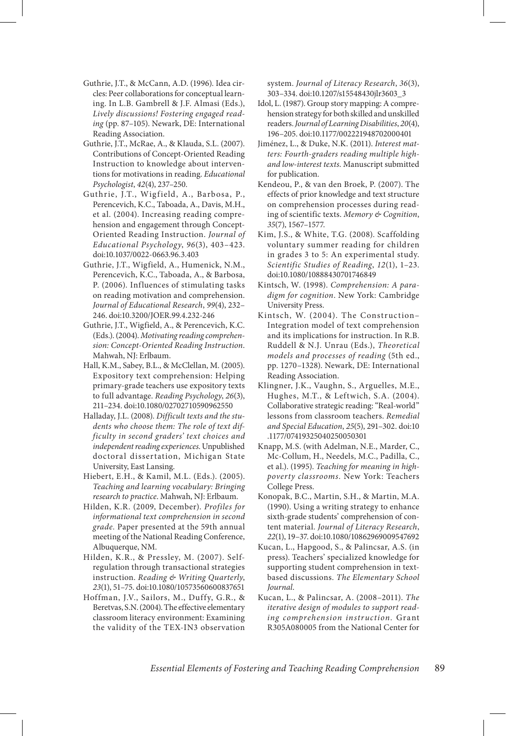Guthrie, J.T., & McCann, A.D. (1996). Idea circles: Peer collaborations for conceptual learning. In L.B. Gambrell & J.F. Almasi (Eds.), *Lively discussions! Fostering engaged reading* (pp. 87–105). Newark, DE: International Reading Association.

Guthrie, J.T., McRae, A., & Klauda, S.L. (2007). Contributions of Concept-Oriented Reading Instruction to knowledge about interventions for motivations in reading. *Educational Psychologist*, *42*(4), 237–250.

Guthrie, J.T., Wigfield, A., Barbosa, P., Perencevich, K.C., Taboada, A., Davis, M.H., et al. (2004). Increasing reading comprehension and engagement through Concept-Oriented Reading Instruction. *Journal of Educational Psychology*, *96*(3), 403–423. doi:10.1037/0022-0663.96.3.403

Guthrie, J.T., Wigfield, A., Humenick, N.M., Perencevich, K.C., Taboada, A., & Barbosa, P. (2006). Influences of stimulating tasks on reading motivation and comprehension. *Journal of Educational Research*, *99*(4), 232–246. doi:10.3200/JOER.99.4.232-246

Guthrie, J.T., Wigfield, A., & Perencevich, K.C. (Eds.). (2004). *Motivating reading comprehension: Concept-Oriented Reading Instruction*. Mahwah, NJ: Erlbaum.

Hall, K.M., Sabey, B.L., & McClellan, M. (2005). Expository text comprehension: Helping primary-grade teachers use expository texts to full advantage. *Reading Psychology*, *26*(3), 211–234. doi:10.1080/02702710590962550

Halladay, J.L. (2008). *Difficult texts and the students who choose them: The role of text difficulty in second graders' text choices and independent reading experiences.* Unpublished doctoral dissertation, Michigan State University, East Lansing.

Hiebert, E.H., & Kamil, M.L. (Eds.). (2005). *Teaching and learning vocabulary: Bringing research to practice*. Mahwah, NJ: Erlbaum.

Hilden, K.R. (2009, December). *Profiles for informational text comprehension in second grade.* Paper presented at the 59th annual meeting of the National Reading Conference, Albuquerque, NM.

Hilden, K.R., & Pressley, M. (2007). Self-regulation through transactional strategies instruction. *Reading & Writing Quarterly*, *23*(1), 51–75. doi:10.1080/10573560600837651

Hoffman, J.V., Sailors, M., Duffy, G.R., & Beretvas, S.N. (2004). The effective elementary classroom literacy environment: Examining the validity of the TEX-IN3 observation system. *Journal of Literacy Research*, *36*(3), 303–334. doi:10.1207/s15548430jlr3603_3

Idol, L. (1987). Group story mapping: A comprehension strategy for both skilled and unskilled readers. *Journal of Learning Disabilities*, *20*(4), 196–205. doi:10.1177/002221948702000401

Jiménez, L., & Duke, N.K. (2011). *Interest matters: Fourth-graders reading multiple high- and low-interest texts*. Manuscript submitted for publication.

Kendeou, P., & van den Broek, P. (2007). The effects of prior knowledge and text structure on comprehension processes during reading of scientific texts. *Memory & Cognition*, *35*(7), 1567–1577.

Kim, J.S., & White, T.G. (2008). Scaffolding voluntary summer reading for children in grades 3 to 5: An experimental study. *Scientific Studies of Reading*, *12*(1), 1–23. doi:10.1080/10888430701746849

Kintsch, W. (1998). *Comprehension: A paradigm for cognition*. New York: Cambridge University Press.

Kintsch, W. (2004). The Construction–Integration model of text comprehension and its implications for instruction. In R.B. Ruddell & N.J. Unrau (Eds.), *Theoretical models and processes of reading* (5th ed., pp. 1270–1328). Newark, DE: International Reading Association.

Klingner, J.K., Vaughn, S., Arguelles, M.E., Hughes, M.T., & Leftwich, S.A. (2004). Collaborative strategic reading: "Real-world" lessons from classroom teachers. *Remedial and Special Education*, *25*(5), 291–302. doi:10.1177/07419325040250050301

Knapp, M.S. (with Adelman, N.E., Marder, C., Mc-Collum, H., Needels, M.C., Padilla, C., et al.). (1995). *Teaching for meaning in high-poverty classrooms*. New York: Teachers College Press.

Konopak, B.C., Martin, S.H., & Martin, M.A. (1990). Using a writing strategy to enhance sixth-grade students' comprehension of content material. *Journal of Literacy Research*, *22*(1), 19–37. doi:10.1080/10862969009547692

Kucan, L., Hapgood, S., & Palincsar, A.S. (in press). Teachers' specialized knowledge for supporting student comprehension in text-based discussions. *The Elementary School Journal*.

Kucan, L., & Palincsar, A. (2008–2011). *The iterative design of modules to support reading comprehension instruction.* Grant R305A080005 from the National Center for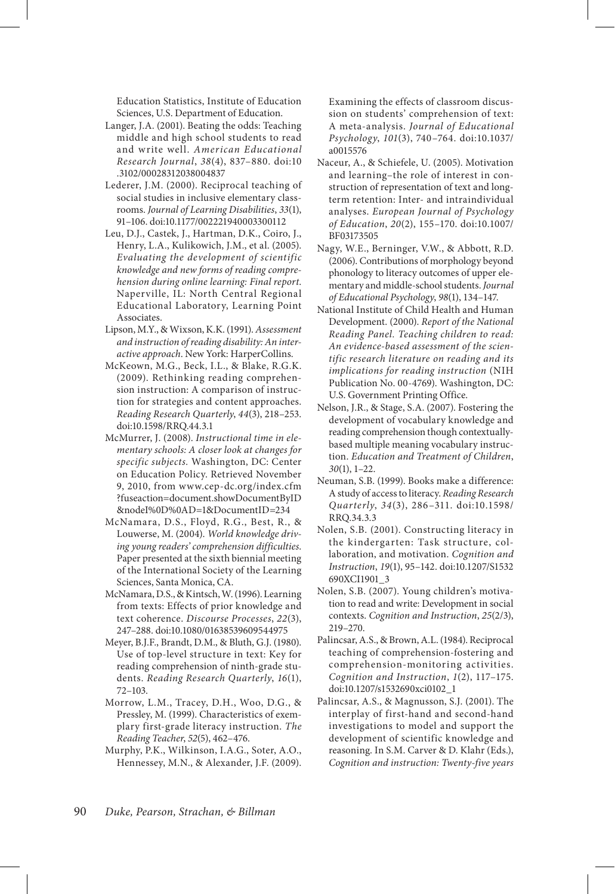Education Statistics, Institute of Education Sciences, U.S. Department of Education.

Langer, J.A. (2001). Beating the odds: Teaching middle and high school students to read and write well. *American Educational Research Journal*, *38*(4), 837–880. doi:10.3102/00028312038004837

Lederer, J.M. (2000). Reciprocal teaching of social studies in inclusive elementary classrooms. *Journal of Learning Disabilities*, *33*(1), 91–106. doi:10.1177/002221940003300112

Leu, D.J., Castek, J., Hartman, D.K., Coiro, J., Henry, L.A., Kulikowich, J.M., et al. (2005). *Evaluating the development of scientific knowledge and new forms of reading comprehension during online learning: Final report*. Naperville, IL: North Central Regional Educational Laboratory, Learning Point Associates.

Lipson, M.Y., & Wixson, K.K. (1991). *Assessment and instruction of reading disability: An interactive approach*. New York: HarperCollins.

McKeown, M.G., Beck, I.L., & Blake, R.G.K. (2009). Rethinking reading comprehension instruction: A comparison of instruction for strategies and content approaches. *Reading Research Quarterly*, *44*(3), 218–253. doi:10.1598/RRQ.44.3.1

McMurrer, J. (2008). *Instructional time in elementary schools: A closer look at changes for specific subjects*. Washington, DC: Center on Education Policy. Retrieved November 9, 2010, from www.cep-dc.org/index.cfm?fuseaction=document.showDocumentByID&nodeI%0D%0AD=1&DocumentID=234

McNamara, D.S., Floyd, R.G., Best, R., & Louwerse, M. (2004). *World knowledge driving young readers' comprehension difficulties*. Paper presented at the sixth biennial meeting of the International Society of the Learning Sciences, Santa Monica, CA.

McNamara, D.S., & Kintsch, W. (1996). Learning from texts: Effects of prior knowledge and text coherence. *Discourse Processes*, *22*(3), 247–288. doi:10.1080/01638539609544975

Meyer, B.J.F., Brandt, D.M., & Bluth, G.J. (1980). Use of top-level structure in text: Key for reading comprehension of ninth-grade students. *Reading Research Quarterly*, *16*(1), 72–103.

Morrow, L.M., Tracey, D.H., Woo, D.G., & Pressley, M. (1999). Characteristics of exemplary first-grade literacy instruction. *The Reading Teacher*, *52*(5), 462–476.

Murphy, P.K., Wilkinson, I.A.G., Soter, A.O., Hennessey, M.N., & Alexander, J.F. (2009). Examining the effects of classroom discussion on students' comprehension of text: A meta-analysis. *Journal of Educational Psychology*, *101*(3), 740–764. doi:10.1037/a0015576

Naceur, A., & Schiefele, U. (2005). Motivation and learning–the role of interest in construction of representation of text and long-term retention: Inter- and intraindividual analyses. *European Journal of Psychology of Education*, *20*(2), 155–170. doi:10.1007/BF03173505

Nagy, W.E., Berninger, V.W., & Abbott, R.D. (2006). Contributions of morphology beyond phonology to literacy outcomes of upper elementary and middle-school students. *Journal of Educational Psychology*, *98*(1), 134–147.

National Institute of Child Health and Human Development. (2000). *Report of the National Reading Panel. Teaching children to read: An evidence-based assessment of the scientific research literature on reading and its implications for reading instruction* (NIH Publication No. 00-4769). Washington, DC: U.S. Government Printing Office.

Nelson, J.R., & Stage, S.A. (2007). Fostering the development of vocabulary knowledge and reading comprehension though contextually-based multiple meaning vocabulary instruction. *Education and Treatment of Children*, *30*(1), 1–22.

Neuman, S.B. (1999). Books make a difference: A study of access to literacy. *Reading Research Quarterly*, *34*(3), 286–311. doi:10.1598/RRQ.34.3.3

Nolen, S.B. (2001). Constructing literacy in the kindergarten: Task structure, collaboration, and motivation. *Cognition and Instruction*, *19*(1), 95–142. doi:10.1207/S1532690XCI1901_3

Nolen, S.B. (2007). Young children's motivation to read and write: Development in social contexts. *Cognition and Instruction*, *25*(2/3), 219–270.

Palincsar, A.S., & Brown, A.L. (1984). Reciprocal teaching of comprehension-fostering and comprehension-monitoring activities. *Cognition and Instruction*, *1*(2), 117–175. doi:10.1207/s1532690xci0102_1

Palincsar, A.S., & Magnusson, S.J. (2001). The interplay of first-hand and second-hand investigations to model and support the development of scientific knowledge and reasoning. In S.M. Carver & D. Klahr (Eds.), *Cognition and instruction: Twenty-five years*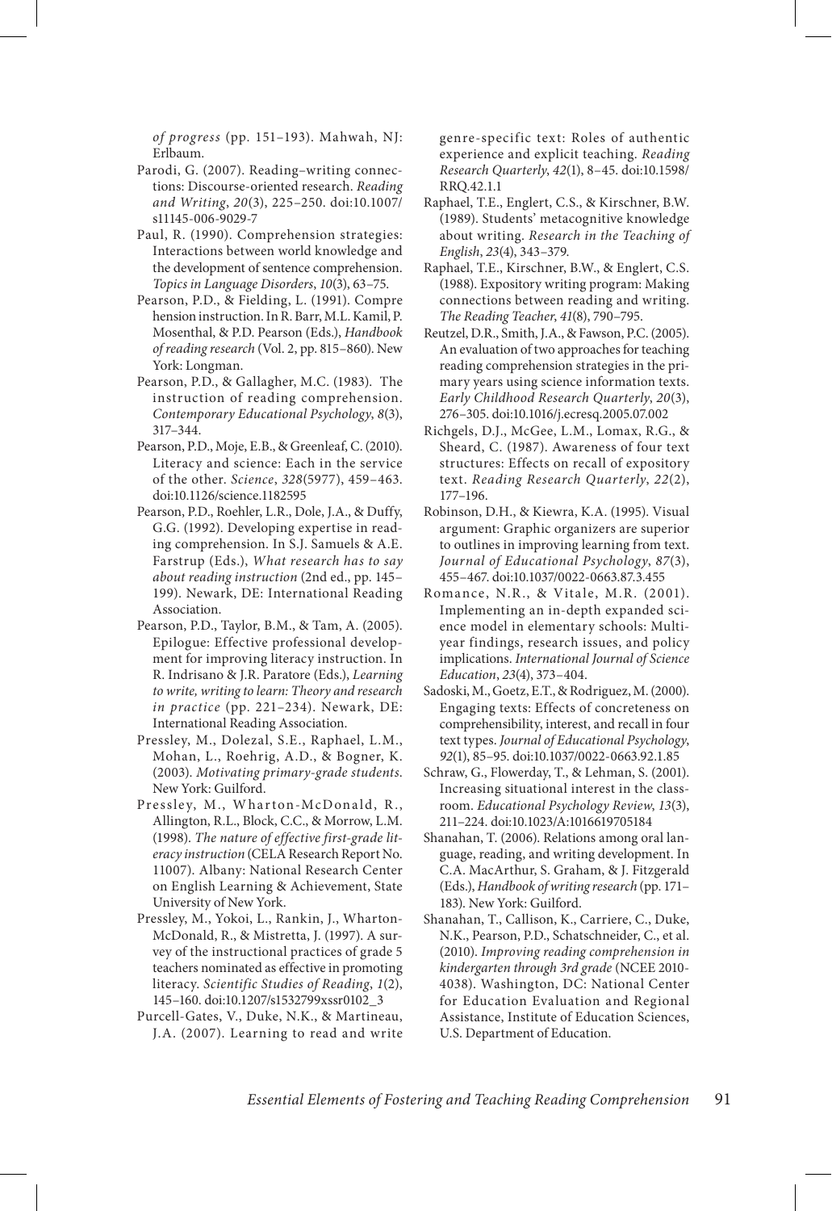*of progress* (pp. 151–193). Mahwah, NJ: Erlbaum.

Parodi, G. (2007). Reading–writing connections: Discourse-oriented research. *Reading and Writing*, *20*(3), 225–250. doi:10.1007/s11145-006-9029-7

Paul, R. (1990). Comprehension strategies: Interactions between world knowledge and the development of sentence comprehension. *Topics in Language Disorders*, *10*(3), 63–75.

Pearson, P.D., & Fielding, L. (1991). Comprehension instruction. In R. Barr, M.L. Kamil, P. Mosenthal, & P.D. Pearson (Eds.), *Handbook of reading research* (Vol. 2, pp. 815–860). New York: Longman.

Pearson, P.D., & Gallagher, M.C. (1983). The instruction of reading comprehension. *Contemporary Educational Psychology*, *8*(3), 317–344.

Pearson, P.D., Moje, E.B., & Greenleaf, C. (2010). Literacy and science: Each in the service of the other. *Science*, *328*(5977), 459–463. doi:10.1126/science.1182595

Pearson, P.D., Roehler, L.R., Dole, J.A., & Duffy, G.G. (1992). Developing expertise in reading comprehension. In S.J. Samuels & A.E. Farstrup (Eds.), *What research has to say about reading instruction* (2nd ed., pp. 145–199). Newark, DE: International Reading Association.

Pearson, P.D., Taylor, B.M., & Tam, A. (2005). Epilogue: Effective professional development for improving literacy instruction. In R. Indrisano & J.R. Paratore (Eds.), *Learning to write, writing to learn: Theory and research in practice* (pp. 221–234). Newark, DE: International Reading Association.

Pressley, M., Dolezal, S.E., Raphael, L.M., Mohan, L., Roehrig, A.D., & Bogner, K. (2003). *Motivating primary-grade students*. New York: Guilford.

Pressley, M., Wharton-McDonald, R., Allington, R.L., Block, C.C., & Morrow, L.M. (1998). *The nature of effective first-grade literacy instruction* (CELA Research Report No. 11007). Albany: National Research Center on English Learning & Achievement, State University of New York.

Pressley, M., Yokoi, L., Rankin, J., Wharton-McDonald, R., & Mistretta, J. (1997). A survey of the instructional practices of grade 5 teachers nominated as effective in promoting literacy. *Scientific Studies of Reading*, *1*(2), 145–160. doi:10.1207/s1532799xssr0102_3

Purcell-Gates, V., Duke, N.K., & Martineau, J.A. (2007). Learning to read and write genre-specific text: Roles of authentic experience and explicit teaching. *Reading Research Quarterly*, *42*(1), 8–45. doi:10.1598/RRQ.42.1.1

Raphael, T.E., Englert, C.S., & Kirschner, B.W. (1989). Students' metacognitive knowledge about writing. *Research in the Teaching of English*, *23*(4), 343–379.

Raphael, T.E., Kirschner, B.W., & Englert, C.S. (1988). Expository writing program: Making connections between reading and writing. *The Reading Teacher*, *41*(8), 790–795.

Reutzel, D.R., Smith, J.A., & Fawson, P.C. (2005). An evaluation of two approaches for teaching reading comprehension strategies in the primary years using science information texts. *Early Childhood Research Quarterly*, *20*(3), 276–305. doi:10.1016/j.ecresq.2005.07.002

Richgels, D.J., McGee, L.M., Lomax, R.G., & Sheard, C. (1987). Awareness of four text structures: Effects on recall of expository text. *Reading Research Quarterly*, *22*(2), 177–196.

Robinson, D.H., & Kiewra, K.A. (1995). Visual argument: Graphic organizers are superior to outlines in improving learning from text. *Journal of Educational Psychology*, *87*(3), 455–467. doi:10.1037/0022-0663.87.3.455

Romance, N.R., & Vitale, M.R. (2001). Implementing an in-depth expanded science model in elementary schools: Multiyear findings, research issues, and policy implications. *International Journal of Science Education*, *23*(4), 373–404.

Sadoski, M., Goetz, E.T., & Rodriguez, M. (2000). Engaging texts: Effects of concreteness on comprehensibility, interest, and recall in four text types. *Journal of Educational Psychology*, *92*(1), 85–95. doi:10.1037/0022-0663.92.1.85

Schraw, G., Flowerday, T., & Lehman, S. (2001). Increasing situational interest in the classroom. *Educational Psychology Review*, *13*(3), 211–224. doi:10.1023/A:1016619705184

Shanahan, T. (2006). Relations among oral language, reading, and writing development. In C.A. MacArthur, S. Graham, & J. Fitzgerald (Eds.), *Handbook of writing research* (pp. 171–183). New York: Guilford.

Shanahan, T., Callison, K., Carriere, C., Duke, N.K., Pearson, P.D., Schatschneider, C., et al. (2010). *Improving reading comprehension in kindergarten through 3rd grade* (NCEE 2010-4038). Washington, DC: National Center for Education Evaluation and Regional Assistance, Institute of Education Sciences, U.S. Department of Education.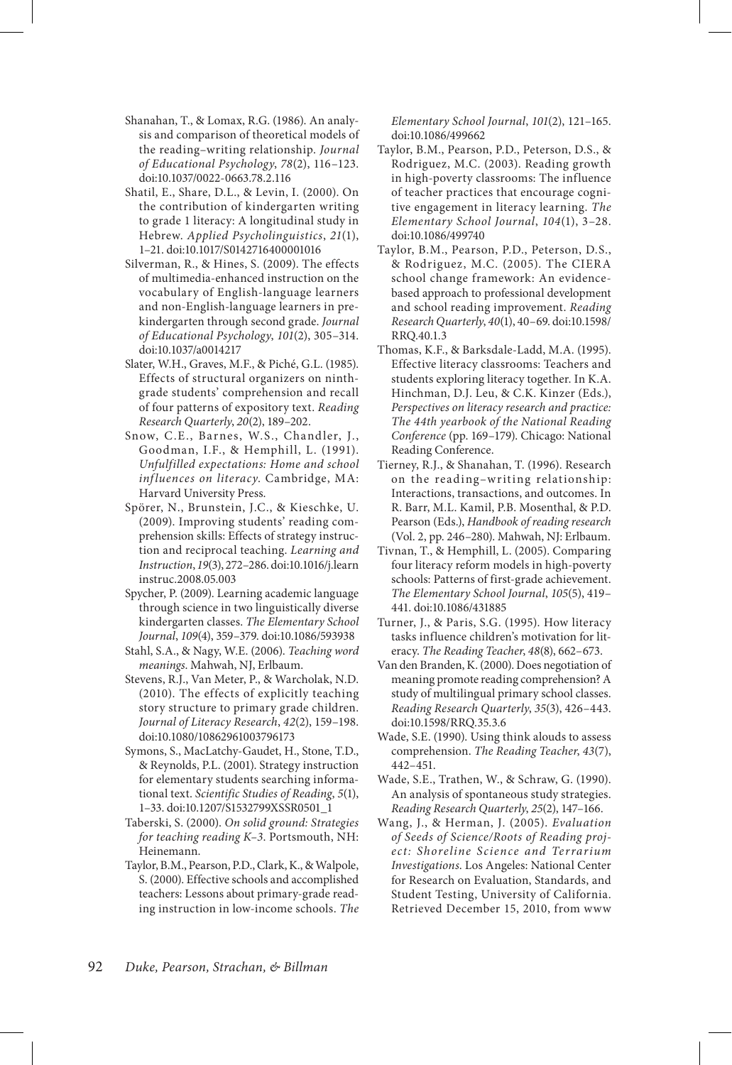Shanahan, T., & Lomax, R.G. (1986). An analysis and comparison of theoretical models of the reading–writing relationship. *Journal of Educational Psychology*, *78*(2), 116–123. doi:10.1037/0022-0663.78.2.116

Shatil, E., Share, D.L., & Levin, I. (2000). On the contribution of kindergarten writing to grade 1 literacy: A longitudinal study in Hebrew. *Applied Psycholinguistics*, *21*(1), 1–21. doi:10.1017/S0142716400001016

Silverman, R., & Hines, S. (2009). The effects of multimedia-enhanced instruction on the vocabulary of English-language learners and non-English-language learners in prekindergarten through second grade. *Journal of Educational Psychology*, *101*(2), 305–314. doi:10.1037/a0014217

Slater, W.H., Graves, M.F., & Piché, G.L. (1985). Effects of structural organizers on ninth-grade students' comprehension and recall of four patterns of expository text. *Reading Research Quarterly*, *20*(2), 189–202.

Snow, C.E., Barnes, W.S., Chandler, J., Goodman, I.F., & Hemphill, L. (1991). *Unfulfilled expectations: Home and school influences on literacy*. Cambridge, MA: Harvard University Press.

Spörer, N., Brunstein, J.C., & Kieschke, U. (2009). Improving students' reading comprehension skills: Effects of strategy instruction and reciprocal teaching. *Learning and Instruction*, *19*(3), 272–286. doi:10.1016/j.learninstruc.2008.05.003

Spycher, P. (2009). Learning academic language through science in two linguistically diverse kindergarten classes. *The Elementary School Journal*, *109*(4), 359–379. doi:10.1086/593938

Stahl, S.A., & Nagy, W.E. (2006). *Teaching word meanings*. Mahwah, NJ, Erlbaum.

Stevens, R.J., Van Meter, P., & Warcholak, N.D. (2010). The effects of explicitly teaching story structure to primary grade children. *Journal of Literacy Research*, *42*(2), 159–198. doi:10.1080/10862961003796173

Symons, S., MacLatchy-Gaudet, H., Stone, T.D., & Reynolds, P.L. (2001). Strategy instruction for elementary students searching informational text. *Scientific Studies of Reading*, *5*(1), 1–33. doi:10.1207/S1532799XSSR0501_1

Taberski, S. (2000). *On solid ground: Strategies for teaching reading K–3*. Portsmouth, NH: Heinemann.

Taylor, B.M., Pearson, P.D., Clark, K., & Walpole, S. (2000). Effective schools and accomplished teachers: Lessons about primary-grade reading instruction in low-income schools. *The Elementary School Journal*, *101*(2), 121–165. doi:10.1086/499662

Taylor, B.M., Pearson, P.D., Peterson, D.S., & Rodriguez, M.C. (2003). Reading growth in high-poverty classrooms: The influence of teacher practices that encourage cognitive engagement in literacy learning. *The Elementary School Journal*, *104*(1), 3–28. doi:10.1086/499740

Taylor, B.M., Pearson, P.D., Peterson, D.S., & Rodriguez, M.C. (2005). The CIERA school change framework: An evidence-based approach to professional development and school reading improvement. *Reading Research Quarterly*, *40*(1), 40–69. doi:10.1598/RRQ.40.1.3

Thomas, K.F., & Barksdale-Ladd, M.A. (1995). Effective literacy classrooms: Teachers and students exploring literacy together. In K.A. Hinchman, D.J. Leu, & C.K. Kinzer (Eds.), *Perspectives on literacy research and practice: The 44th yearbook of the National Reading Conference* (pp. 169–179). Chicago: National Reading Conference.

Tierney, R.J., & Shanahan, T. (1996). Research on the reading–writing relationship: Interactions, transactions, and outcomes. In R. Barr, M.L. Kamil, P.B. Mosenthal, & P.D. Pearson (Eds.), *Handbook of reading research* (Vol. 2, pp. 246–280). Mahwah, NJ: Erlbaum.

Tivnan, T., & Hemphill, L. (2005). Comparing four literacy reform models in high-poverty schools: Patterns of first-grade achievement. *The Elementary School Journal*, *105*(5), 419–441. doi:10.1086/431885

Turner, J., & Paris, S.G. (1995). How literacy tasks influence children's motivation for literacy. *The Reading Teacher*, *48*(8), 662–673.

Van den Branden, K. (2000). Does negotiation of meaning promote reading comprehension? A study of multilingual primary school classes. *Reading Research Quarterly*, *35*(3), 426–443. doi:10.1598/RRQ.35.3.6

Wade, S.E. (1990). Using think alouds to assess comprehension. *The Reading Teacher*, *43*(7), 442–451.

Wade, S.E., Trathen, W., & Schraw, G. (1990). An analysis of spontaneous study strategies. *Reading Research Quarterly*, *25*(2), 147–166.

Wang, J., & Herman, J. (2005). *Evaluation of Seeds of Science/Roots of Reading project: Shoreline Science and Terrarium Investigations*. Los Angeles: National Center for Research on Evaluation, Standards, and Student Testing, University of California. Retrieved December 15, 2010, from www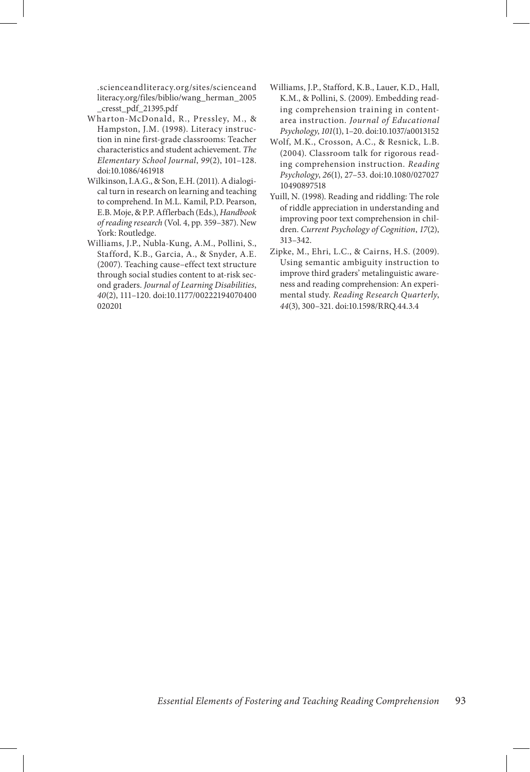.scienceandliteracy.org/sites/scienceandliteracy.org/files/biblio/wang_herman_2005_cresst_pdf_21395.pdf

Wharton-McDonald, R., Pressley, M., & Hampston, J.M. (1998). Literacy instruction in nine first-grade classrooms: Teacher characteristics and student achievement. *The Elementary School Journal*, *99*(2), 101–128. doi:10.1086/461918

Wilkinson, I.A.G., & Son, E.H. (2011). A dialogical turn in research on learning and teaching to comprehend. In M.L. Kamil, P.D. Pearson, E.B. Moje, & P.P. Afflerbach (Eds.), *Handbook of reading research* (Vol. 4, pp. 359–387). New York: Routledge.

Williams, J.P., Nubla-Kung, A.M., Pollini, S., Stafford, K.B., Garcia, A., & Snyder, A.E. (2007). Teaching cause–effect text structure through social studies content to at-risk second graders. *Journal of Learning Disabilities*, *40*(2), 111–120. doi:10.1177/00222194070400020201

Williams, J.P., Stafford, K.B., Lauer, K.D., Hall, K.M., & Pollini, S. (2009). Embedding reading comprehension training in content-area instruction. *Journal of Educational Psychology*, *101*(1), 1–20. doi:10.1037/a0013152

Wolf, M.K., Crosson, A.C., & Resnick, L.B. (2004). Classroom talk for rigorous reading comprehension instruction. *Reading Psychology*, *26*(1), 27–53. doi:10.1080/02702710490897518

Yuill, N. (1998). Reading and riddling: The role of riddle appreciation in understanding and improving poor text comprehension in children. *Current Psychology of Cognition*, *17*(2), 313–342.

Zipke, M., Ehri, L.C., & Cairns, H.S. (2009). Using semantic ambiguity instruction to improve third graders' metalinguistic awareness and reading comprehension: An experimental study. *Reading Research Quarterly*, *44*(3), 300–321. doi:10.1598/RRQ.44.3.4